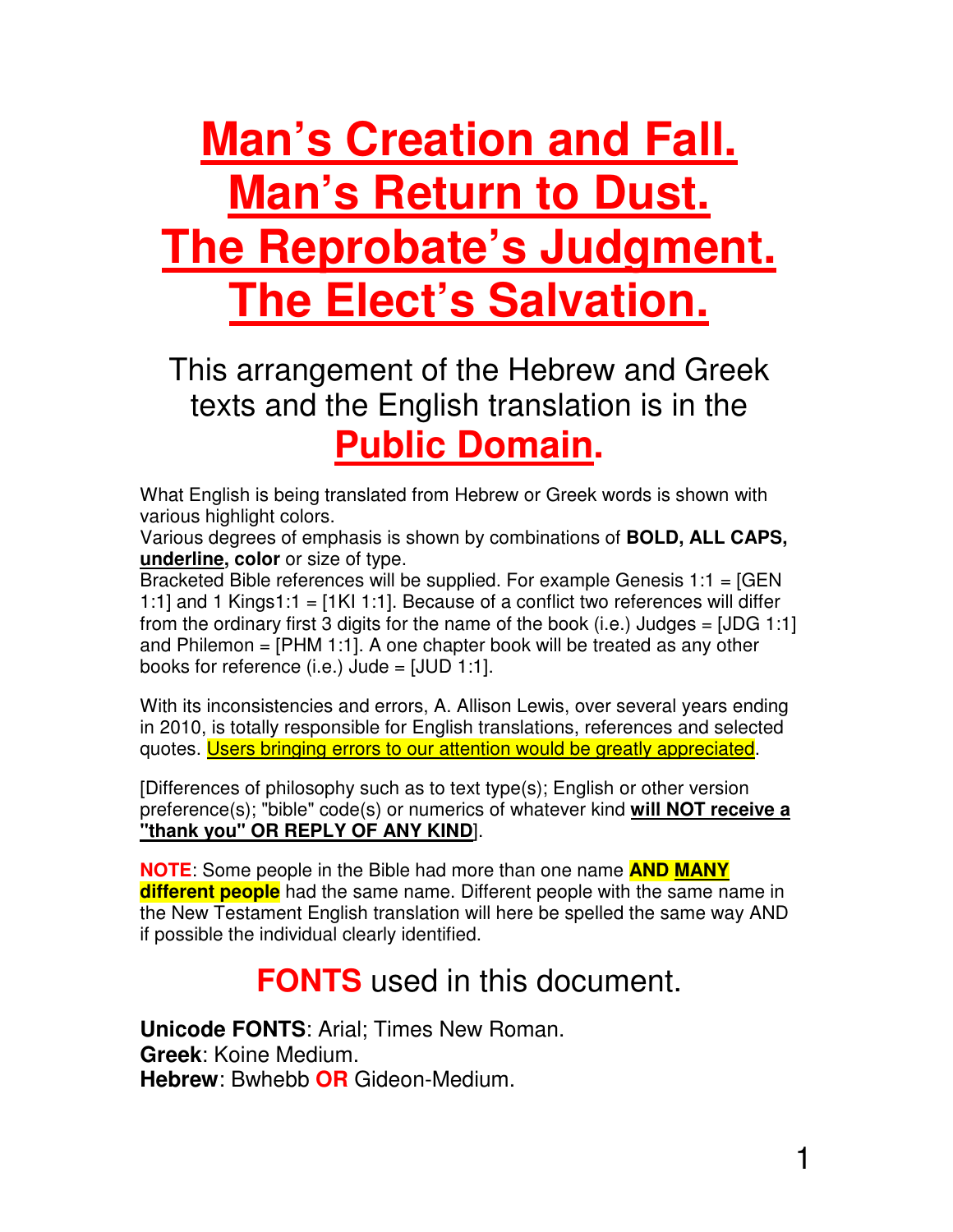# Man's Creation and Fall. Man's Return to Dust. The Reprobate's Judgment. The Elect's Salvation.

This arrangement of the Hebrew and Greek texts and the English translation is in the **Public Domain.**

What English is being translated from Hebrew or Greek words is shown with various highlight colors.
Various degrees of emphasis is shown by combinations of **BOLD, ALL CAPS, underline, color** or size of type.
Bracketed Bible references will be supplied. For example Genesis 1:1 = [GEN 1:1] and 1 Kings1:1 = [1KI 1:1]. Because of a conflict two references will differ from the ordinary first 3 digits for the name of the book (i.e.) Judges = [JDG 1:1] and Philemon = [PHM 1:1]. A one chapter book will be treated as any other books for reference (i.e.) Jude = [JUD 1:1].

With its inconsistencies and errors, A. Allison Lewis, over several years ending in 2010, is totally responsible for English translations, references and selected quotes. Users bringing errors to our attention would be greatly appreciated.

[Differences of philosophy such as to text type(s); English or other version preference(s); "bible" code(s) or numerics of whatever kind **will NOT receive a "thank you" OR REPLY OF ANY KIND**].

**NOTE**: Some people in the Bible had more than one name **AND MANY different people** had the same name. Different people with the same name in the New Testament English translation will here be spelled the same way AND if possible the individual clearly identified.

## **FONTS** used in this document.

**Unicode FONTS**: Arial; Times New Roman.
**Greek**: Koine Medium.
**Hebrew**: Bwhebb **OR** Gideon-Medium.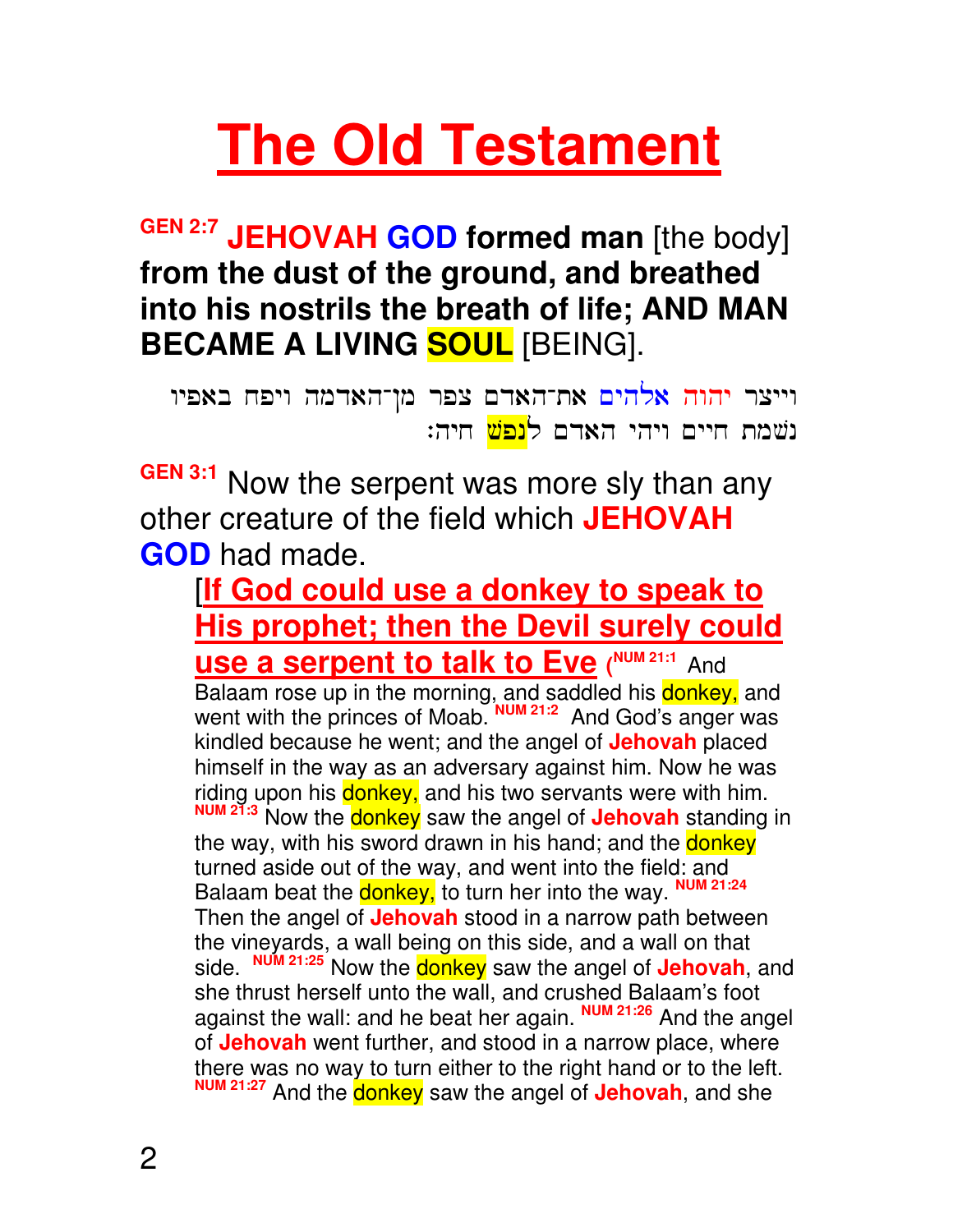# The Old Testament

**GEN 2:7 JEHOVAH GOD formed man** [the body] **from the dust of the ground, and breathed into his nostrils the breath of life; AND MAN BECAME A LIVING SOUL** [BEING].

וייצר יהוה אלהים את־האדם עפר מן־האדמה ויפח באפיו נשמת חיים ויהי האדם לנפש חיה׃

GEN 3:1 Now the serpent was more sly than any other creature of the field which **JEHOVAH GOD** had made.

[**If God could use a donkey to speak to His prophet; then the Devil surely could use a serpent to talk to Eve** (NUM 21:1 And Balaam rose up in the morning, and saddled his donkey, and went with the princes of Moab. NUM 21:2 And God's anger was kindled because he went; and the angel of **Jehovah** placed himself in the way as an adversary against him. Now he was riding upon his donkey, and his two servants were with him. NUM 21:3 Now the donkey saw the angel of **Jehovah** standing in the way, with his sword drawn in his hand; and the donkey turned aside out of the way, and went into the field: and Balaam beat the donkey, to turn her into the way. NUM 21:24 Then the angel of **Jehovah** stood in a narrow path between the vineyards, a wall being on this side, and a wall on that side. NUM 21:25 Now the donkey saw the angel of **Jehovah**, and she thrust herself unto the wall, and crushed Balaam's foot against the wall: and he beat her again. NUM 21:26 And the angel of **Jehovah** went further, and stood in a narrow place, where there was no way to turn either to the right hand or to the left. NUM 21:27 And the donkey saw the angel of **Jehovah**, and she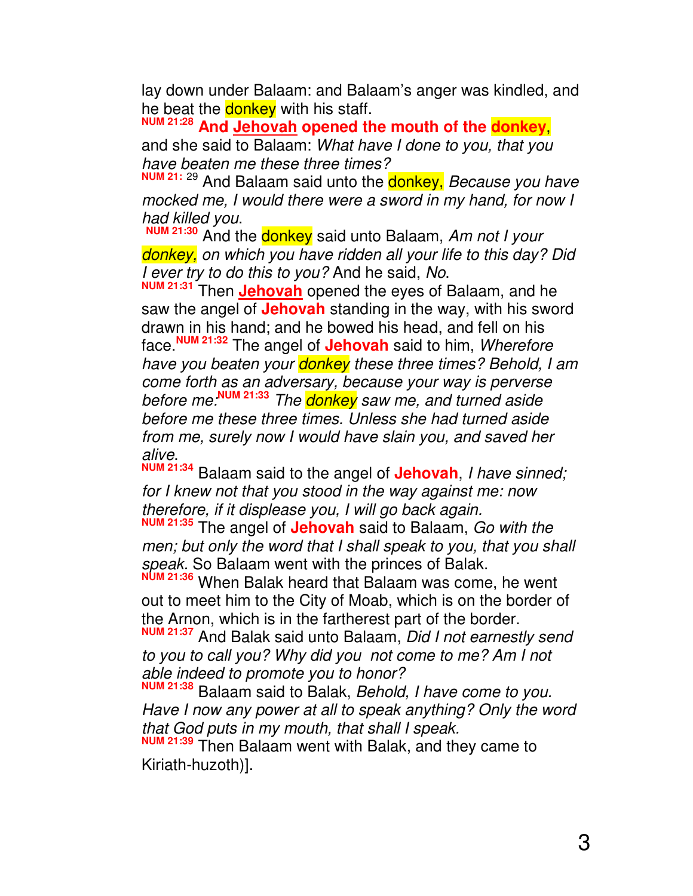lay down under Balaam: and Balaam's anger was kindled, and he beat the donkey with his staff.

NUM 21:28 **And Jehovah opened the mouth of the donkey,** and she said to Balaam: *What have I done to you, that you have beaten me these three times?*

NUM 21: 29 And Balaam said unto the donkey, *Because you have mocked me, I would there were a sword in my hand, for now I had killed you*.

NUM 21:30 And the donkey said unto Balaam, *Am not I your donkey, on which you have ridden all your life to this day? Did I ever try to do this to you?* And he said, *No*.

NUM 21:31 Then **Jehovah** opened the eyes of Balaam, and he saw the angel of **Jehovah** standing in the way, with his sword drawn in his hand; and he bowed his head, and fell on his face. NUM 21:32 The angel of **Jehovah** said to him, *Wherefore have you beaten your donkey these three times? Behold, I am come forth as an adversary, because your way is perverse before me:* NUM 21:33 *The donkey saw me, and turned aside before me these three times. Unless she had turned aside from me, surely now I would have slain you, and saved her alive*.

NUM 21:34 Balaam said to the angel of **Jehovah**, *I have sinned; for I knew not that you stood in the way against me: now therefore, if it displease you, I will go back again.*

NUM 21:35 The angel of **Jehovah** said to Balaam, *Go with the men; but only the word that I shall speak to you, that you shall speak.* So Balaam went with the princes of Balak.

NUM 21:36 When Balak heard that Balaam was come, he went out to meet him to the City of Moab, which is on the border of the Arnon, which is in the fartherest part of the border.

NUM 21:37 And Balak said unto Balaam, *Did I not earnestly send to you to call you? Why did you not come to me? Am I not able indeed to promote you to honor?*

NUM 21:38 Balaam said to Balak, *Behold, I have come to you. Have I now any power at all to speak anything? Only the word that God puts in my mouth, that shall I speak.*

NUM 21:39 Then Balaam went with Balak, and they came to Kiriath-huzoth)].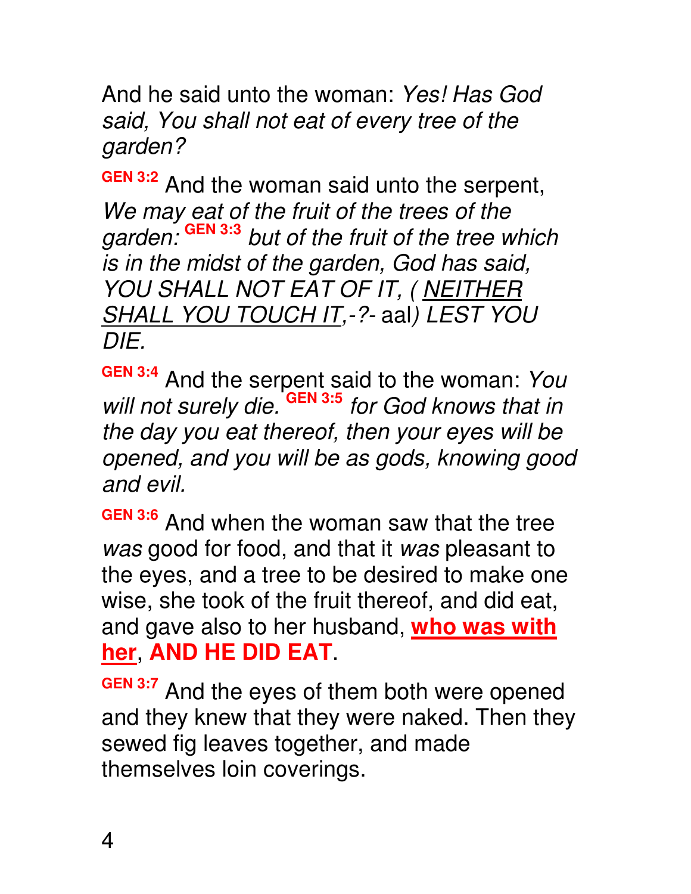And he said unto the woman: *Yes! Has God said, You shall not eat of every tree of the garden?*

**GEN 3:2** And the woman said unto the serpent, *We may eat of the fruit of the trees of the garden:* **GEN 3:3** *but of the fruit of the tree which is in the midst of the garden, God has said, YOU SHALL NOT EAT OF IT, ( <u>NEITHER SHALL YOU TOUCH IT</u>,-?-* aal*) LEST YOU DIE.*

**GEN 3:4** And the serpent said to the woman: *You will not surely die.* **GEN 3:5** *for God knows that in the day you eat thereof, then your eyes will be opened, and you will be as gods, knowing good and evil.*

**GEN 3:6** And when the woman saw that the tree *was* good for food, and that it *was* pleasant to the eyes, and a tree to be desired to make one wise, she took of the fruit thereof, and did eat, and gave also to her husband, <u>**who was with her**</u>, **AND HE DID EAT**.

**GEN 3:7** And the eyes of them both were opened and they knew that they were naked. Then they sewed fig leaves together, and made themselves loin coverings.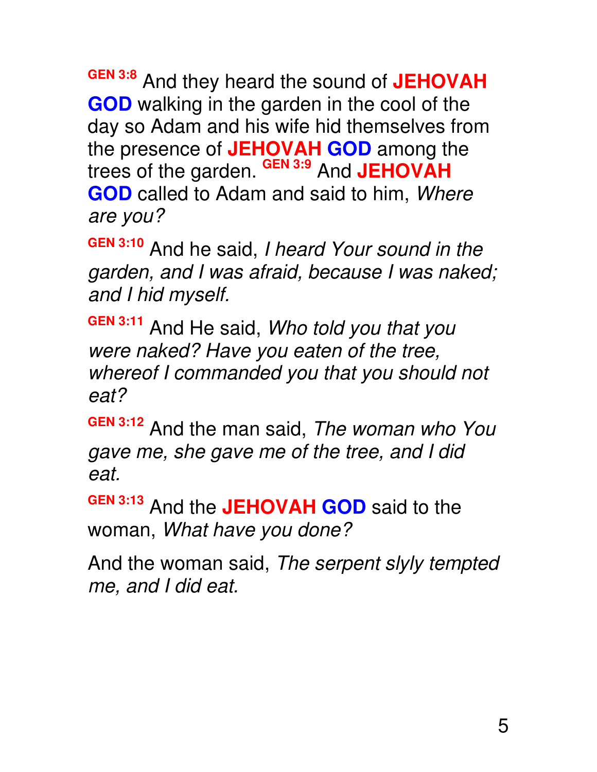GEN 3:8 And they heard the sound of **JEHOVAH GOD** walking in the garden in the cool of the day so Adam and his wife hid themselves from the presence of **JEHOVAH GOD** among the trees of the garden. GEN 3:9 And **JEHOVAH GOD** called to Adam and said to him, *Where are you?*

GEN 3:10 And he said, *I heard Your sound in the garden, and I was afraid, because I was naked; and I hid myself.*

GEN 3:11 And He said, *Who told you that you were naked? Have you eaten of the tree, whereof I commanded you that you should not eat?*

GEN 3:12 And the man said, *The woman who You gave me, she gave me of the tree, and I did eat.*

GEN 3:13 And the **JEHOVAH GOD** said to the woman, *What have you done?*

And the woman said, *The serpent slyly tempted me, and I did eat.*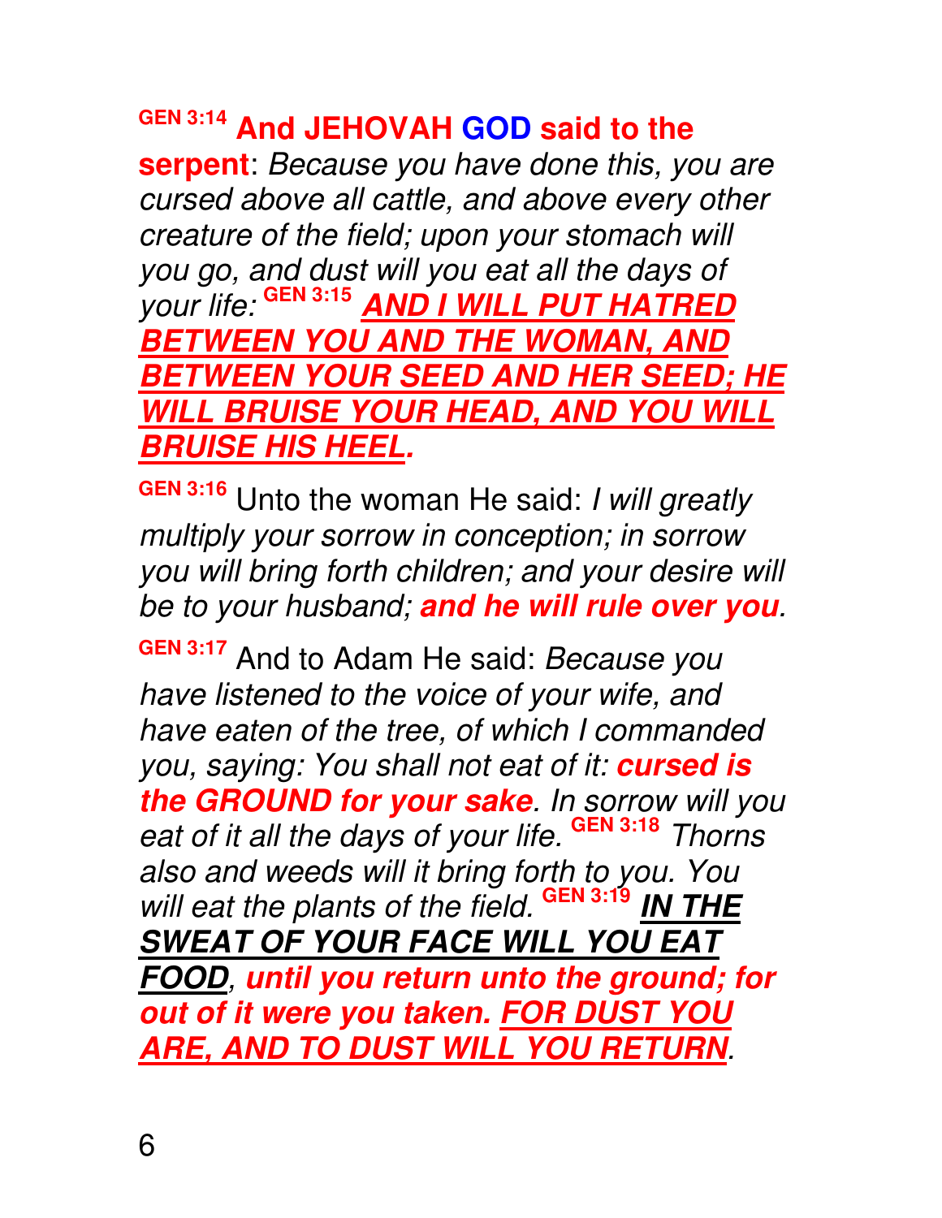GEN 3:14 **And JEHOVAH GOD said to the serpent**: *Because you have done this, you are cursed above all cattle, and above every other creature of the field; upon your stomach will you go, and dust will you eat all the days of your life:* GEN 3:15 ***AND I WILL PUT HATRED BETWEEN YOU AND THE WOMAN, AND BETWEEN YOUR SEED AND HER SEED; HE WILL BRUISE YOUR HEAD, AND YOU WILL BRUISE HIS HEEL.***

GEN 3:16 Unto the woman He said: *I will greatly multiply your sorrow in conception; in sorrow you will bring forth children; and your desire will be to your husband;* ***and he will rule over you****.*

GEN 3:17 And to Adam He said: *Because you have listened to the voice of your wife, and have eaten of the tree, of which I commanded you, saying: You shall not eat of it:* ***cursed is the GROUND for your sake****. In sorrow will you eat of it all the days of your life.* GEN 3:18 *Thorns also and weeds will it bring forth to you. You will eat the plants of the field.* GEN 3:19 ***IN THE SWEAT OF YOUR FACE WILL YOU EAT FOOD****,* ***until you return unto the ground; for out of it were you taken. FOR DUST YOU ARE, AND TO DUST WILL YOU RETURN****.*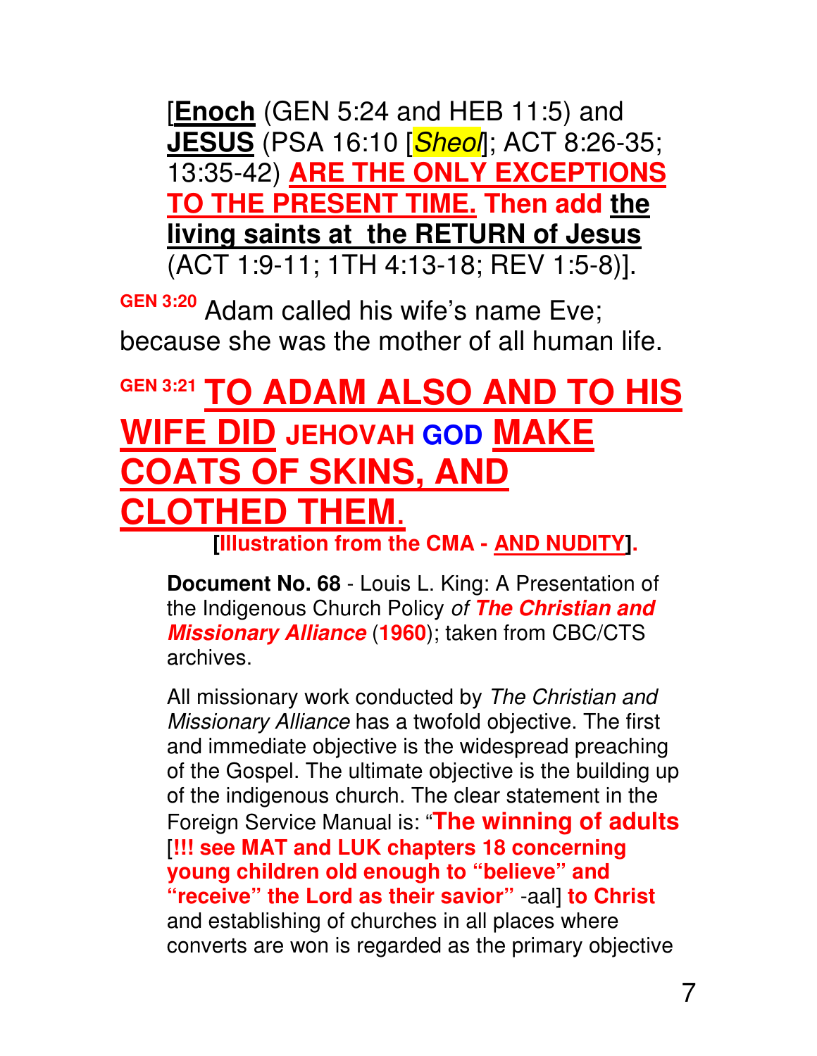[**Enoch** (GEN 5:24 and HEB 11:5) and **JESUS** (PSA 16:10 [*Sheol*]; ACT 8:26-35; 13:35-42) **ARE THE ONLY EXCEPTIONS TO THE PRESENT TIME. Then add the living saints at the RETURN of Jesus** (ACT 1:9-11; 1TH 4:13-18; REV 1:5-8)].

**GEN 3:20** Adam called his wife's name Eve; because she was the mother of all human life.

**GEN 3:21** **TO ADAM ALSO AND TO HIS WIFE DID JEHOVAH GOD MAKE COATS OF SKINS, AND CLOTHED THEM.**

**[Illustration from the CMA - AND NUDITY].**

**Document No. 68** - Louis L. King: A Presentation of the Indigenous Church Policy *of **The Christian and Missionary Alliance*** (**1960**); taken from CBC/CTS archives.

All missionary work conducted by *The Christian and Missionary Alliance* has a twofold objective. The first and immediate objective is the widespread preaching of the Gospel. The ultimate objective is the building up of the indigenous church. The clear statement in the Foreign Service Manual is: "**The winning of adults** [**!!! see MAT and LUK chapters 18 concerning young children old enough to "believe" and "receive" the Lord as their savior"** -aal] **to Christ** and establishing of churches in all places where converts are won is regarded as the primary objective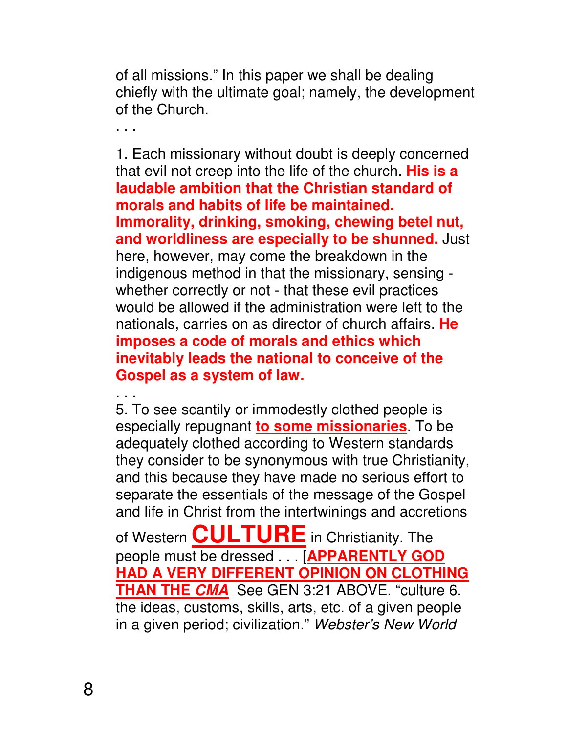of all missions." In this paper we shall be dealing chiefly with the ultimate goal; namely, the development of the Church.

. . .

1. Each missionary without doubt is deeply concerned that evil not creep into the life of the church. **His is a laudable ambition that the Christian standard of morals and habits of life be maintained. Immorality, drinking, smoking, chewing betel nut, and worldliness are especially to be shunned.** Just here, however, may come the breakdown in the indigenous method in that the missionary, sensing - whether correctly or not - that these evil practices would be allowed if the administration were left to the nationals, carries on as director of church affairs. **He imposes a code of morals and ethics which inevitably leads the national to conceive of the Gospel as a system of law.**

. . .

5. To see scantily or immodestly clothed people is especially repugnant **to some missionaries**. To be adequately clothed according to Western standards they consider to be synonymous with true Christianity, and this because they have made no serious effort to separate the essentials of the message of the Gospel and life in Christ from the intertwinings and accretions of Western **CULTURE** in Christianity. The people must be dressed . . . [**APPARENTLY GOD HAD A VERY DIFFERENT OPINION ON CLOTHING THAN THE *CMA*** See GEN 3:21 ABOVE. "culture 6. the ideas, customs, skills, arts, etc. of a given people in a given period; civilization." *Webster's New World*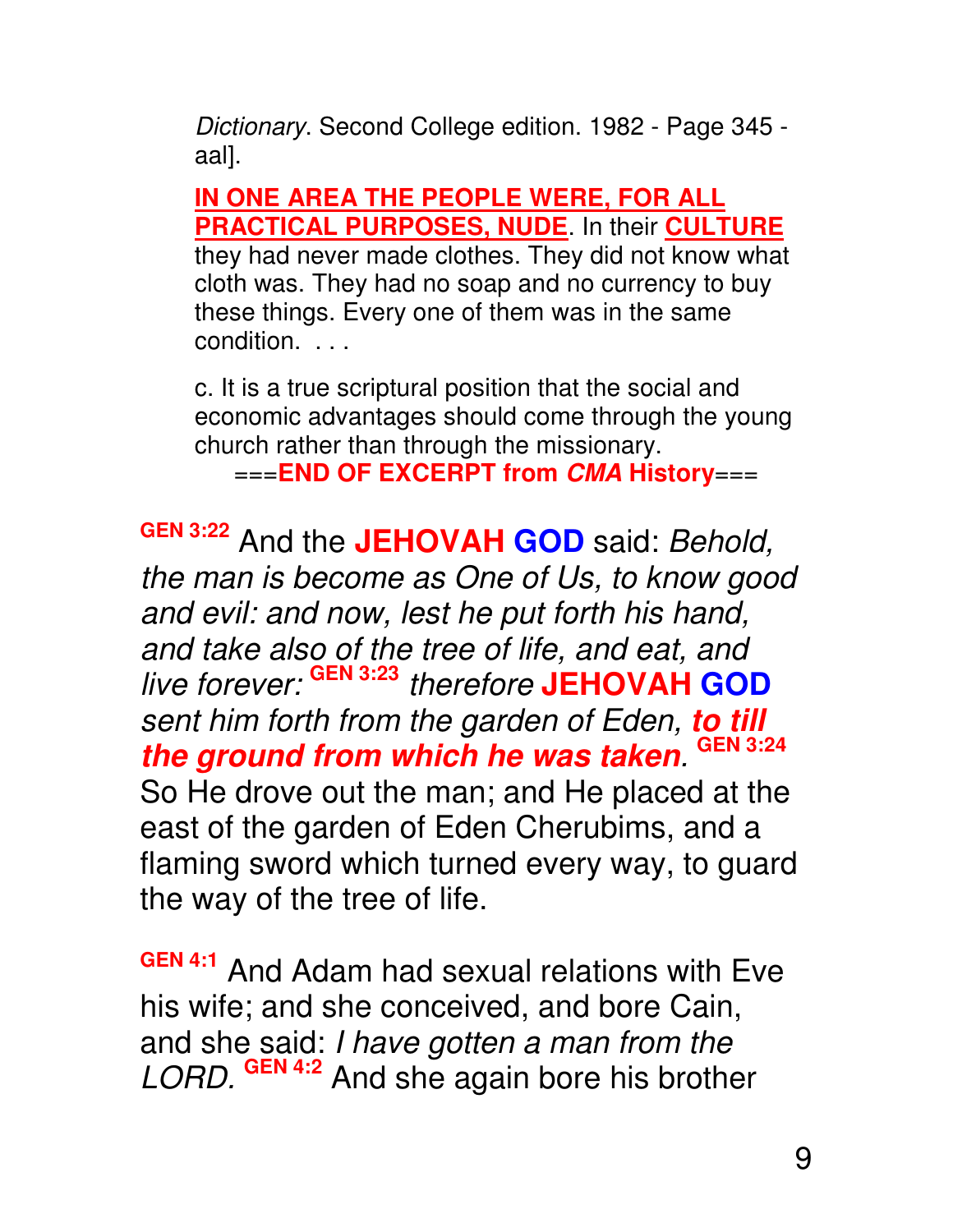*Dictionary*. Second College edition. 1982 - Page 345 - aal].

**IN ONE AREA THE PEOPLE WERE, FOR ALL PRACTICAL PURPOSES, NUDE**. In their **CULTURE** they had never made clothes. They did not know what cloth was. They had no soap and no currency to buy these things. Every one of them was in the same condition. . . .

c. It is a true scriptural position that the social and economic advantages should come through the young church rather than through the missionary.

===**END OF EXCERPT from *CMA* History**===

**GEN 3:22** And the **JEHOVAH GOD** said: *Behold, the man is become as One of Us, to know good and evil: and now, lest he put forth his hand, and take also of the tree of life, and eat, and live forever:* **GEN 3:23** *therefore* **JEHOVAH GOD** *sent him forth from the garden of Eden,* ***to till the ground from which he was taken.*** **GEN 3:24** So He drove out the man; and He placed at the east of the garden of Eden Cherubims, and a flaming sword which turned every way, to guard the way of the tree of life.

**GEN 4:1** And Adam had sexual relations with Eve his wife; and she conceived, and bore Cain, and she said: *I have gotten a man from the LORD.* **GEN 4:2** And she again bore his brother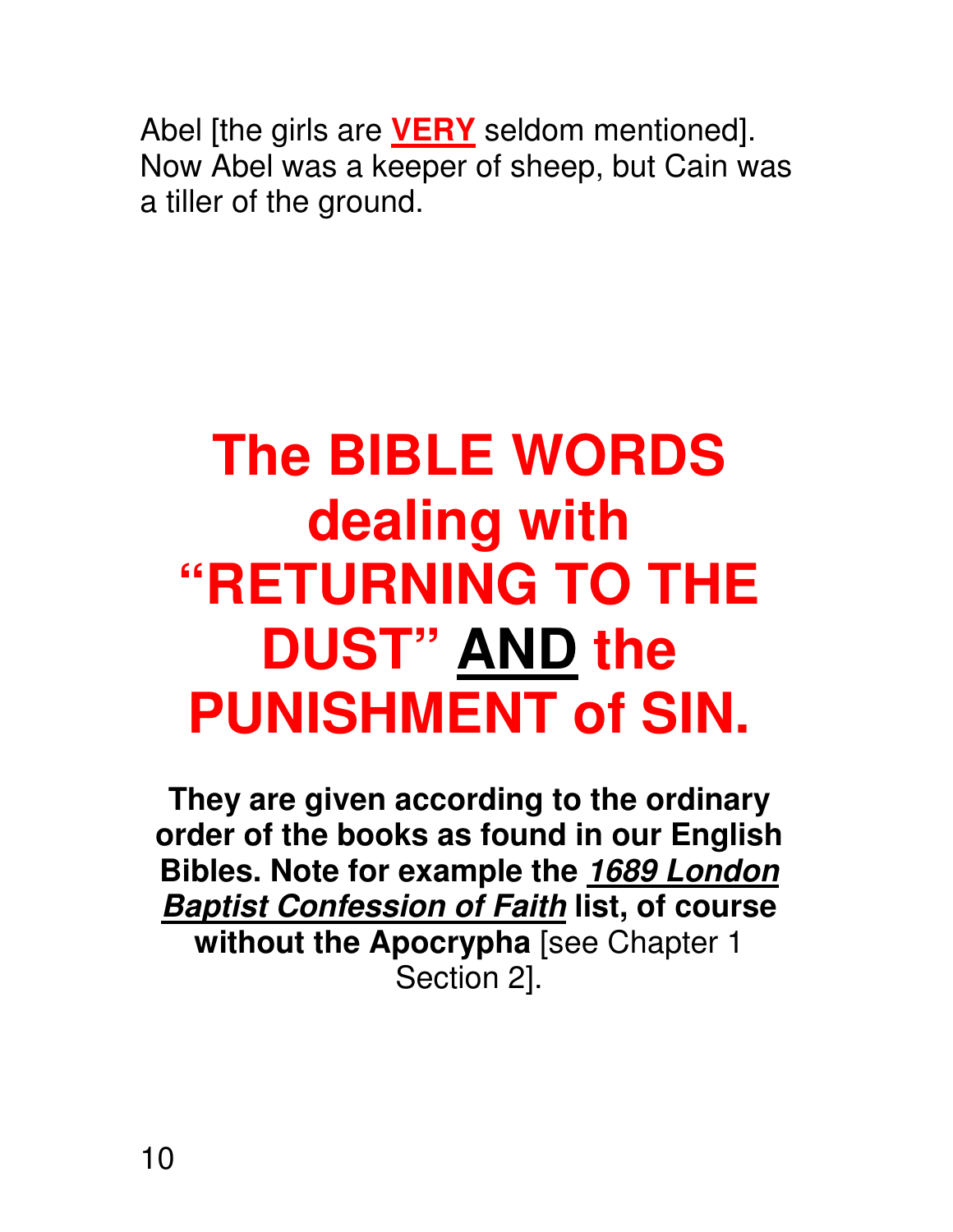Abel [the girls are **VERY** seldom mentioned]. Now Abel was a keeper of sheep, but Cain was a tiller of the ground.

# The BIBLE WORDS dealing with "RETURNING TO THE DUST" AND the PUNISHMENT of SIN.

**They are given according to the ordinary order of the books as found in our English Bibles. Note for example the *1689 London Baptist Confession of Faith* list, of course without the Apocrypha** [see Chapter 1 Section 2].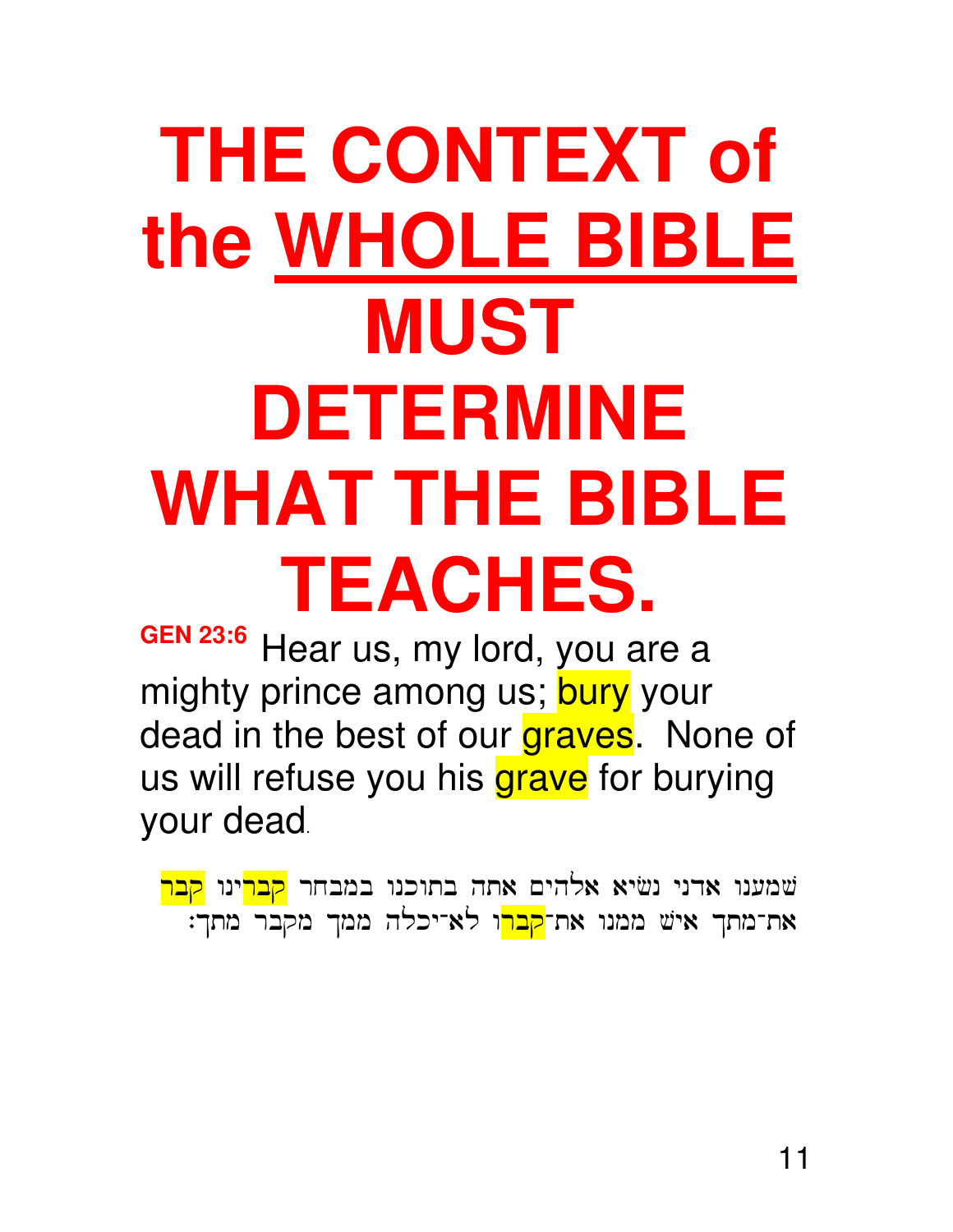# THE CONTEXT of the WHOLE BIBLE MUST DETERMINE WHAT THE BIBLE TEACHES.

**GEN 23:6** Hear us, my lord, you are a mighty prince among us; bury your dead in the best of our graves. None of us will refuse you his grave for burying your dead.

שמענו אדני נשיא אלהים אתה בתוכנו במבחר קברינו קבר את־מתך איש ממנו את־קברו לא־יכלה ממך מקבר מתך׃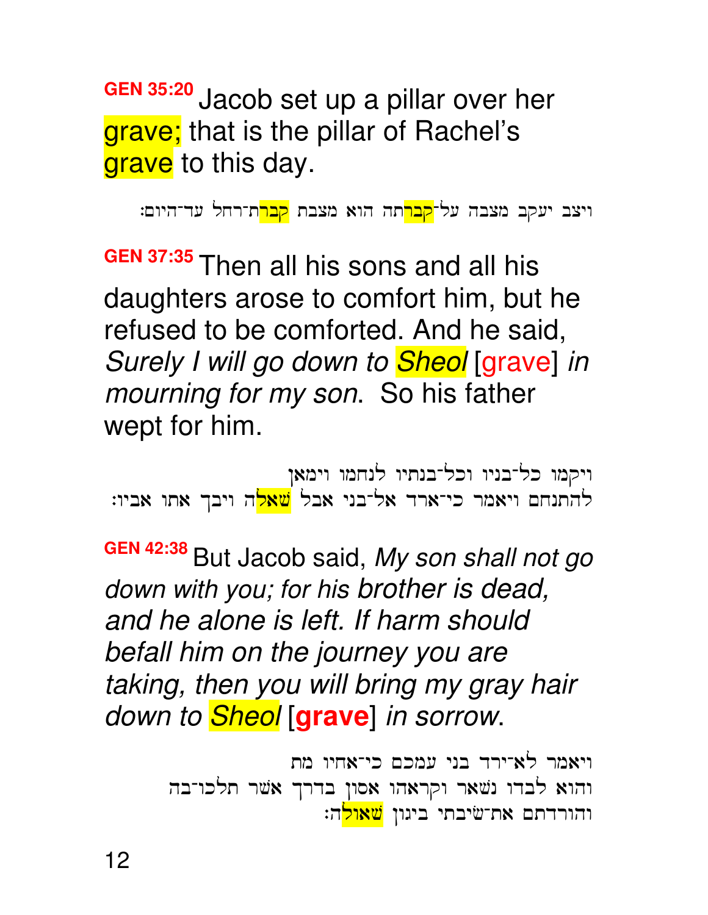**GEN 35:20** Jacob set up a pillar over her grave; that is the pillar of Rachel's grave to this day.

ויצב יעקב מצבה על־קברתה הוא מצבת קברת־רחל עד־היום׃

**GEN 37:35** Then all his sons and all his daughters arose to comfort him, but he refused to be comforted. And he said, *Surely I will go down to Sheol* [grave] *in mourning for my son*. So his father wept for him.

ויקמו כל־בניו וכל־בנתיו לנחמו וימאן
להתנחם ויאמר כי־ארד אל־בני אבל שאלה ויבך אתו אביו׃

**GEN 42:38** But Jacob said, *My son shall not go down with you; for his brother is dead, and he alone is left. If harm should befall him on the journey you are taking, then you will bring my gray hair down to Sheol* [**grave**] *in sorrow*.

ויאמר לא־ירד בני עמכם כי־אחיו מת
והוא לבדו נשאר וקראהו אסון בדרך אשר תלכו־בה
והורדתם את־שיבתי ביגון שאולה׃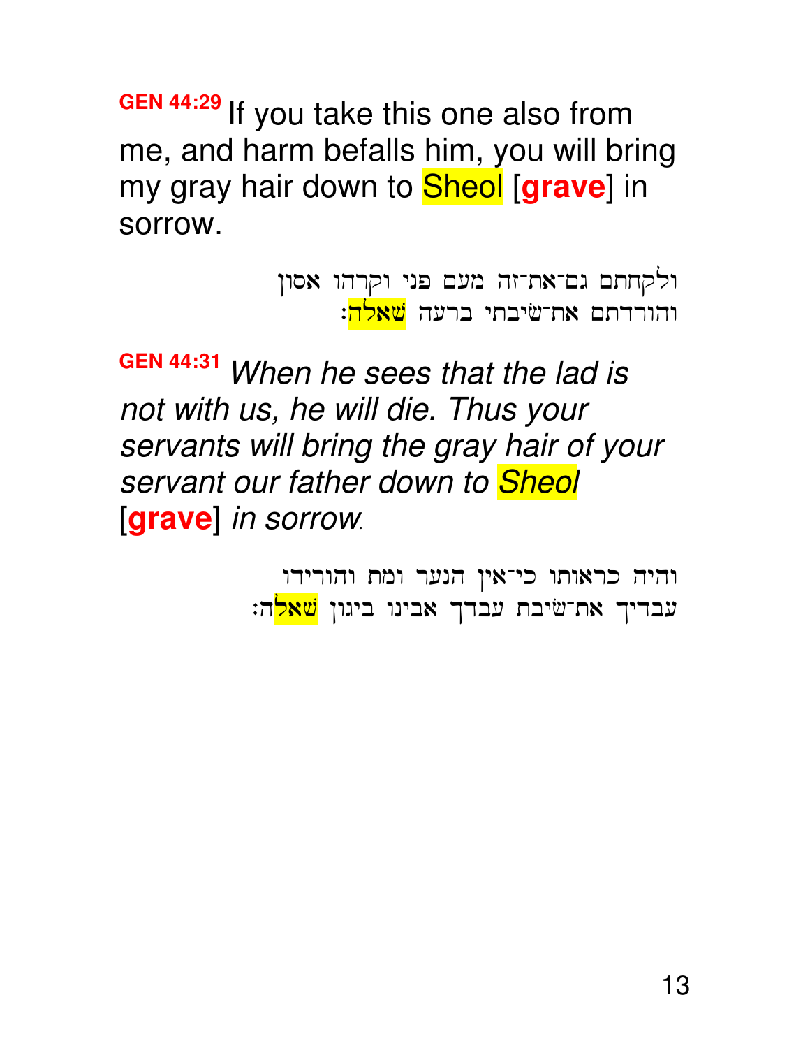**GEN 44:29** If you take this one also from me, and harm befalls him, you will bring my gray hair down to Sheol [**grave**] in sorrow.

ולקחתם גם־את־זה מעם פני וקרהו אסון והורדתם את־שׂיבתי ברעה שׁאלה׃

**GEN 44:31** *When he sees that the lad is not with us, he will die. Thus your servants will bring the gray hair of your servant our father down to Sheol* [**grave**] *in sorrow.*

והיה כראותו כי־אין הנער ומת והורידו עבדיך את־שׂיבת עבדך אבינו ביגון שׁאלה׃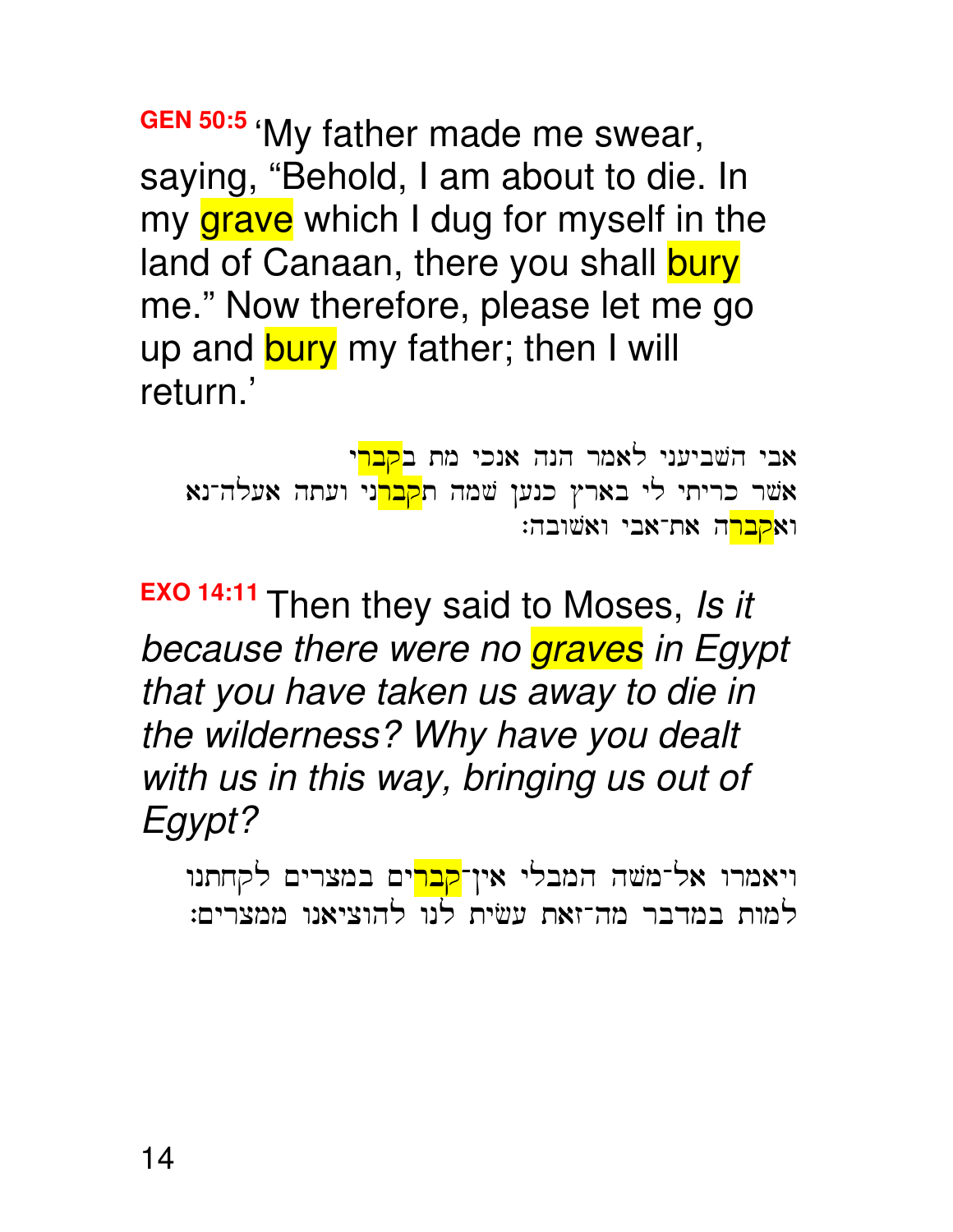**GEN 50:5** ‘My father made me swear, saying, “Behold, I am about to die. In my grave which I dug for myself in the land of Canaan, there you shall bury me.” Now therefore, please let me go up and bury my father; then I will return.’

אבי השביעני לאמר הנה אנכי מת בקברי
אשר כריתי לי בארץ כנען שמה תקברני ועתה אעלה־נא
ואקברה את־אבי ואשובה׃

**EXO 14:11** Then they said to Moses, *Is it because there were no graves in Egypt that you have taken us away to die in the wilderness? Why have you dealt with us in this way, bringing us out of Egypt?*

ויאמרו אל־משה המבלי אין־קברים במצרים לקחתנו
למות במדבר מה־זאת עשית לנו להוציאנו ממצרים׃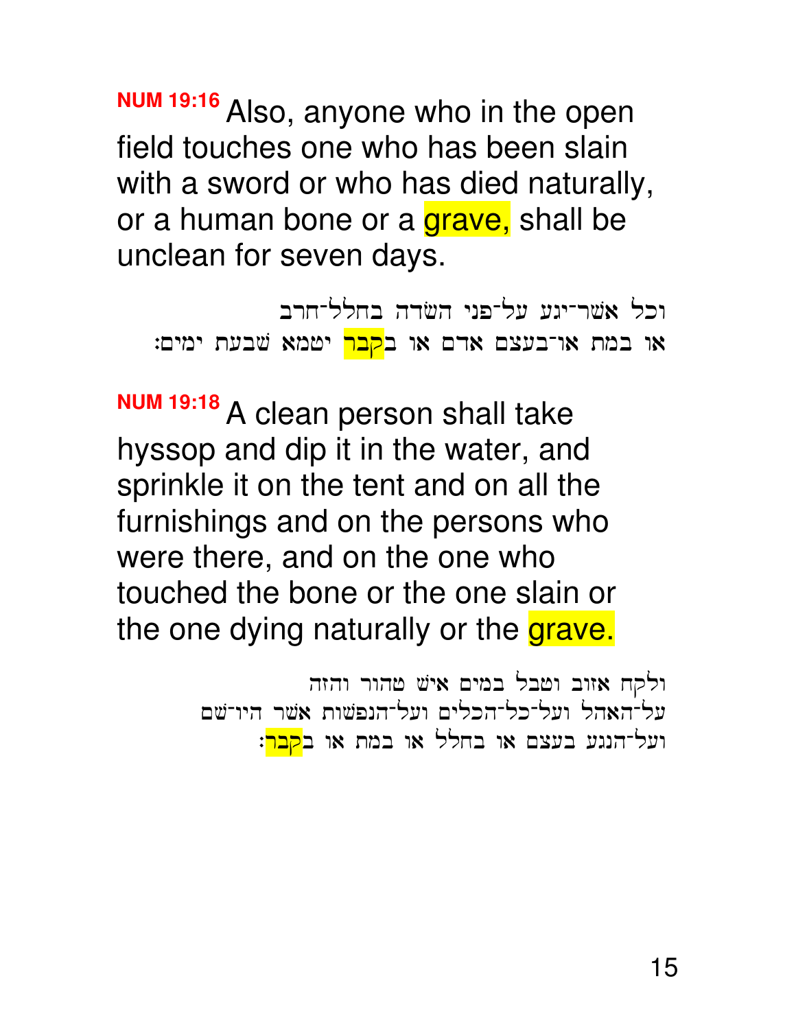**NUM 19:16** Also, anyone who in the open field touches one who has been slain with a sword or who has died naturally, or a human bone or a grave, shall be unclean for seven days.

וכל אשׁר־יגע על־פני השׂדה בחלל־חרב
או במת או־בעצם אדם או בקבר יטמא שׁבעת ימים׃

**NUM 19:18** A clean person shall take hyssop and dip it in the water, and sprinkle it on the tent and on all the furnishings and on the persons who were there, and on the one who touched the bone or the one slain or the one dying naturally or the grave.

ולקח אזוב וטבל במים אישׁ טהור והזה
על־האהל ועל־כל־הכלים ועל־הנפשׁות אשׁר היו־שׁם
ועל־הנגע בעצם או בחלל או במת או בקבר׃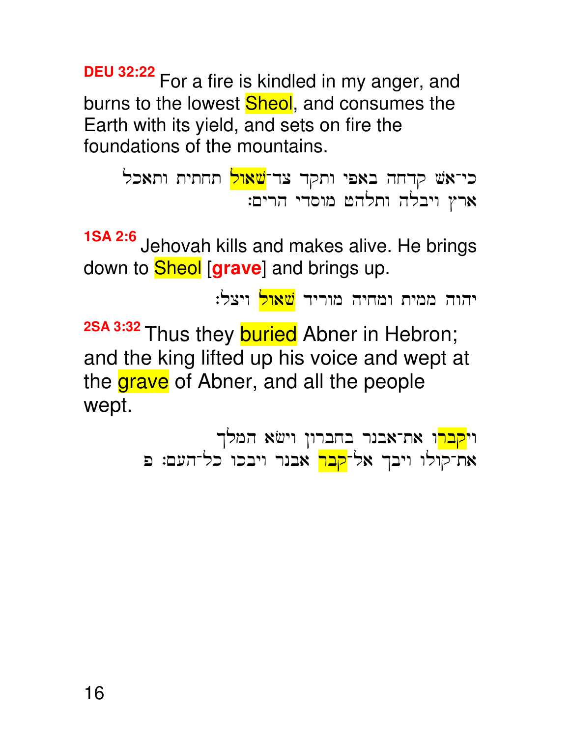**DEU 32:22** For a fire is kindled in my anger, and burns to the lowest Sheol, and consumes the Earth with its yield, and sets on fire the foundations of the mountains.

כי־אש קדחה באפי ותקד עד־שאול תחתית ותאכל ארץ ויבלה ותלהט מוסדי הרים׃

**1SA 2:6** Jehovah kills and makes alive. He brings down to Sheol [**grave**] and brings up.

יהוה ממית ומחיה מוריד שאול ויעל׃

**2SA 3:32** Thus they buried Abner in Hebron; and the king lifted up his voice and wept at the grave of Abner, and all the people wept.

ויקברו את־אבנר בחברון וישא המלך את־קולו ויבך אל־קבר אבנר ויבכו כל־העם׃ פ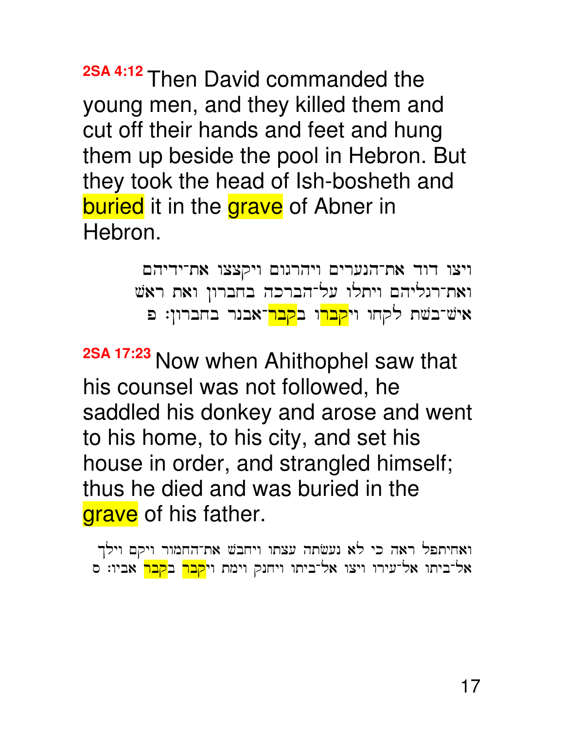**2SA 4:12** Then David commanded the young men, and they killed them and cut off their hands and feet and hung them up beside the pool in Hebron. But they took the head of Ish-bosheth and buried it in the grave of Abner in Hebron.

ויצו דוד את־הנערים ויהרגום ויקצצו את־ידיהם ואת־רגליהם ויתלו על־הברכה בחברון ואת ראשׁ איש־בשׁת לקחו ויקברו בקבר־אבנר בחברון׃ פ

**2SA 17:23** Now when Ahithophel saw that his counsel was not followed, he saddled his donkey and arose and went to his home, to his city, and set his house in order, and strangled himself; thus he died and was buried in the grave of his father.

ואחיתפל ראה כי לא נעשׂתה עצתו ויחבשׁ את־החמור ויקם וילך אל־ביתו אל־עירו ויצו אל־ביתו ויחנק וימת ויקבר בקבר אביו׃ ס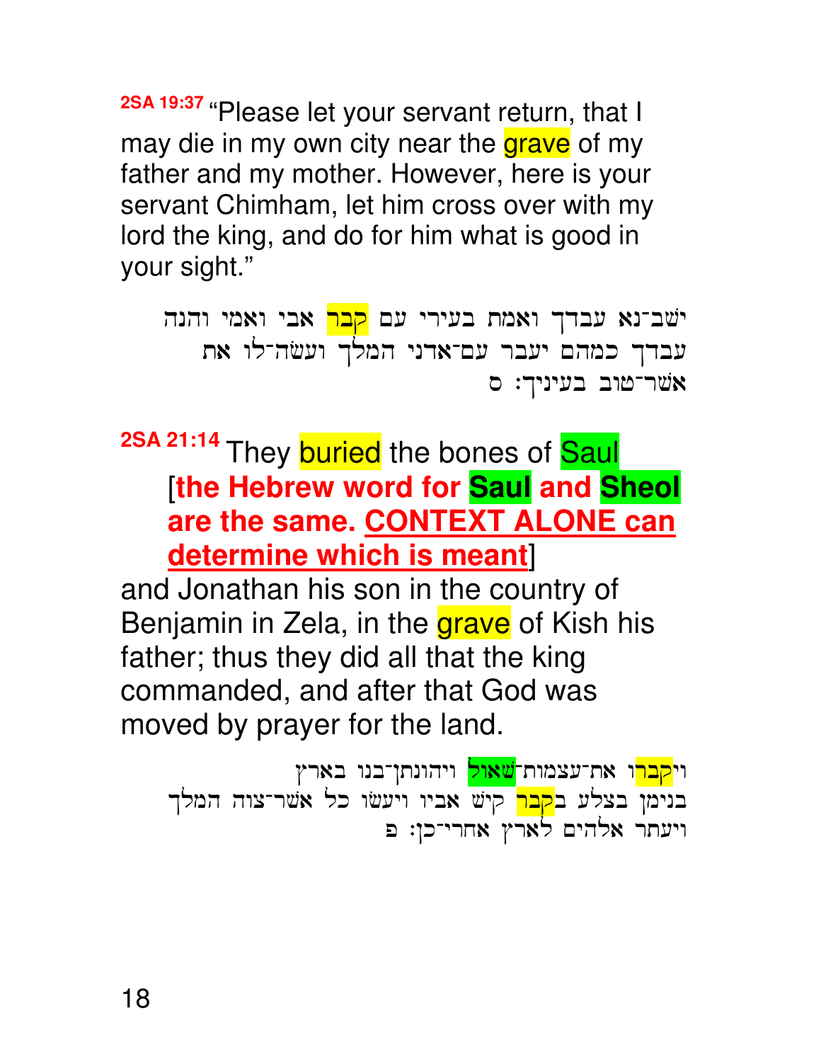**2SA 19:37** “Please let your servant return, that I may die in my own city near the grave of my father and my mother. However, here is your servant Chimham, let him cross over with my lord the king, and do for him what is good in your sight.”

ישׁב־נא עבדך ואמת בעירי עם קבר אבי ואמי והנה עבדך כמהם יעבר עם־אדני המלך ועשׂה־לו את אשׁר־טוב בעיניך׃ ס

**2SA 21:14** They buried the bones of Saul [**the Hebrew word for Saul and Sheol are the same. CONTEXT ALONE can determine which is meant**] and Jonathan his son in the country of Benjamin in Zela, in the grave of Kish his father; thus they did all that the king commanded, and after that God was moved by prayer for the land.

ויקברו את־עצמות־שׁאול ויהונתן־בנו בארץ בנימן בצלע בקבר קישׁ אביו ויעשׂו כל אשׁר־צוה המלך ויעתר אלהים לארץ אחרי־כן׃ פ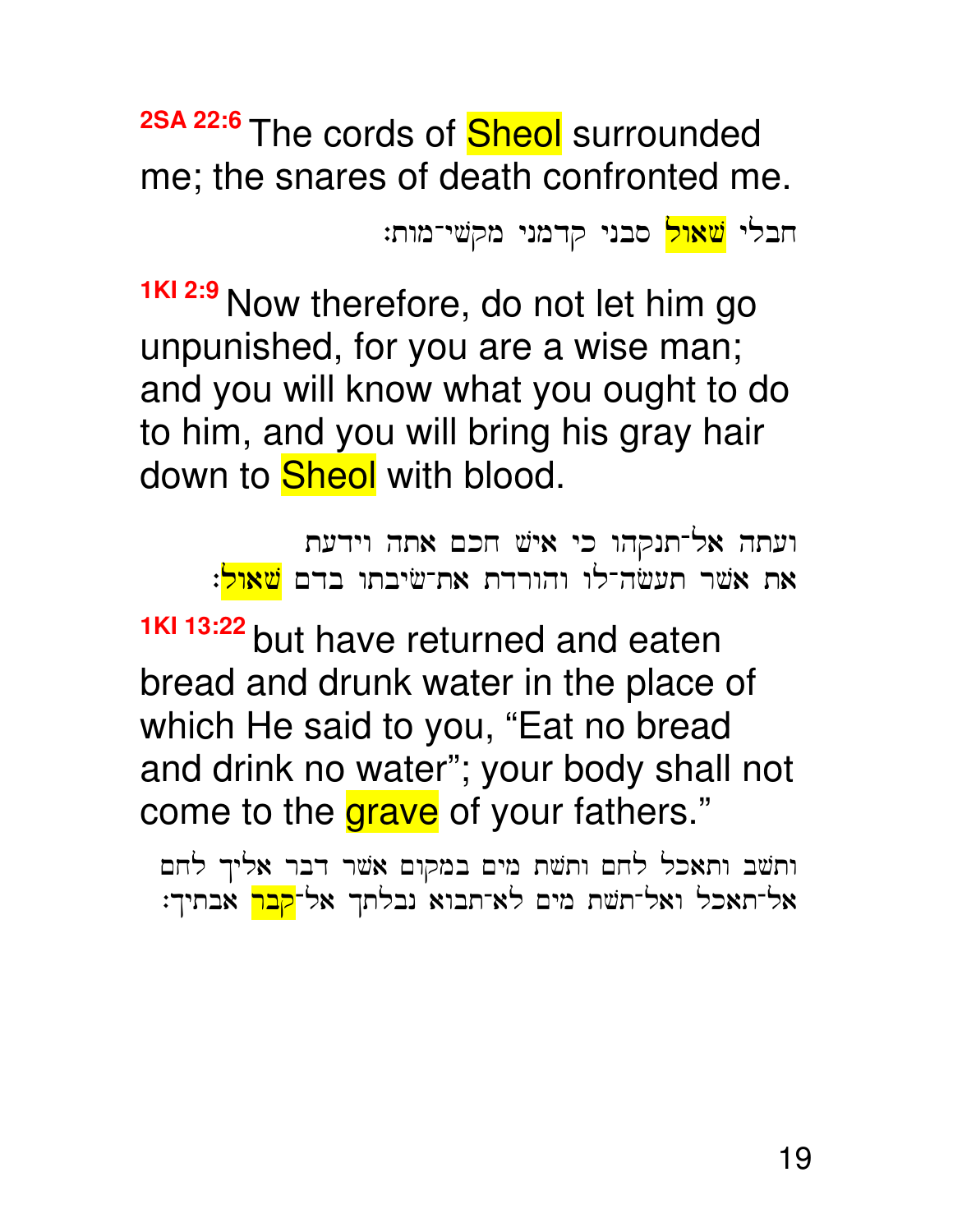**2SA 22:6** The cords of Sheol surrounded me; the snares of death confronted me.

חבלי שׁאול סבני קדמני מקשׁי־מות׃

**1KI 2:9** Now therefore, do not let him go unpunished, for you are a wise man; and you will know what you ought to do to him, and you will bring his gray hair down to Sheol with blood.

ועתה אל־תנקהו כי אישׁ חכם אתה וידעת את אשׁר תעשׂה־לו והורדת את־שׂיבתו בדם שׁאול׃

**1KI 13:22** but have returned and eaten bread and drunk water in the place of which He said to you, "Eat no bread and drink no water"; your body shall not come to the grave of your fathers."

ותשׁב ותאכל לחם ותשׁת מים במקום אשׁר דבר אליך לחם אל־תאכל ואל־תשׁת מים לא־תבוא נבלתך אל־קבר אבתיך׃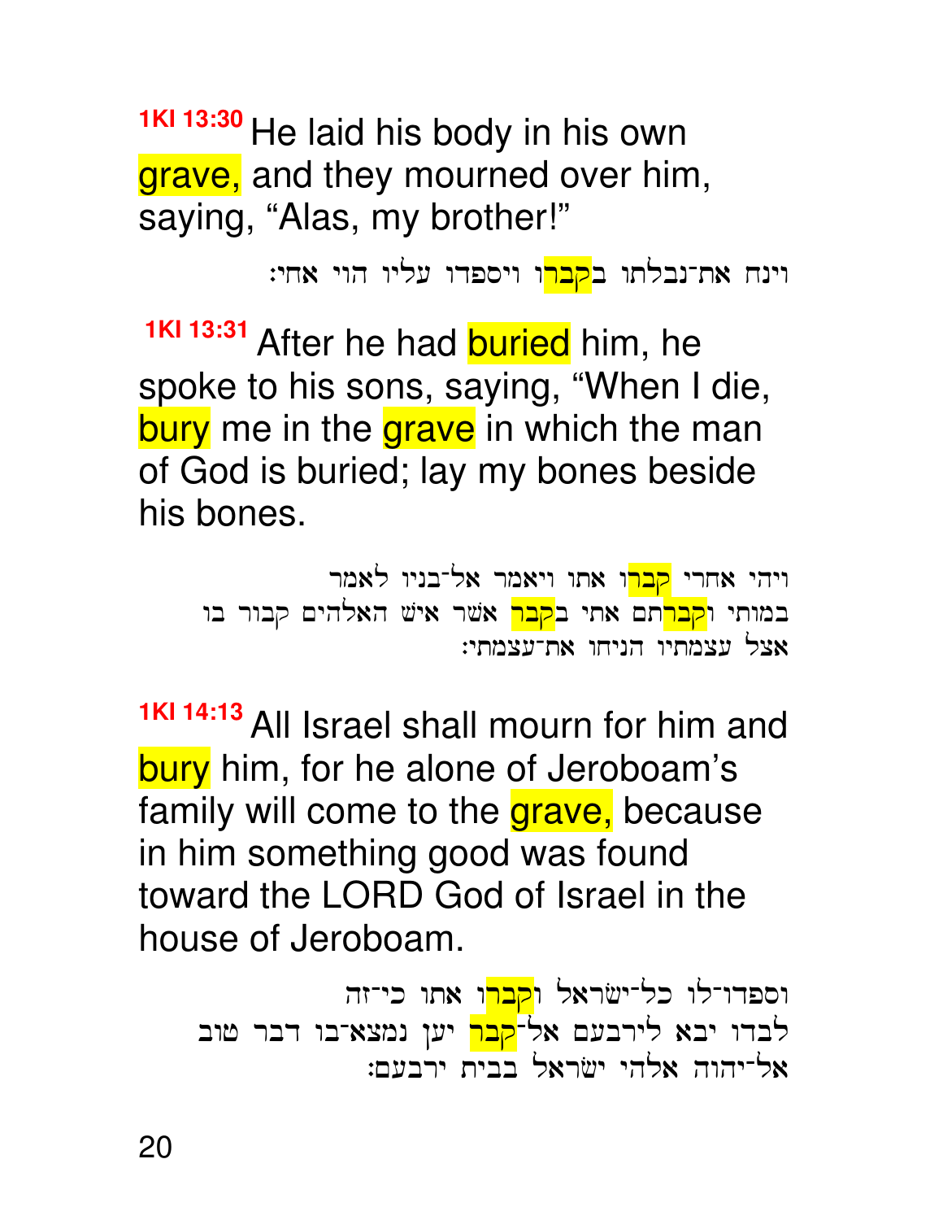**1KI 13:30** He laid his body in his own grave, and they mourned over him, saying, “Alas, my brother!”

וינח את־נבלתו בקברו ויספדו עליו הוי אחי׃

**1KI 13:31** After he had buried him, he spoke to his sons, saying, “When I die, bury me in the grave in which the man of God is buried; lay my bones beside his bones.

ויהי אחרי קברו אתו ויאמר אל־בניו לאמר
במותי וקברתם אתי בקבר אשר איש האלהים קבור בו
אצל עצמתיו הניחו את־עצמתי׃

**1KI 14:13** All Israel shall mourn for him and bury him, for he alone of Jeroboam’s family will come to the grave, because in him something good was found toward the LORD God of Israel in the house of Jeroboam.

וספדו־לו כל־ישראל וקברו אתו כי־זה
לבדו יבא לירבעם אל־קבר יען נמצא־בו דבר טוב
אל־יהוה אלהי ישראל בבית ירבעם׃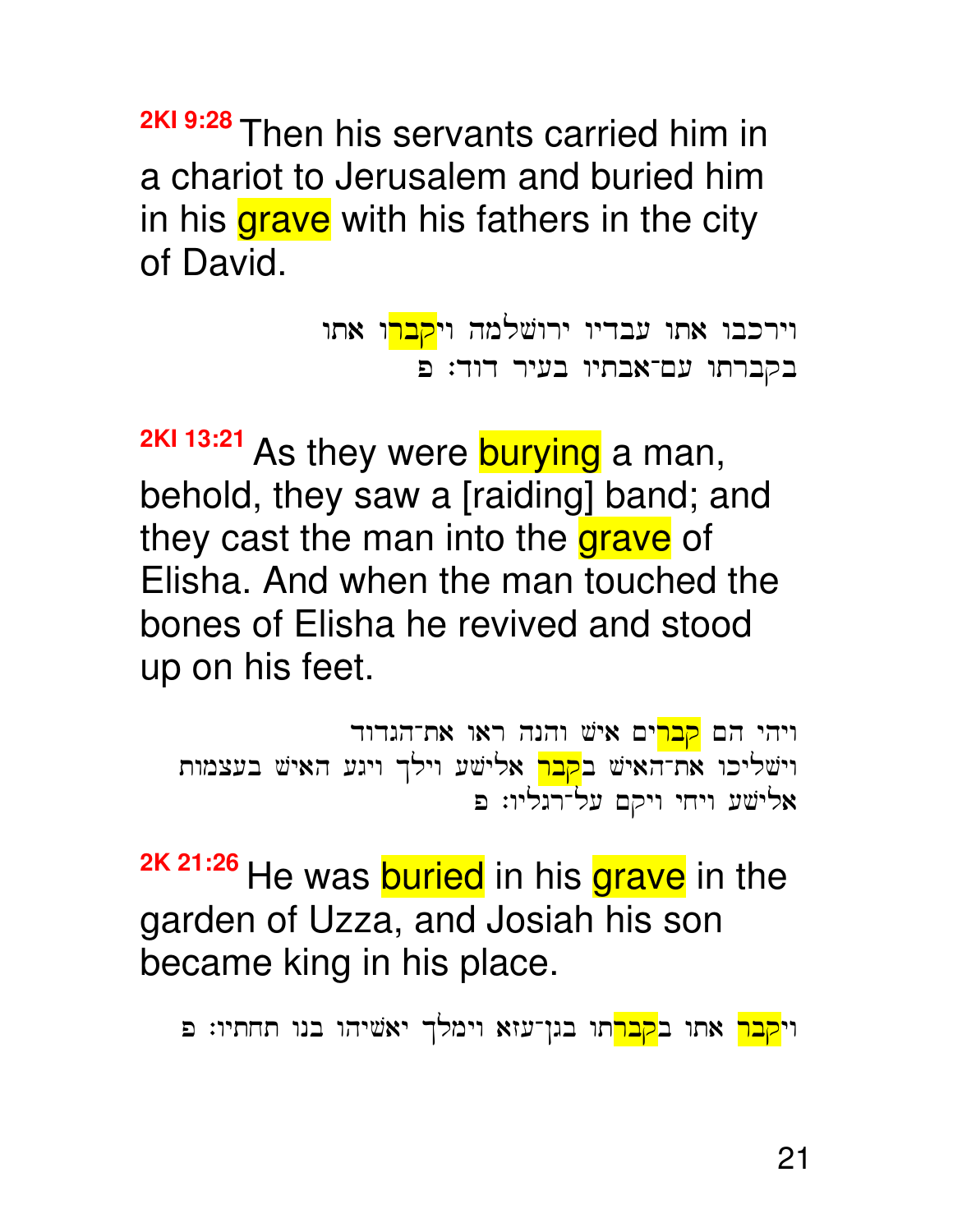**2KI 9:28** Then his servants carried him in a chariot to Jerusalem and buried him in his grave with his fathers in the city of David.

וירכבו אתו עבדיו ירושלמה ויקברו אתו
בקברתו עם־אבתיו בעיר דוד׃ פ

**2KI 13:21** As they were burying a man, behold, they saw a [raiding] band; and they cast the man into the grave of Elisha. And when the man touched the bones of Elisha he revived and stood up on his feet.

ויהי הם קברים איש והנה ראו את־הגדוד
וישליכו את־האיש בקבר אלישע וילך ויגע האיש בעצמות
אלישע ויחי ויקם על־רגליו׃ פ

**2K 21:26** He was buried in his grave in the garden of Uzza, and Josiah his son became king in his place.

ויקבר אתו בקברתו בגן־עזא וימלך יאשיהו בנו תחתיו׃ פ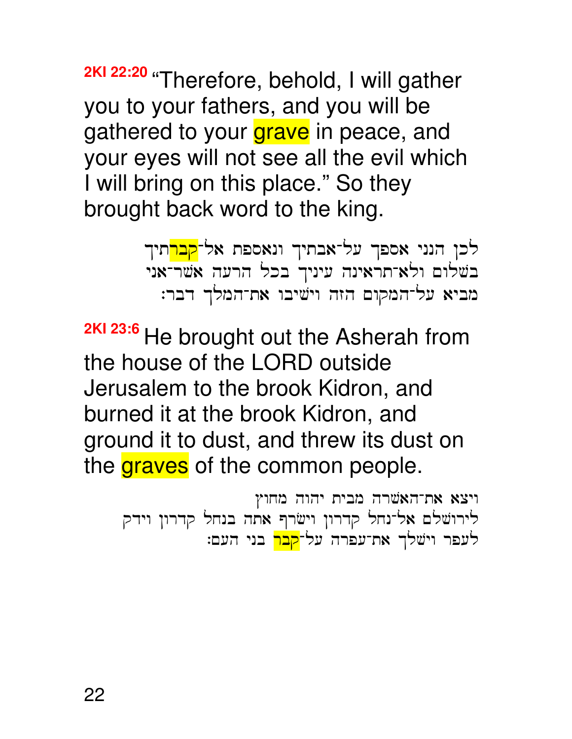**2KI 22:20** “Therefore, behold, I will gather you to your fathers, and you will be gathered to your grave in peace, and your eyes will not see all the evil which I will bring on this place.” So they brought back word to the king.

לכן הנני אספך על־אבתיך ונאספת אל־קברתיך בשלום ולא־תראינה עיניך בכל הרעה אשר־אני מביא על־המקום הזה וישיבו את־המלך דבר׃

**2KI 23:6** He brought out the Asherah from the house of the LORD outside Jerusalem to the brook Kidron, and burned it at the brook Kidron, and ground it to dust, and threw its dust on the graves of the common people.

ויצא את־האשרה מבית יהוה מחוץ לירושלם אל־נחל קדרון וישרף אתה בנחל קדרון וידק לעפר וישלך את־עפרה על־קבר בני העם׃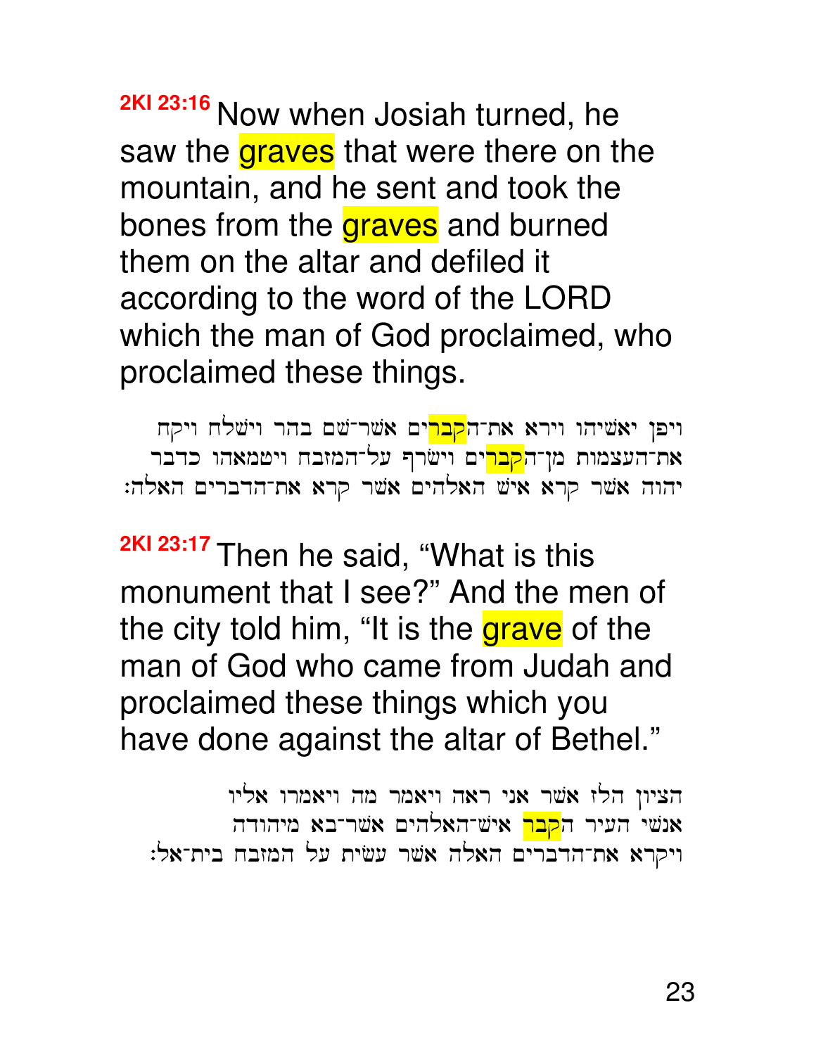**2KI 23:16** Now when Josiah turned, he saw the graves that were there on the mountain, and he sent and took the bones from the graves and burned them on the altar and defiled it according to the word of the LORD which the man of God proclaimed, who proclaimed these things.

ויפן יאשיהו וירא את־הקברים אשר־שם בהר וישלח ויקח את־העצמות מן־הקברים וישרף על־המזבח ויטמאהו כדבר יהוה אשר קרא איש האלהים אשר קרא את־הדברים האלה:

**2KI 23:17** Then he said, “What is this monument that I see?” And the men of the city told him, “It is the grave of the man of God who came from Judah and proclaimed these things which you have done against the altar of Bethel.”

ויאמר מה הציון הלז אשר אני ראה ויאמרו אליו אנשי העיר הקבר איש־האלהים אשר־בא מיהודה ויקרא את־הדברים האלה אשר עשית על המזבח בית־אל: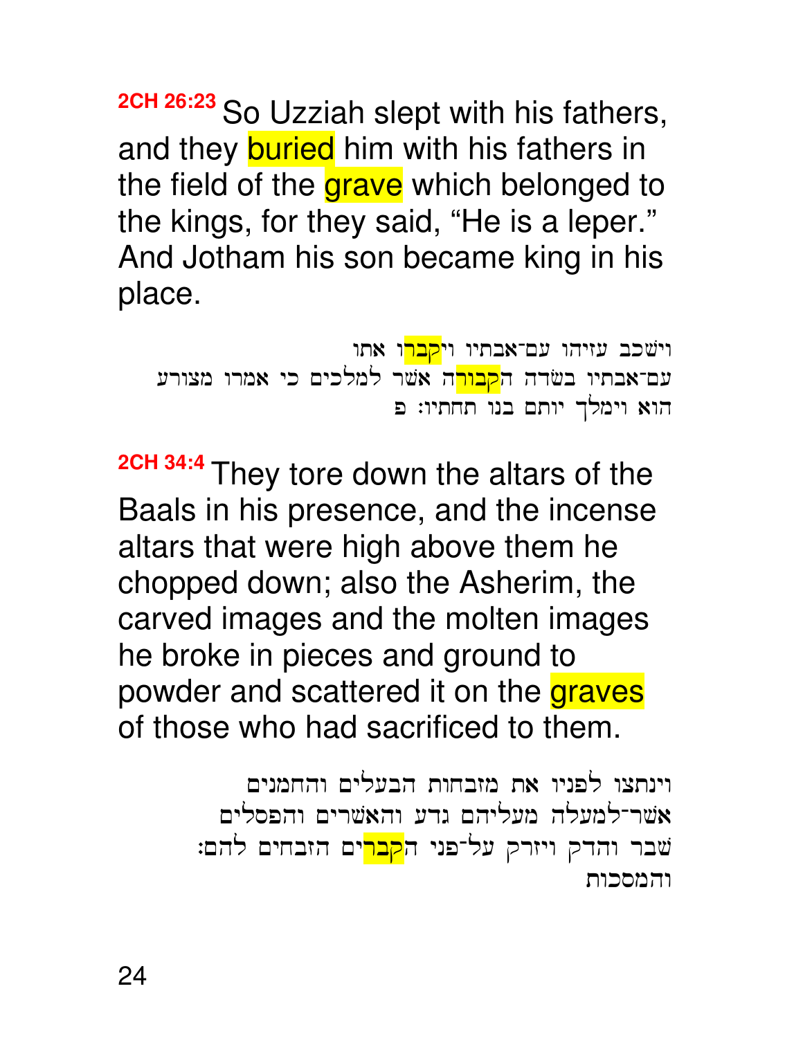**2CH 26:23** So Uzziah slept with his fathers, and they buried him with his fathers in the field of the grave which belonged to the kings, for they said, “He is a leper.” And Jotham his son became king in his place.

וישכב עזיהו עם־אבתיו ויקברו אתו
עם־אבתיו בשדה הקבורה אשר למלכים כי אמרו מצורע
הוא וימלך יותם בנו תחתיו׃ פ

**2CH 34:4** They tore down the altars of the Baals in his presence, and the incense altars that were high above them he chopped down; also the Asherim, the carved images and the molten images he broke in pieces and ground to powder and scattered it on the graves of those who had sacrificed to them.

וינתצו לפניו את מזבחות הבעלים והחמנים
אשר־למעלה מעליהם גדע והאשרים והפסלים
והמסכות שבר והדק ויזרק על־פני הקברים הזבחים להם׃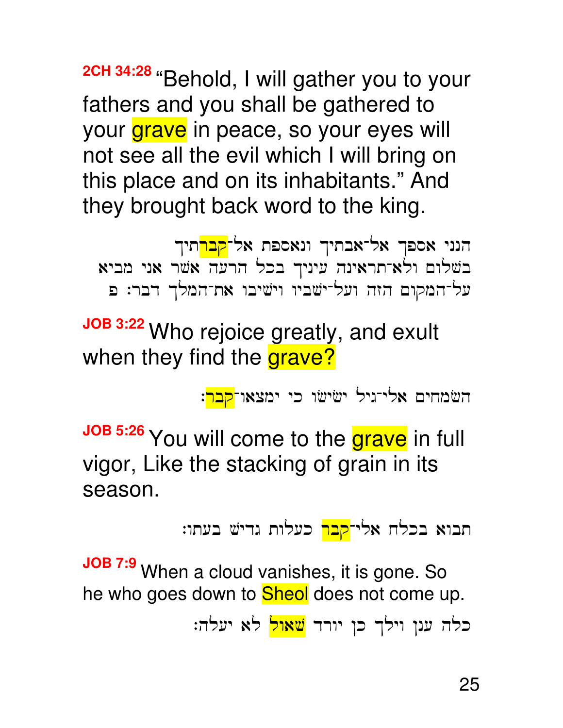**2CH 34:28** “Behold, I will gather you to your fathers and you shall be gathered to your grave in peace, so your eyes will not see all the evil which I will bring on this place and on its inhabitants.” And they brought back word to the king.

הנני אספך אל־אבתיך ונאספת אל־קברתיך בשלום ולא־תראינה עיניך בכל הרעה אשר אני מביא על־המקום הזה ועל־ישביו וישיבו את־המלך דבר׃ פ

**JOB 3:22** Who rejoice greatly, and exult when they find the grave?

השׂמחים אלי־גיל ישׂישׂו כי ימצאו־קבר׃

**JOB 5:26** You will come to the grave in full vigor, Like the stacking of grain in its season.

תבוא בכלח אלי־קבר כעלות גדישׁ בעתו׃

**JOB 7:9** When a cloud vanishes, it is gone. So he who goes down to Sheol does not come up.

כלה ענן וילך כן יורד שׁאול לא יעלה׃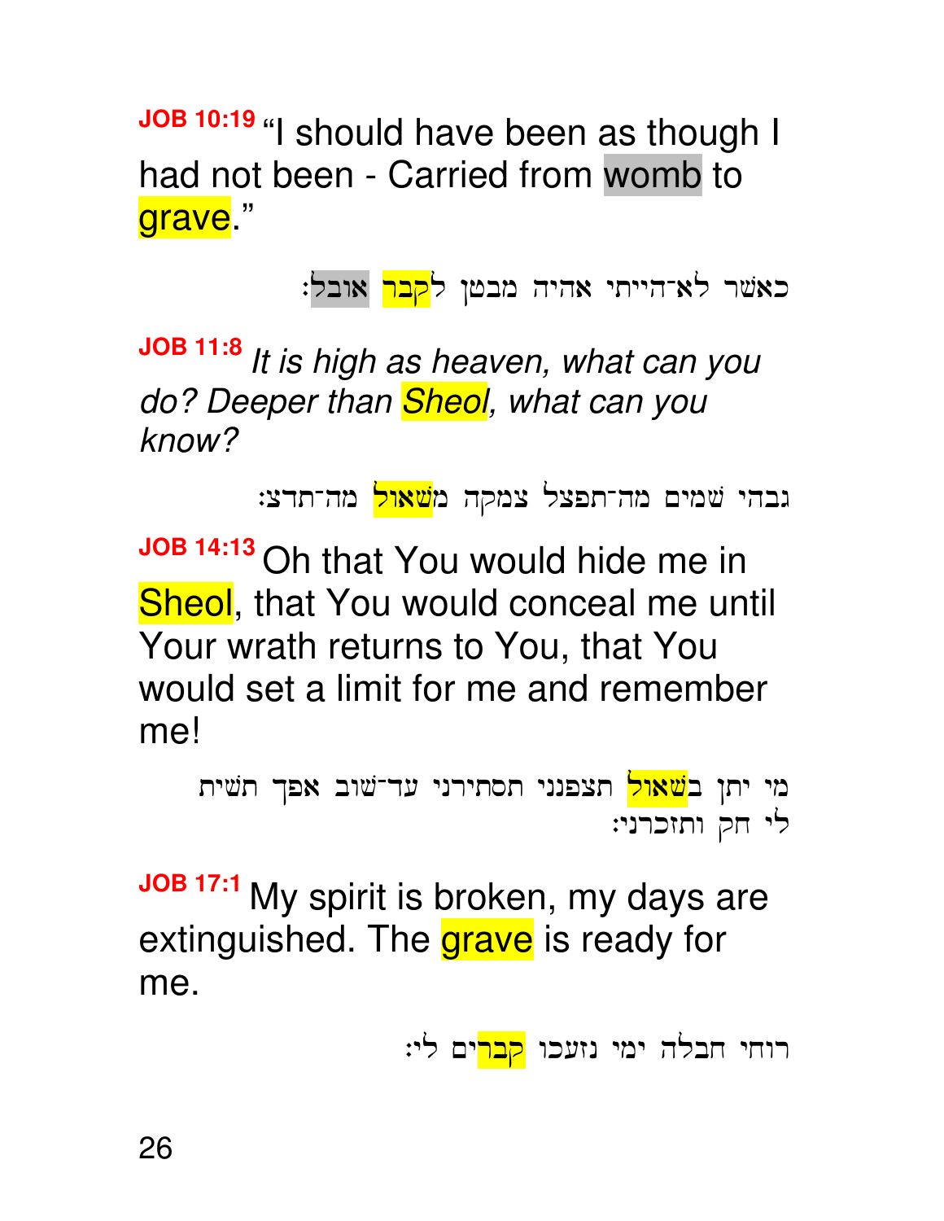**JOB 10:19** "I should have been as though I had not been - Carried from womb to grave."

כאשר לא־הייתי אהיה מבטן לקבר אובל׃

**JOB 11:8** *It is high as heaven, what can you do? Deeper than Sheol, what can you know?*

גבהי שמים מה־תפעל עמקה משאול מה־תדע׃

**JOB 14:13** Oh that You would hide me in Sheol, that You would conceal me until Your wrath returns to You, that You would set a limit for me and remember me!

מי יתן בשאול תצפנני תסתירני עד־שוב אפך תשית לי חק ותזכרני׃

**JOB 17:1** My spirit is broken, my days are extinguished. The grave is ready for me.

רוחי חבלה ימי נזעכו קברים לי׃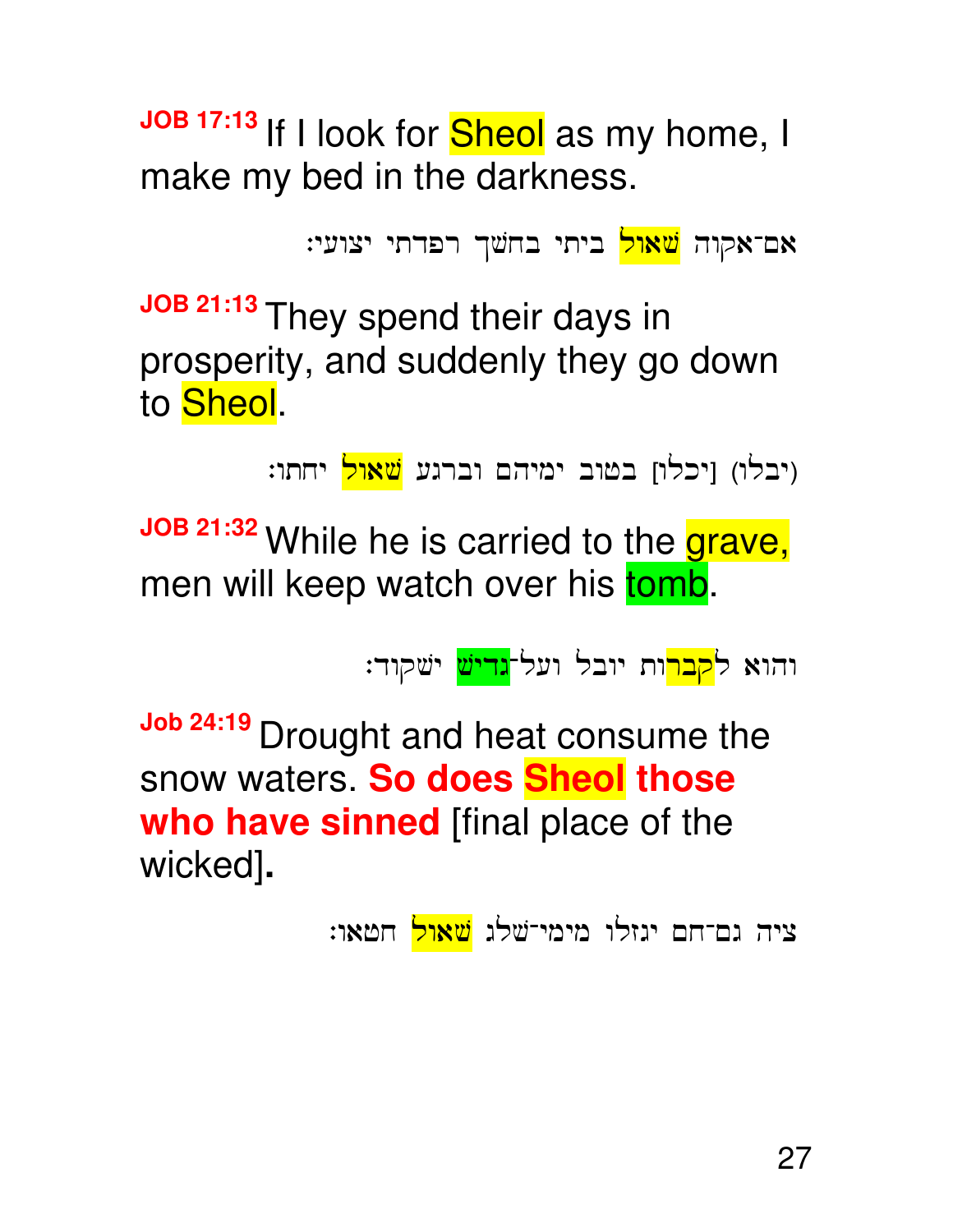**JOB 17:13** If I look for Sheol as my home, I make my bed in the darkness.

אם־אקוה שאול ביתי בחשך רפדתי יצועי׃

**JOB 21:13** They spend their days in prosperity, and suddenly they go down to Sheol.

(יבלו) [יכלו] בטוב ימיהם וברגע שאול יחתו׃

**JOB 21:32** While he is carried to the grave, men will keep watch over his tomb.

והוא לקברות יובל ועל־גדיש ישקוד׃

**Job 24:19** Drought and heat consume the snow waters. **So does Sheol those who have sinned** [final place of the wicked]**.**

ציה גם־חם יגזלו מימי־שלג שאול חטאו׃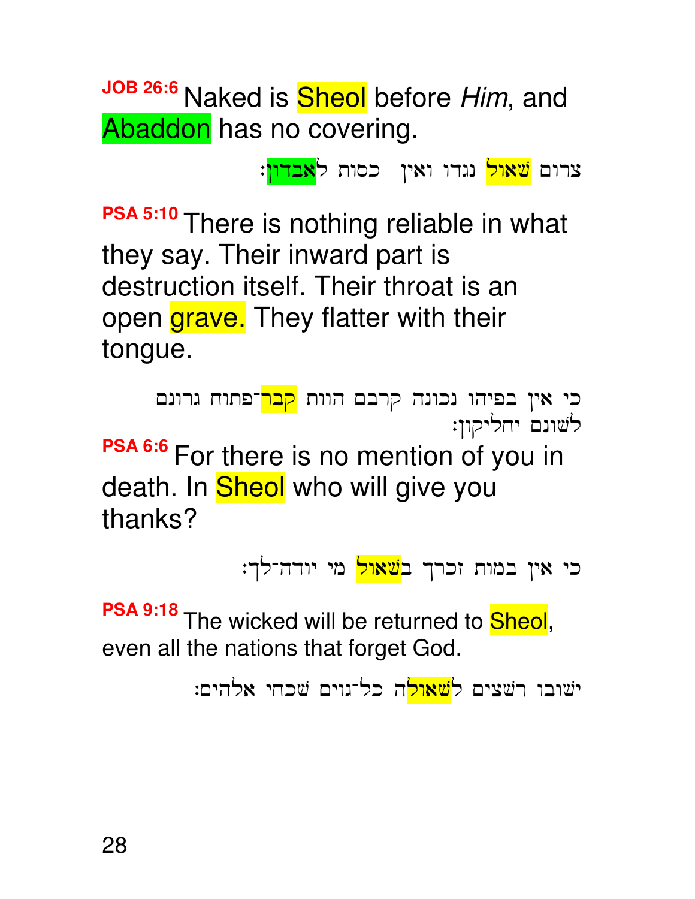**JOB 26:6** Naked is Sheol before *Him*, and Abaddon has no covering.

צרום שאול נגדו ואין כסות לאבדון׃

**PSA 5:10** There is nothing reliable in what they say. Their inward part is destruction itself. Their throat is an open grave. They flatter with their tongue.

כי אין בפיהו נכונה קרבם הוות קבר־פתוח גרונם לשונם יחליקון׃

**PSA 6:6** For there is no mention of you in death. In Sheol who will give you thanks?

כי אין במות זכרך בשאול מי יודה־לך׃

**PSA 9:18** The wicked will be returned to Sheol, even all the nations that forget God.

ישובו רשעים לשאולה כל־גוים שכחי אלהים׃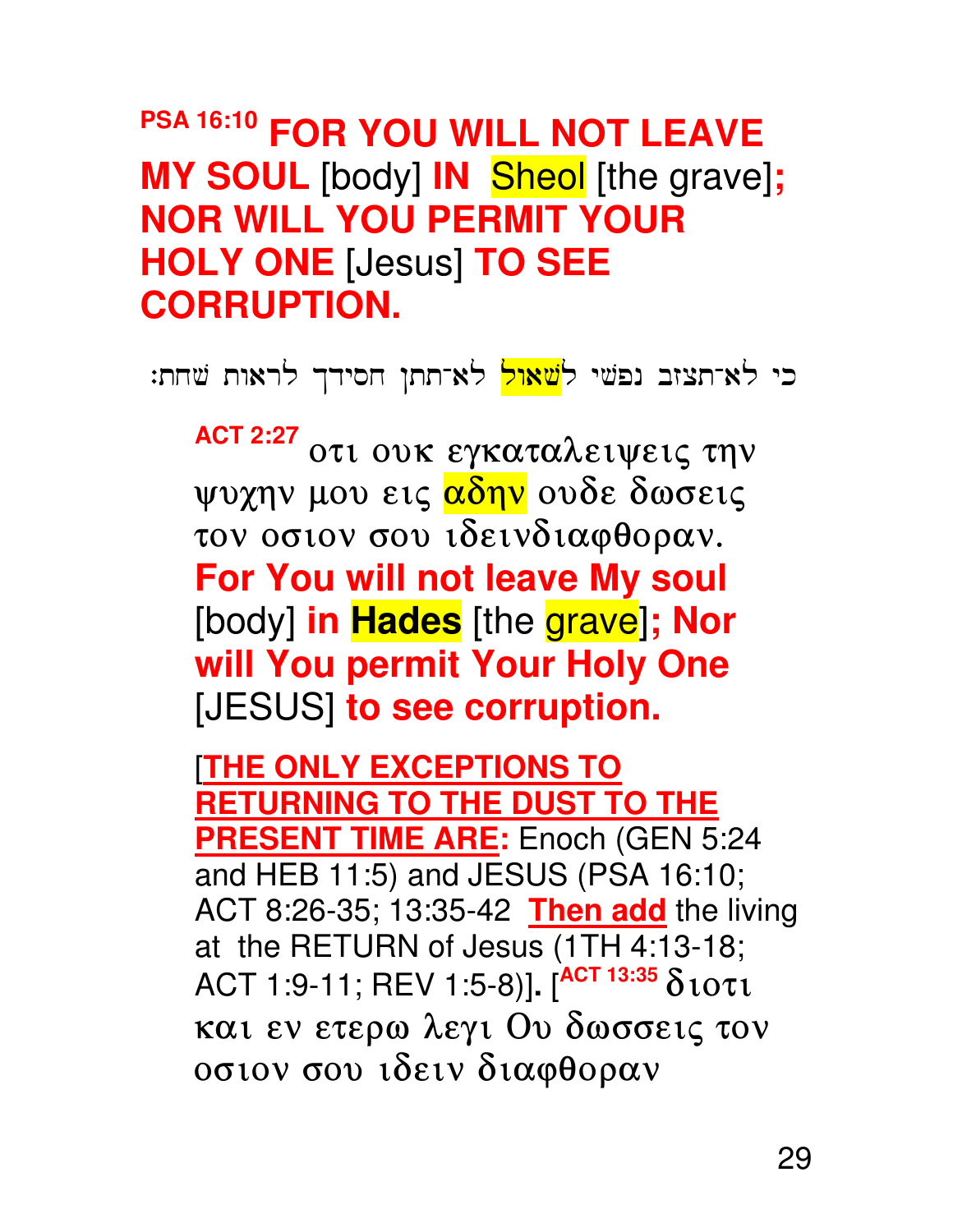**PSA 16:10 FOR YOU WILL NOT LEAVE MY SOUL** [body] **IN Sheol** [the grave]**; NOR WILL YOU PERMIT YOUR HOLY ONE** [Jesus] **TO SEE CORRUPTION.**

כי לא־תעזב נפשי לשאול לא־תתן חסידך לראות שחת׃

**ACT 2:27** οτι ουκ εγκαταλειψεις την ψυχην μου εις αδην ουδε δωσεις τον οσιον σου ιδεινδιαφθοραν. **For You will not leave My soul** [body] **in Hades** [the grave]**; Nor will You permit Your Holy One** [JESUS] **to see corruption.**

[**THE ONLY EXCEPTIONS TO RETURNING TO THE DUST TO THE PRESENT TIME ARE:** Enoch (GEN 5:24 and HEB 11:5) and JESUS (PSA 16:10; ACT 8:26-35; 13:35-42 **Then add** the living at the RETURN of Jesus (1TH 4:13-18; ACT 1:9-11; REV 1:5-8)]. [**ACT 13:35** διοτι και εν ετερω λεγι Ου δωσσεις τον οσιον σου ιδειν διαφθοραν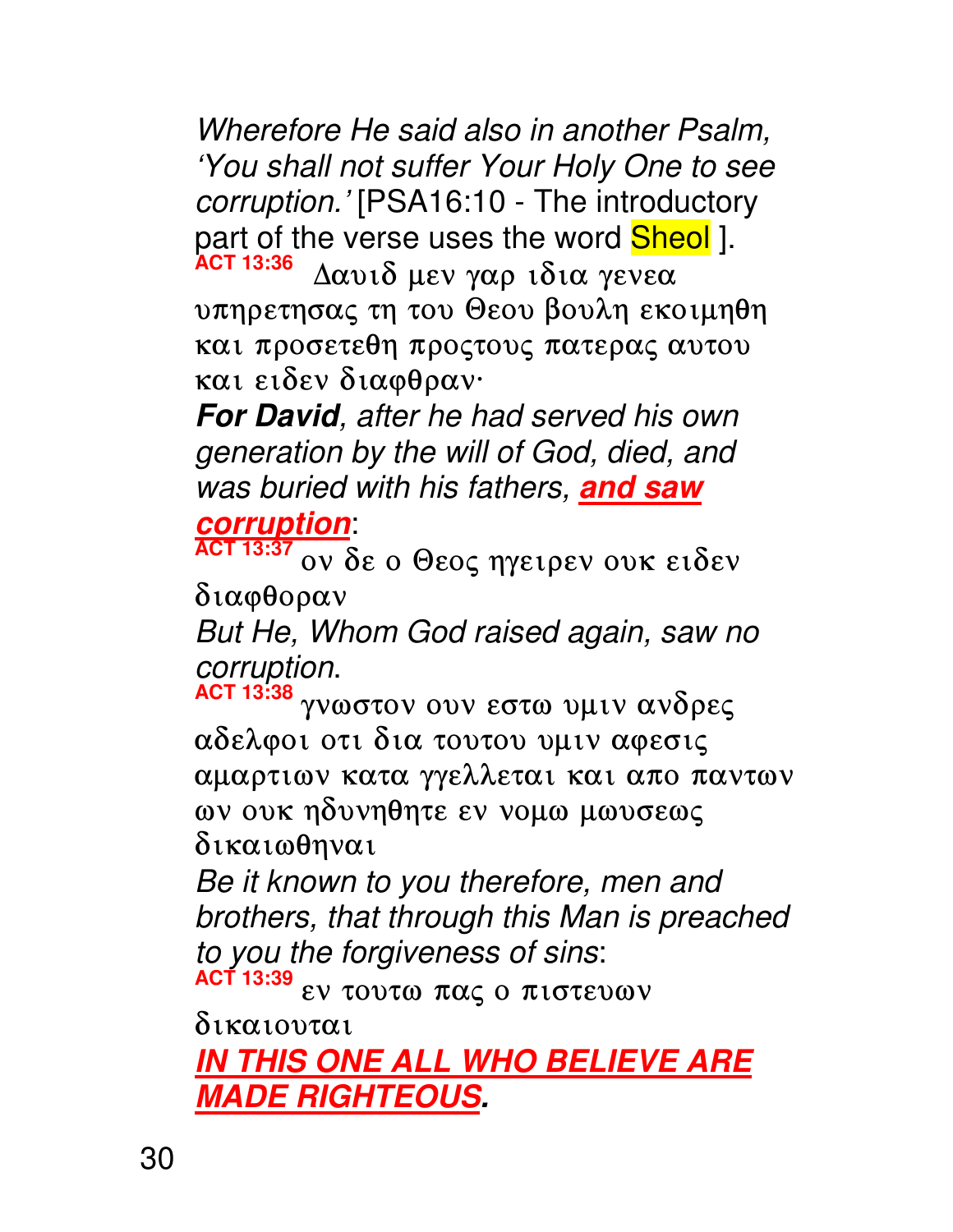*Wherefore He said also in another Psalm, 'You shall not suffer Your Holy One to see corruption.'* [PSA16:10 - The introductory part of the verse uses the word Sheol ].

**ACT 13:36** Δαυιδ μεν γαρ ιδια γενεα υπηρετησας τη του Θεου βουλη εκοιμηθη και προσετεθη προςτους πατερας αυτου και ειδεν διαφθραν·

***For David**, after he had served his own generation by the will of God, died, and was buried with his fathers, **and saw corruption***:

**ACT 13:37** ον δε ο Θεος ηγειρεν ουκ ειδεν διαφθοραν

*But He, Whom God raised again, saw no corruption*.

**ACT 13:38** γνωστον ουν εστω υμιν ανδρες αδελφοι οτι δια τουτου υμιν αφεσις αμαρτιων κατα γγελλεται και απο παντων ων ουκ ηδυνηθητε εν νομω μωυσεως δικαιωθηναι

*Be it known to you therefore, men and brothers, that through this Man is preached to you the forgiveness of sins*:

**ACT 13:39** εν τουτω πας ο πιστευων δικαιουται

***IN THIS ONE ALL WHO BELIEVE ARE MADE RIGHTEOUS.***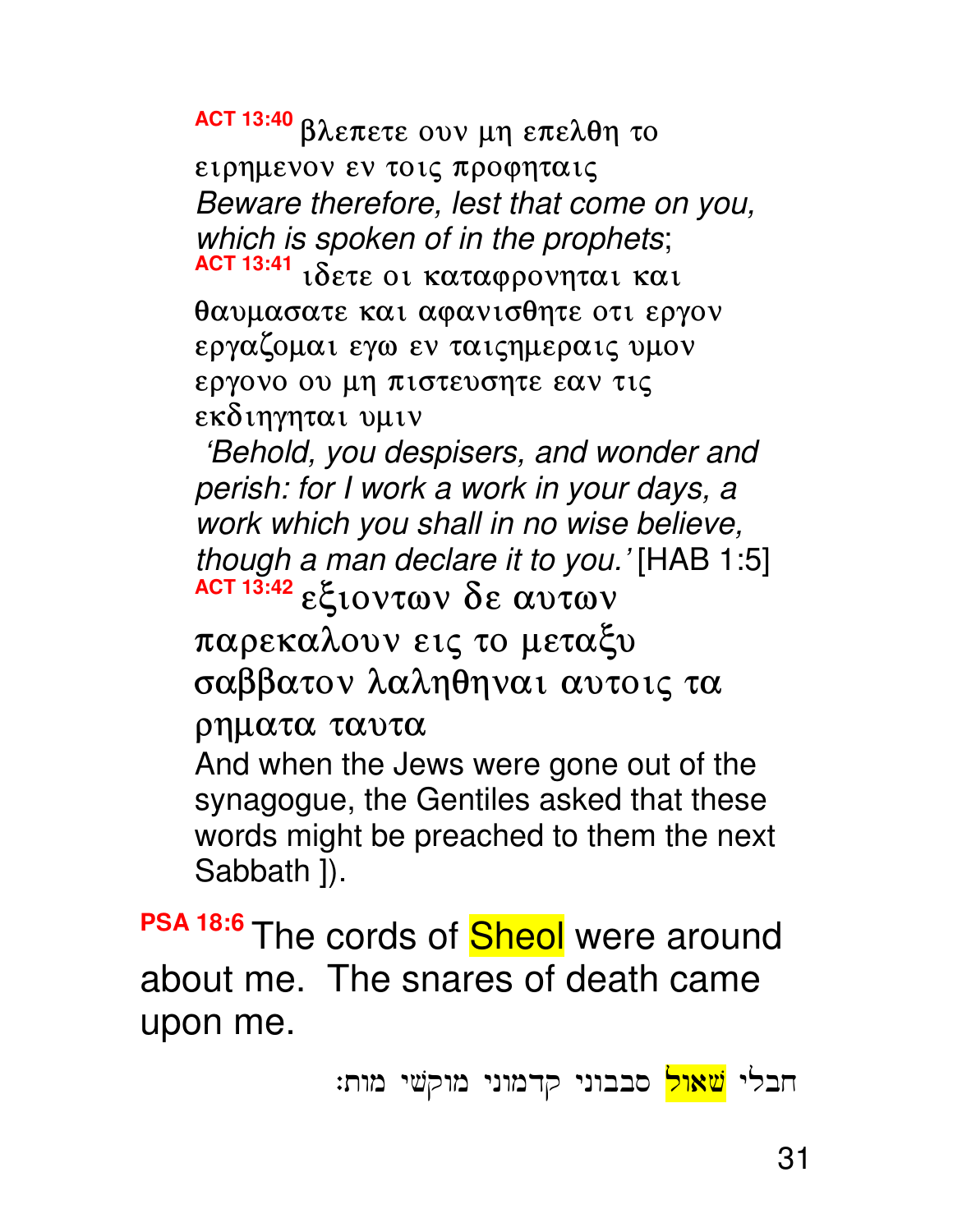**ACT 13:40** βλεπετε ουν μη επελθη το ειρημενον εν τοις προφηταις
*Beware therefore, lest that come on you, which is spoken of in the prophets*;
**ACT 13:41** ιδετε οι καταφρονηται και θαυμασατε και αφανισθητε οτι εργον εργαζομαι εγω εν ταιςημεραις υμον εργονο ου μη πιστευσητε εαν τις εκδιηγηται υμιν
*'Behold, you despisers, and wonder and perish: for I work a work in your days, a work which you shall in no wise believe, though a man declare it to you.'* [HAB 1:5]
**ACT 13:42** εξιοντων δε αυτων παρεκαλουν εις το μεταξυ σαββατον λαληθηναι αυτοις τα ρηματα ταυτα
And when the Jews were gone out of the synagogue, the Gentiles asked that these words might be preached to them the next Sabbath ]).

**PSA 18:6** The cords of Sheol were around about me. The snares of death came upon me.

חבלי שׁאול סבבוני קדמוני מוקשׁי מות׃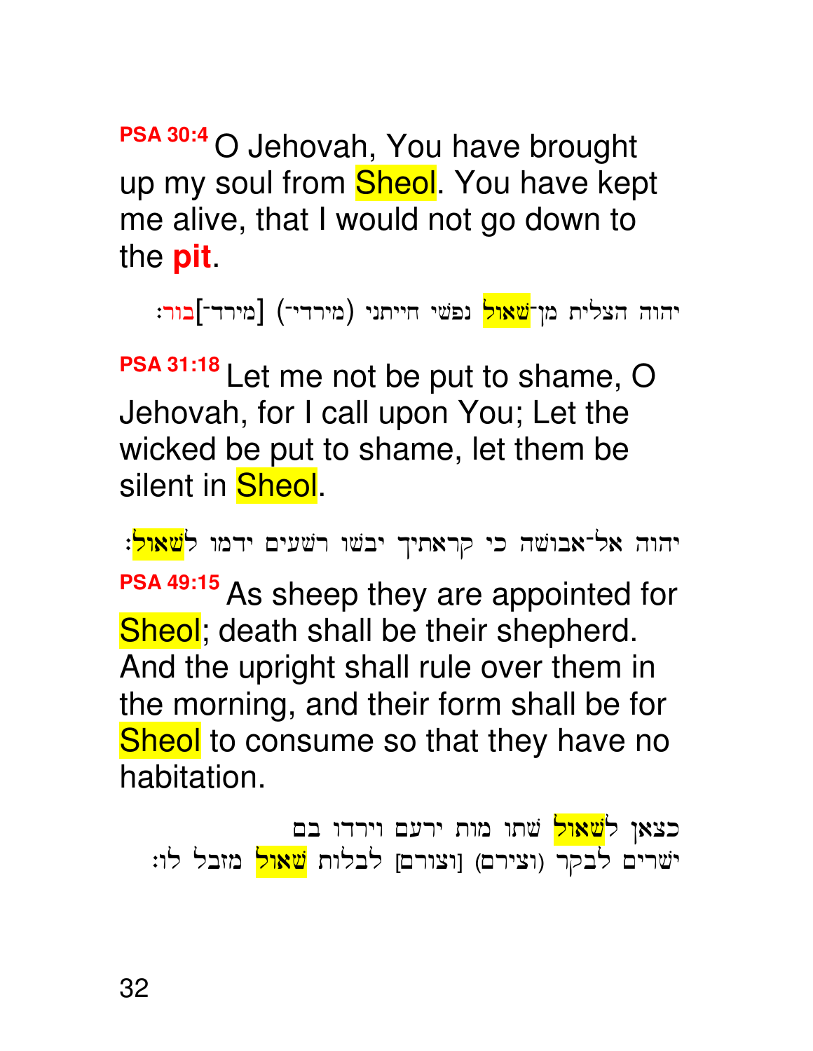**PSA 30:4** O Jehovah, You have brought up my soul from Sheol. You have kept me alive, that I would not go down to the **pit**.

יהוה הצלית מן־שאול נפשי חייתני (מירדי־) [מירד־]בור׃

**PSA 31:18** Let me not be put to shame, O Jehovah, for I call upon You; Let the wicked be put to shame, let them be silent in Sheol.

יהוה אל־אבושה כי קראתיך יבשו רשעים ידמו לשאול׃

**PSA 49:15** As sheep they are appointed for Sheol; death shall be their shepherd. And the upright shall rule over them in the morning, and their form shall be for Sheol to consume so that they have no habitation.

כצאן לשאול שתו מות ירעם וירדו בם
ישרים לבקר (וצירם) [וצורם] לבלות שאול מזבל לו׃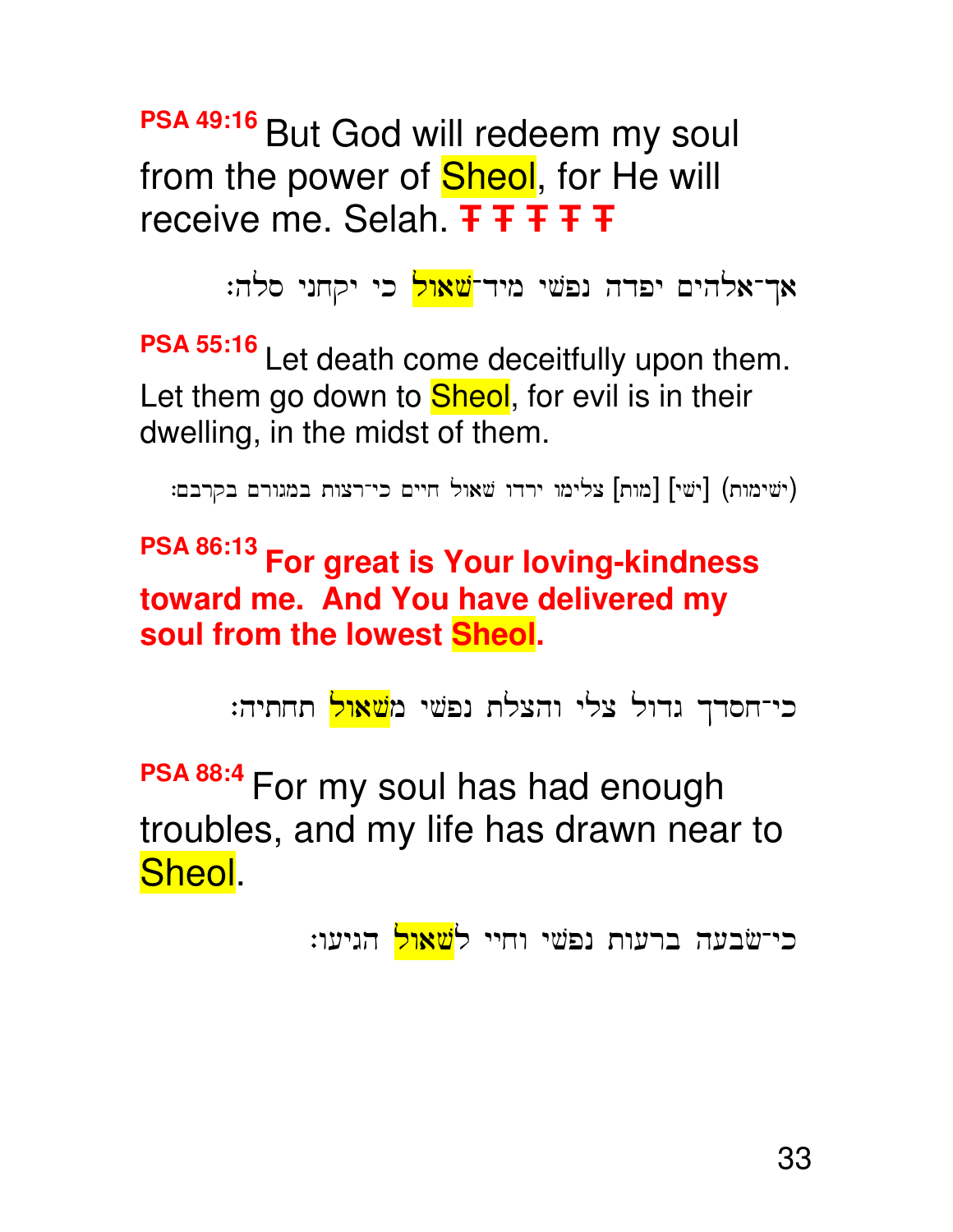**PSA 49:16** But God will redeem my soul from the power of Sheol, for He will receive me. Selah. **Ŧ Ŧ Ŧ Ŧ Ŧ**

אך־אלהים יפדה נפשי מיד־שאול כי יקחני סלה׃

**PSA 55:16** Let death come deceitfully upon them. Let them go down to Sheol, for evil is in their dwelling, in the midst of them.

(ישימות) [ישי] [מות] עלימו ירדו שאול חיים כי־רעות במגורם בקרבם׃

**PSA 86:13** **For great is Your loving-kindness toward me. And You have delivered my soul from the lowest Sheol.**

כי־חסדך גדול עלי והצלת נפשי משאול תחתיה׃

**PSA 88:4** For my soul has had enough troubles, and my life has drawn near to Sheol.

כי־שׂבעה ברעות נפשי וחיי לשאול הגיעו׃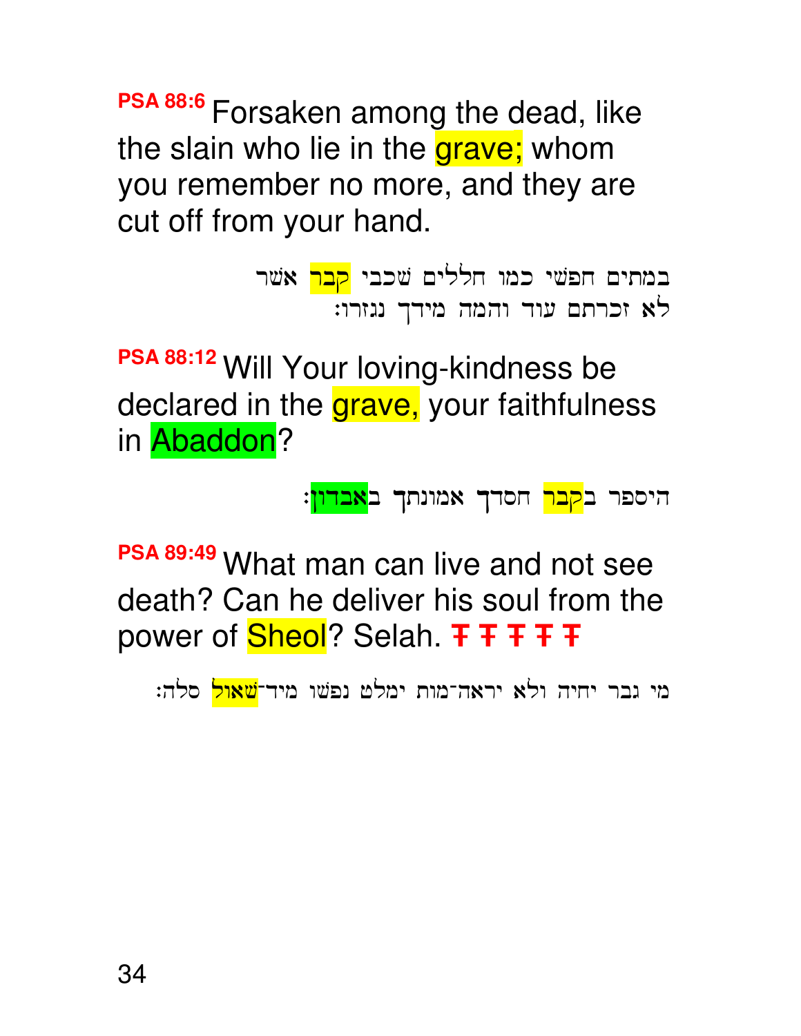**PSA 88:6** Forsaken among the dead, like the slain who lie in the grave; whom you remember no more, and they are cut off from your hand.

במתים חפשׁי כמו חללים שׁכבי קבר אשׁר לא זכרתם עוד והמה מידך נגזרו׃

**PSA 88:12** Will Your loving-kindness be declared in the grave, your faithfulness in Abaddon?

היספר בקבר חסדך אמונתך באבדון׃

**PSA 89:49** What man can live and not see death? Can he deliver his soul from the power of Sheol? Selah. Ŧ Ŧ Ŧ Ŧ Ŧ

מי גבר יחיה ולא יראה־מות ימלט נפשׁו מיד־שׁאול סלה׃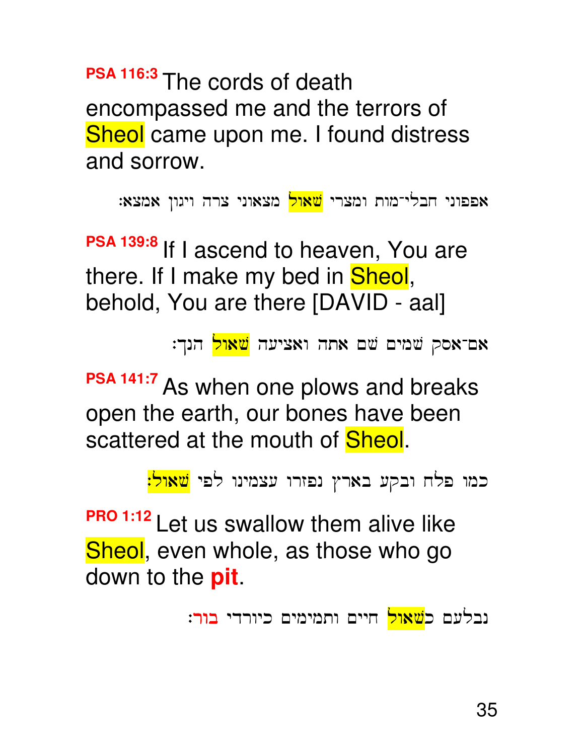**PSA 116:3** The cords of death encompassed me and the terrors of Sheol came upon me. I found distress and sorrow.

אפפוני חבלי־מות ומצרי שאול מצאוני צרה ויגון אמצא׃

**PSA 139:8** If I ascend to heaven, You are there. If I make my bed in Sheol, behold, You are there [DAVID - aal]

אם־אסק שמים שם אתה ואציעה שאול הנך׃

**PSA 141:7** As when one plows and breaks open the earth, our bones have been scattered at the mouth of Sheol.

כמו פלח ובקע בארץ נפזרו עצמינו לפי שאול׃

**PRO 1:12** Let us swallow them alive like Sheol, even whole, as those who go down to the **pit**.

נבלעם כשאול חיים ותמימים כיורדי בור׃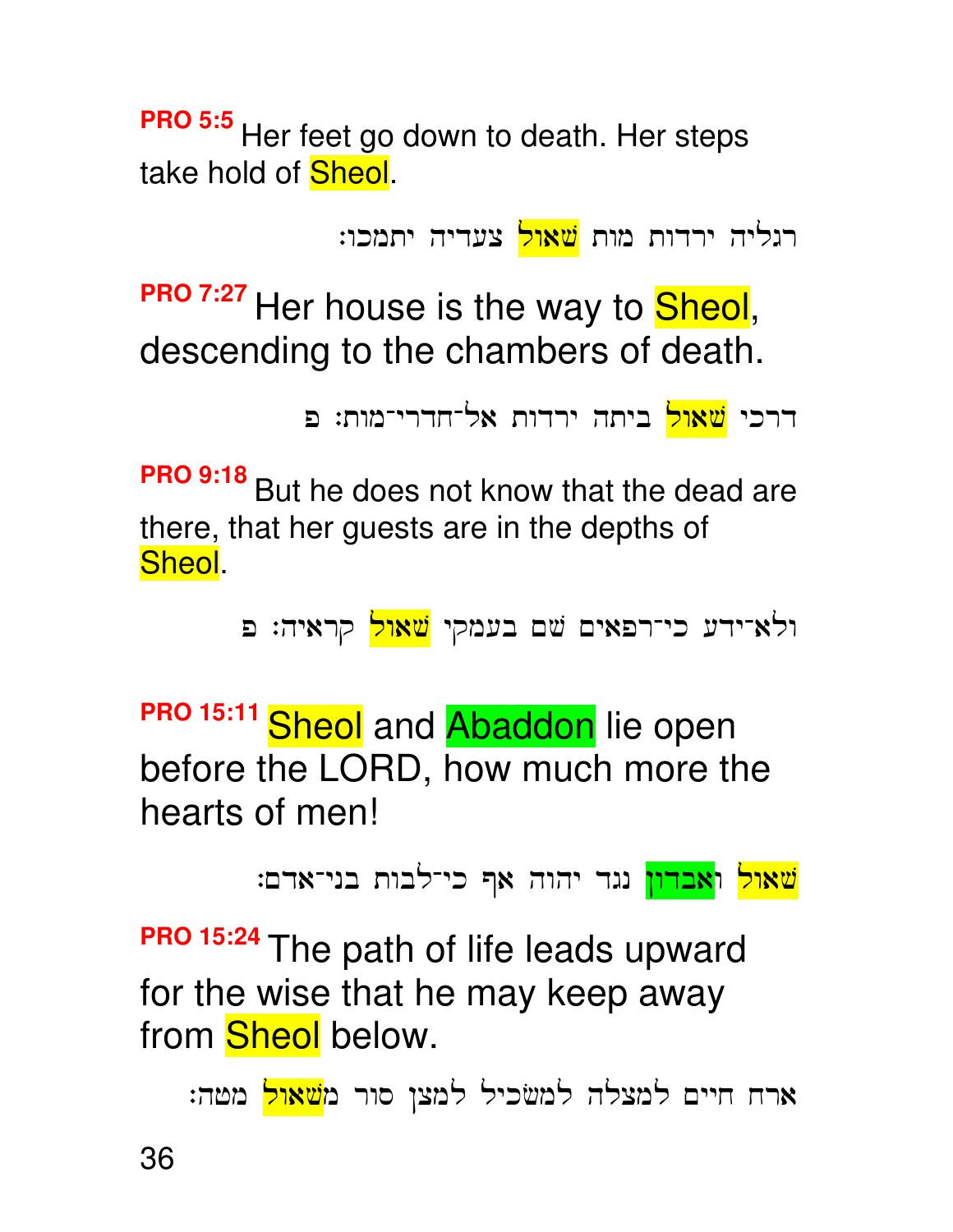**PRO 5:5** Her feet go down to death. Her steps take hold of Sheol.

רגליה ירדות מות שׁאול צעדיה יתמכו׃

**PRO 7:27** Her house is the way to Sheol, descending to the chambers of death.

דרכי שׁאול ביתה ירדות אל־חדרי־מות׃ פ

**PRO 9:18** But he does not know that the dead are there, that her guests are in the depths of Sheol.

ולא־ידע כי־רפאים שׁם בעמקי שׁאול קראיה׃ פ

**PRO 15:11** Sheol and Abaddon lie open before the LORD, how much more the hearts of men!

שׁאול ואבדון נגד יהוה אף כי־לבות בני־אדם׃

**PRO 15:24** The path of life leads upward for the wise that he may keep away from Sheol below.

ארח חיים למעלה למשׂכיל למען סור משׁאול מטה׃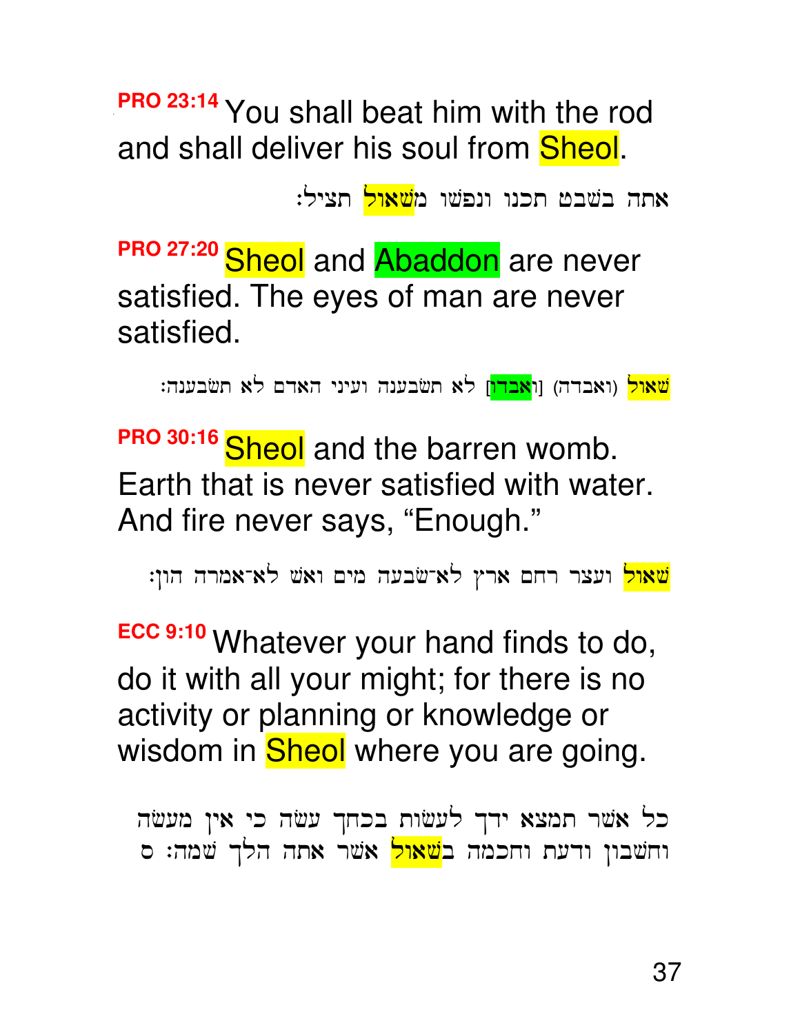**PRO 23:14** You shall beat him with the rod and shall deliver his soul from Sheol.

אתה בשׁבט תכנו ונפשׁו משׁאול תציל׃

**PRO 27:20** Sheol and Abaddon are never satisfied. The eyes of man are never satisfied.

שׁאול (ואבדה) [ואבדו] לא תשׂבענה ועיני האדם לא תשׂבענה׃

**PRO 30:16** Sheol and the barren womb. Earth that is never satisfied with water. And fire never says, “Enough.”

שׁאול ועצר רחם ארץ לא־שׂבעה מים ואשׁ לא־אמרה הון׃

**ECC 9:10** Whatever your hand finds to do, do it with all your might; for there is no activity or planning or knowledge or wisdom in Sheol where you are going.

כל אשׁר תמצא ידך לעשׂות בכחך עשׂה כי אין מעשׂה וחשׁבון ודעת וחכמה בשׁאול אשׁר אתה הלך שׁמה׃ ס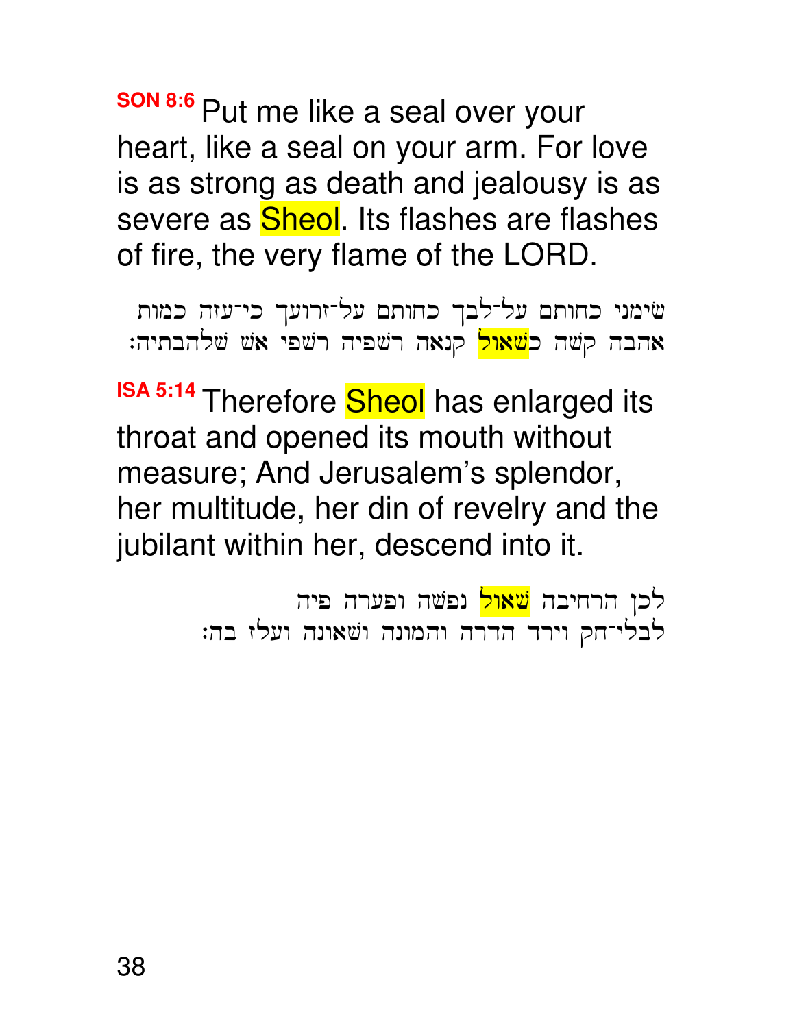**SON 8:6** Put me like a seal over your heart, like a seal on your arm. For love is as strong as death and jealousy is as severe as Sheol. Its flashes are flashes of fire, the very flame of the LORD.

שׂימני כחותם על־לבך כחותם על־זרועך כי־עזה כמות אהבה קשׁה כשׁאול קנאה רשׁפיה רשׁפי אשׁ שׁלהבתיה׃

**ISA 5:14** Therefore Sheol has enlarged its throat and opened its mouth without measure; And Jerusalem's splendor, her multitude, her din of revelry and the jubilant within her, descend into it.

לכן הרחיבה שׁאול נפשׁה ופערה פיה לבלי־חק וירד הדרה והמונה ושׁאונה ועלז בה׃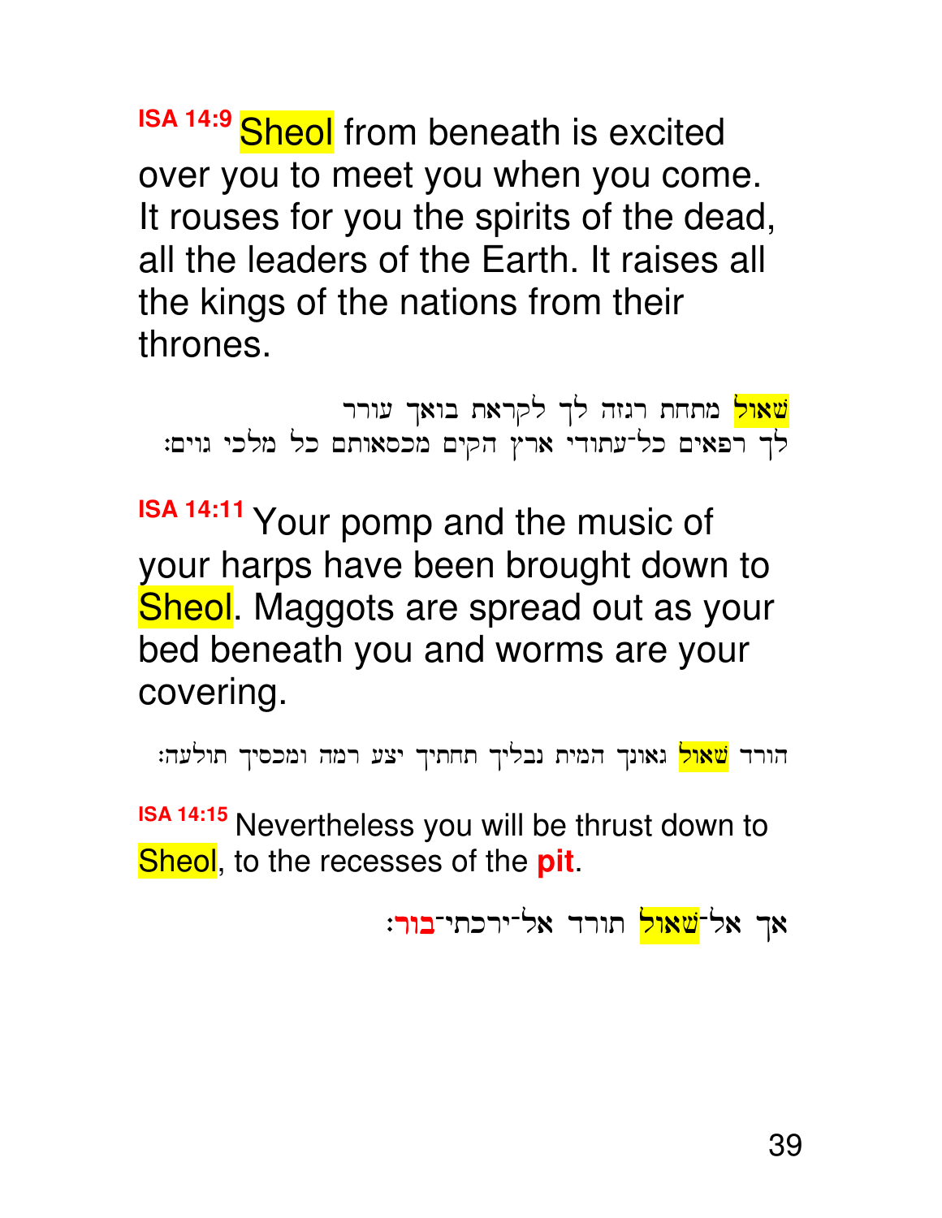**ISA 14:9** Sheol from beneath is excited over you to meet you when you come. It rouses for you the spirits of the dead, all the leaders of the Earth. It raises all the kings of the nations from their thrones.

שׁאול מתחת רגזה לך לקראת בואך עורר
לך רפאים כל־עתודי ארץ הקים מכסאותם כל מלכי גוים׃

**ISA 14:11** Your pomp and the music of your harps have been brought down to Sheol. Maggots are spread out as your bed beneath you and worms are your covering.

הורד שׁאול גאונך המית נבליך תחתיך יצע רמה ומכסיך תולעה׃

**ISA 14:15** Nevertheless you will be thrust down to Sheol, to the recesses of the **pit**.

אך אל־שׁאול תורד אל־ירכתי־בור׃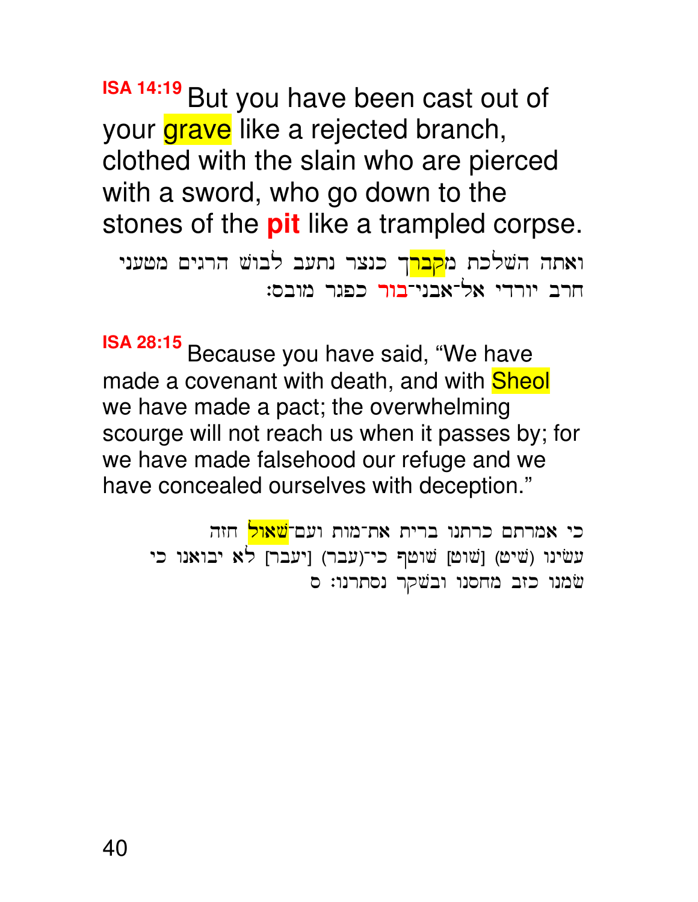**ISA 14:19** But you have been cast out of your grave like a rejected branch, clothed with the slain who are pierced with a sword, who go down to the stones of the **pit** like a trampled corpse.

ואתה השלכת מקברך כנצר נתעב לבוש הרגים מטעני חרב יורדי אל־אבני־בור כפגר מובס׃

**ISA 28:15** Because you have said, “We have made a covenant with death, and with Sheol we have made a pact; the overwhelming scourge will not reach us when it passes by; for we have made falsehood our refuge and we have concealed ourselves with deception.”

כי אמרתם כרתנו ברית את־מות ועם־שאול חזה עשׂינו (שׁיט) [שׁוט] שׁוטף כי־(עבר) [יעבר] לא יבואנו כי שׂמנו כזב מחסנו ובשׁקר נסתרנו׃ ס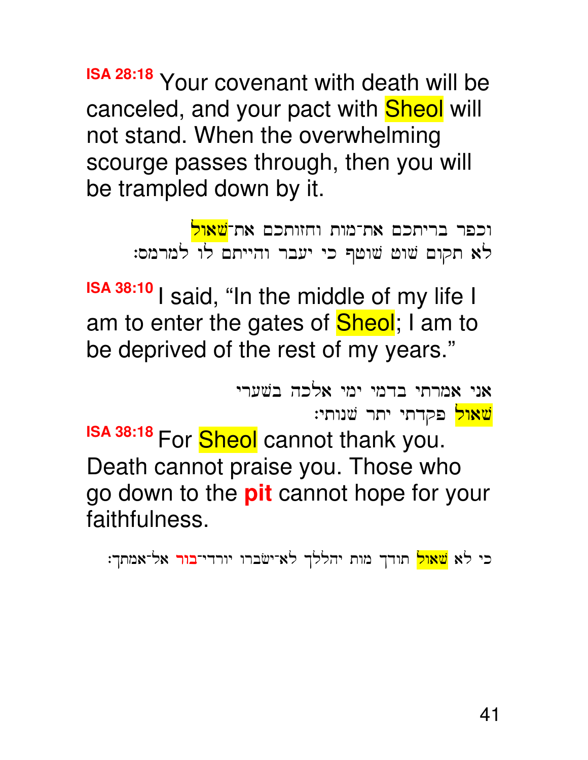**ISA 28:18** Your covenant with death will be canceled, and your pact with Sheol will not stand. When the overwhelming scourge passes through, then you will be trampled down by it.

וכפר בריתכם את־מות וחזותכם את־שׁאול
לא תקום שׁוט שׁוטף כי יעבר והייתם לו למרמס׃

**ISA 38:10** I said, “In the middle of my life I am to enter the gates of Sheol; I am to be deprived of the rest of my years.”

אני אמרתי בדמי ימי אלכה בשׁערי
שׁאול פקדתי יתר שׁנותי׃

**ISA 38:18** For Sheol cannot thank you. Death cannot praise you. Those who go down to the **pit** cannot hope for your faithfulness.

כי לא שׁאול תודך מות יהללך לא־ישׂברו יורדי־בור אל־אמתך׃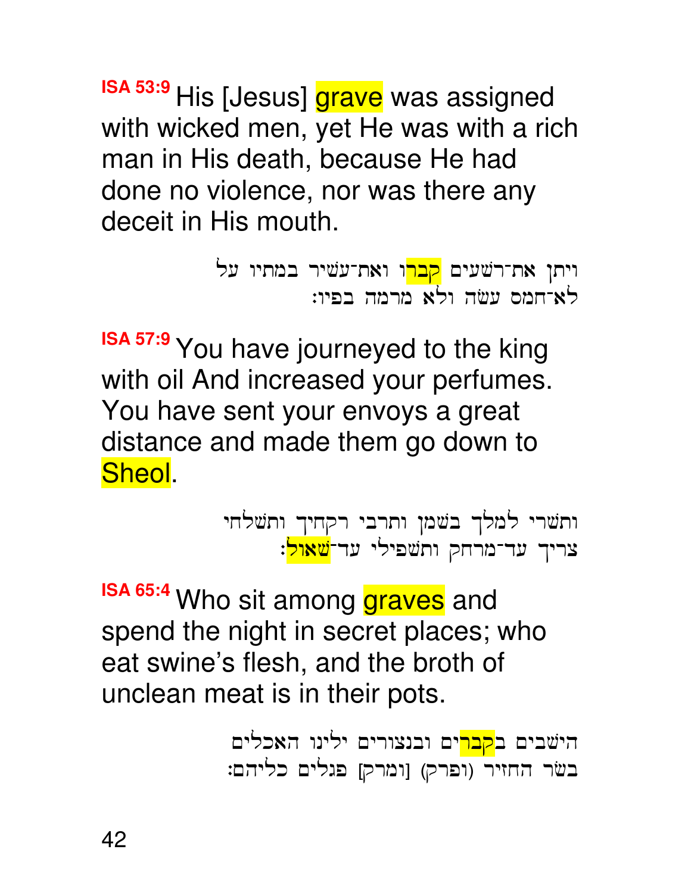**ISA 53:9** His [Jesus] grave was assigned with wicked men, yet He was with a rich man in His death, because He had done no violence, nor was there any deceit in His mouth.

ויתן את־רשעים קברו ואת־עשיר במתיו על
לא־חמס עשה ולא מרמה בפיו׃

**ISA 57:9** You have journeyed to the king with oil And increased your perfumes. You have sent your envoys a great distance and made them go down to Sheol.

ותשרי למלך בשמן ותרבי רקחיך ותשלחי
צריך עד־מרחק ותשפילי עד־שאול׃

**ISA 65:4** Who sit among graves and spend the night in secret places; who eat swine's flesh, and the broth of unclean meat is in their pots.

הישבים בקברים ובנצורים ילינו האכלים
בשר החזיר (ופרק) [ומרק] פגלים כליהם׃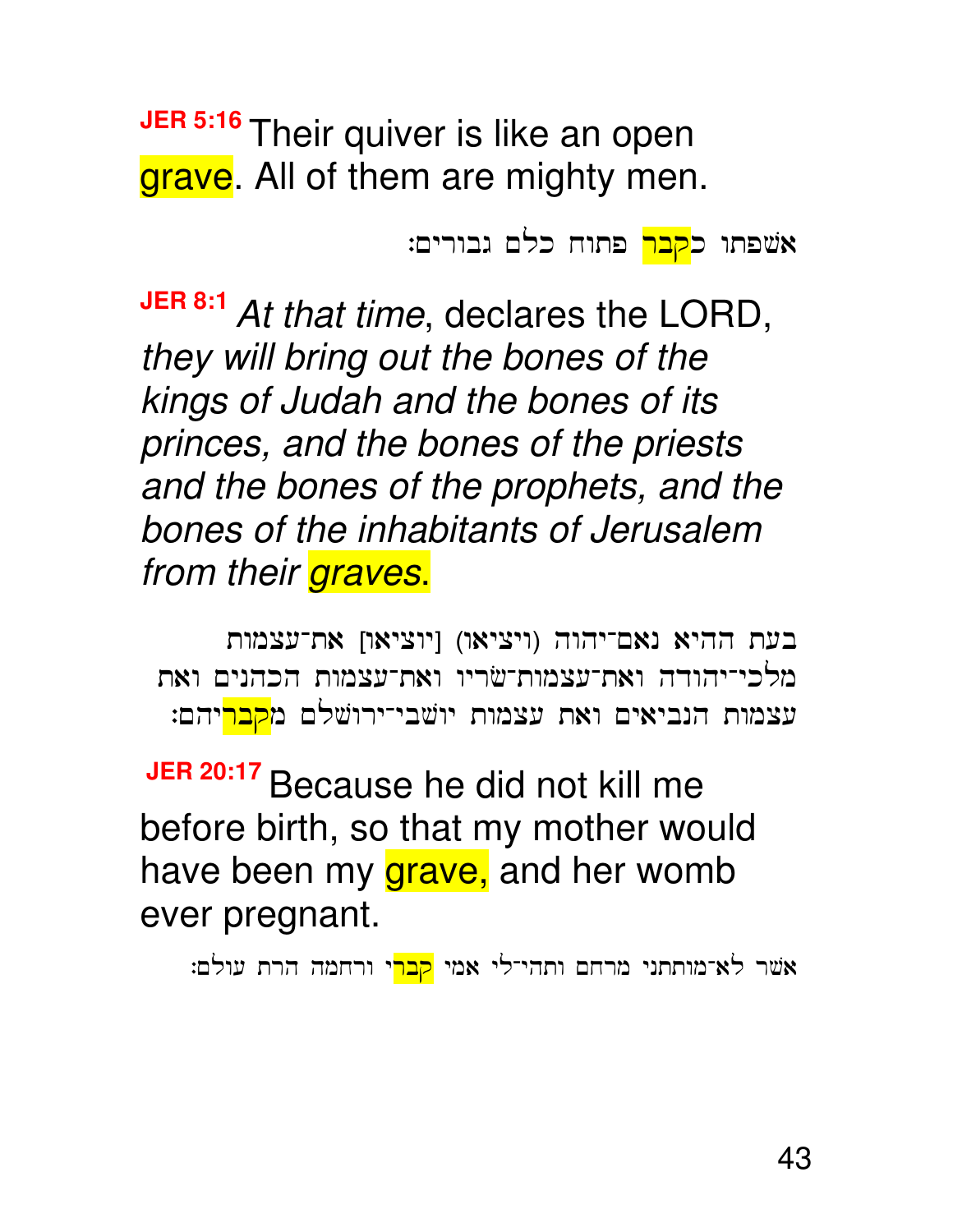**JER 5:16** Their quiver is like an open grave. All of them are mighty men.

אשפתו כקבר פתוח כלם גבורים׃

**JER 8:1** *At that time*, declares the LORD, *they will bring out the bones of the kings of Judah and the bones of its princes, and the bones of the priests and the bones of the prophets, and the bones of the inhabitants of Jerusalem from their graves.*

בעת ההיא נאם־יהוה (ויציאו) [יוציאו] את־עצמות מלכי־יהודה ואת־עצמות־שׂריו ואת־עצמות הכהנים ואת עצמות הנביאים ואת עצמות יושבי־ירושלם מקבריהם׃

**JER 20:17** Because he did not kill me before birth, so that my mother would have been my grave, and her womb ever pregnant.

אשר לא־מותתני מרחם ותהי־לי אמי קברי ורחמה הרת עולם׃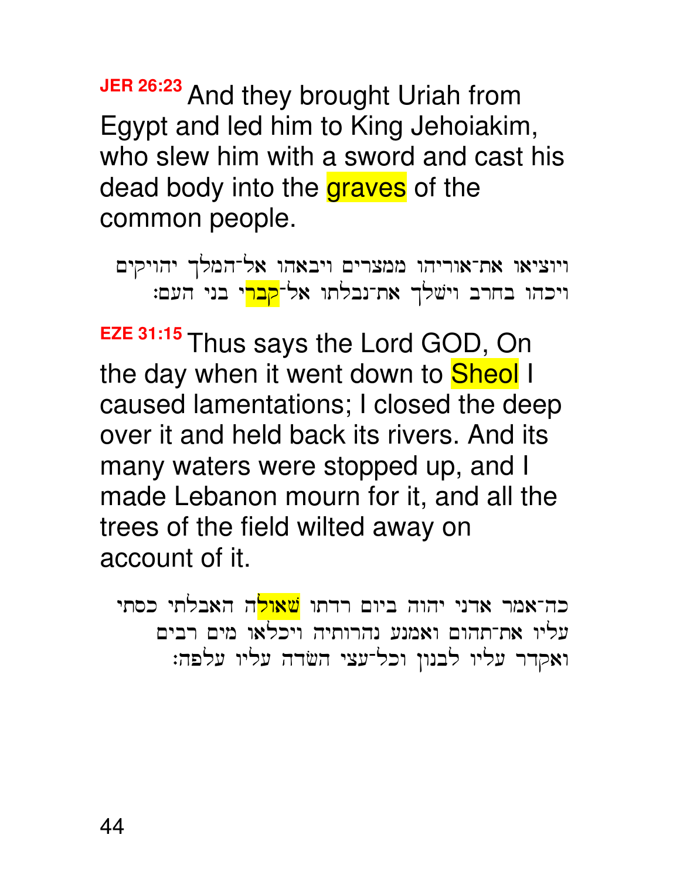**JER 26:23** And they brought Uriah from Egypt and led him to King Jehoiakim, who slew him with a sword and cast his dead body into the graves of the common people.

ויוציאו את־אוריהו ממצרים ויבאהו אל־המלך יהויקים ויכהו בחרב וישלך את־נבלתו אל־קברי בני העם׃

**EZE 31:15** Thus says the Lord GOD, On the day when it went down to Sheol I caused lamentations; I closed the deep over it and held back its rivers. And its many waters were stopped up, and I made Lebanon mourn for it, and all the trees of the field wilted away on account of it.

כה־אמר אדני יהוה ביום רדתו שאולה האבלתי כסתי עליו את־תהום ואמנע נהרותיה ויכלאו מים רבים ואקדר עליו לבנון וכל־עצי השדה עליו עלפה׃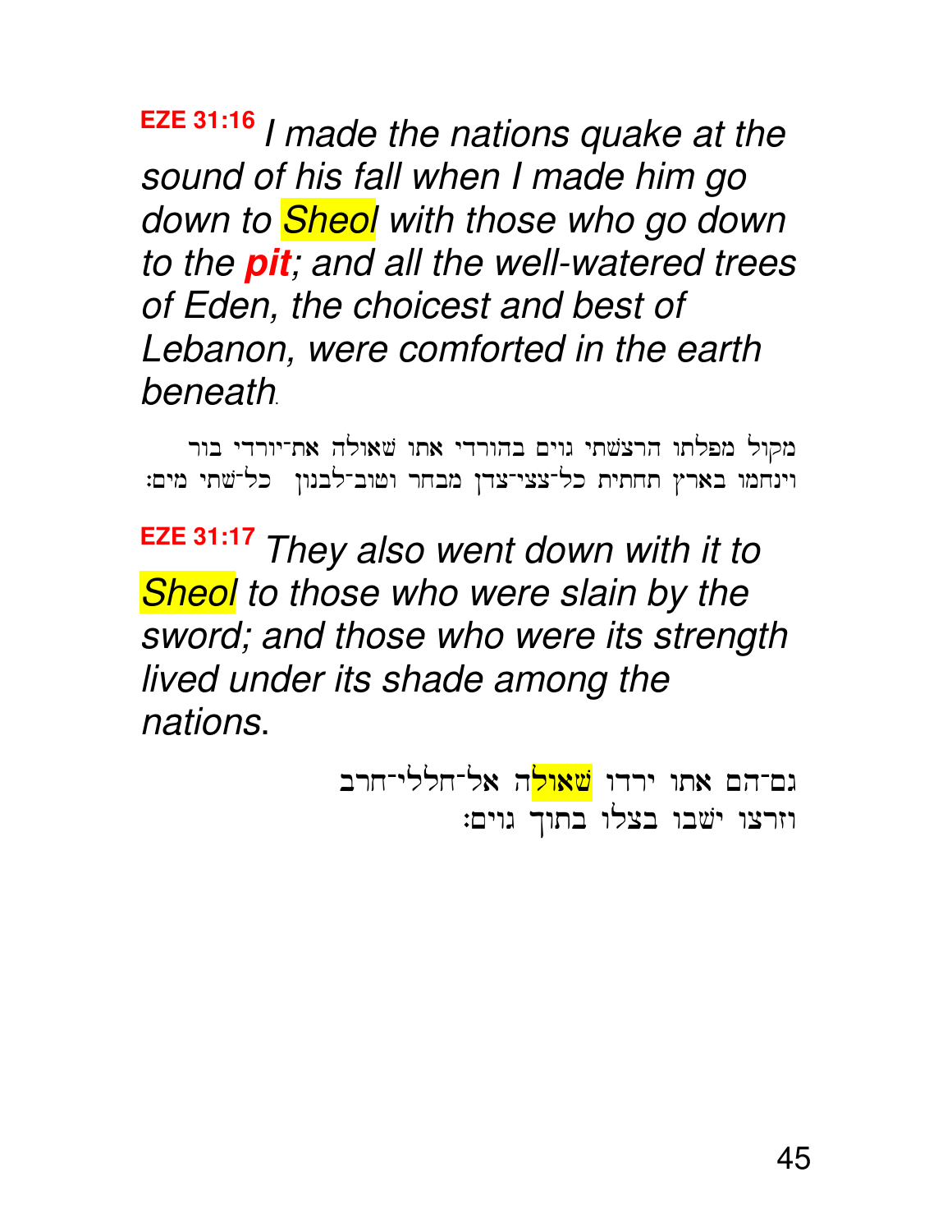**EZE 31:16** *I made the nations quake at the sound of his fall when I made him go down to Sheol with those who go down to the **pit**; and all the well-watered trees of Eden, the choicest and best of Lebanon, were comforted in the earth beneath.*

מקול מפלתו הרעשתי גוים בהורדי אתו שאולה את־יורדי בור
וינחמו בארץ תחתית כל־עצי־עדן מבחר וטוב־לבנון כל־שתי מים׃

**EZE 31:17** *They also went down with it to Sheol to those who were slain by the sword; and those who were its strength lived under its shade among the nations.*

גם־הם אתו ירדו שאולה אל־חללי־חרב
וזרעו ישבו בצלו בתוך גוים׃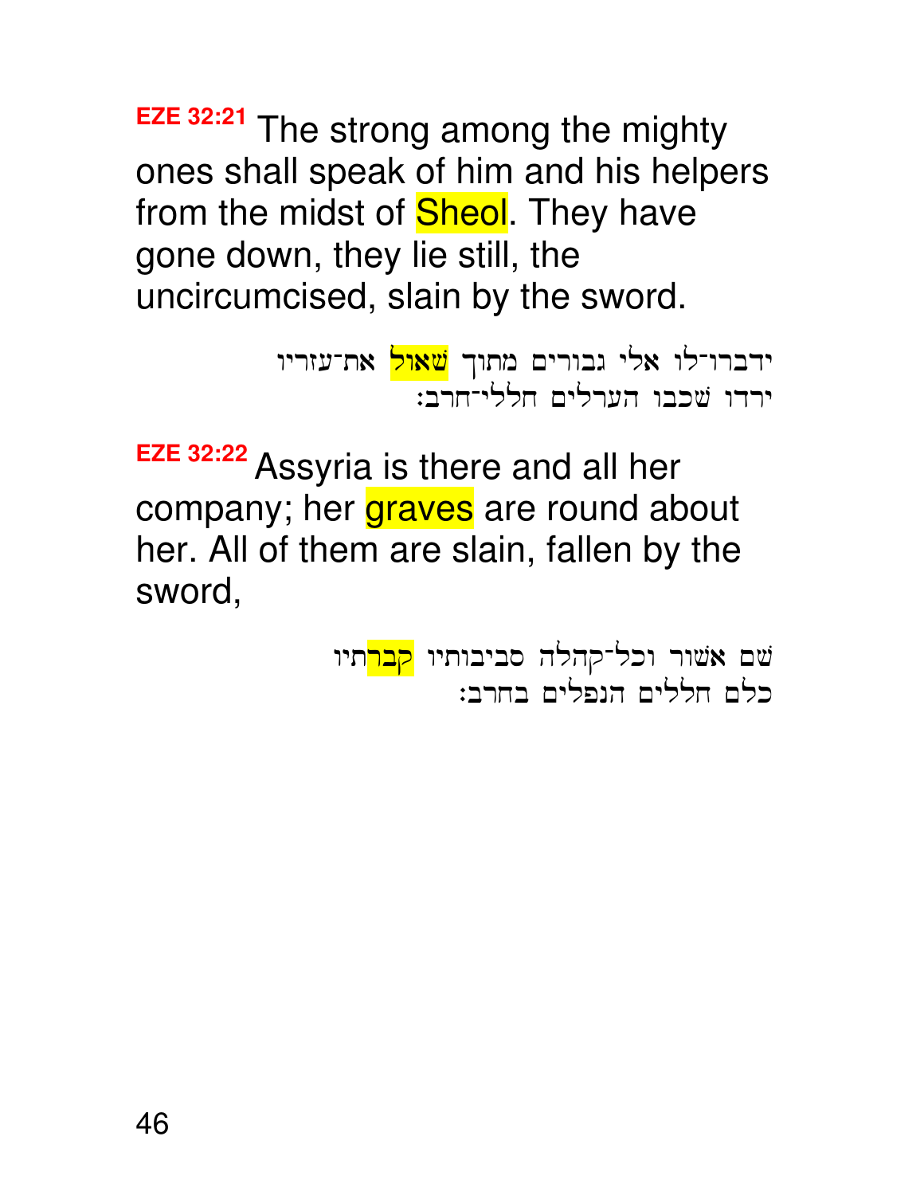**EZE 32:21** The strong among the mighty ones shall speak of him and his helpers from the midst of Sheol. They have gone down, they lie still, the uncircumcised, slain by the sword.

ידברו־לו אלי גבורים מתוך שאול את־עזריו
ירדו שכבו הערלים חללי־חרב׃

**EZE 32:22** Assyria is there and all her company; her graves are round about her. All of them are slain, fallen by the sword,

שם אשור וכל־קהלה סביבותיו קברתיו
כלם חללים הנפלים בחרב׃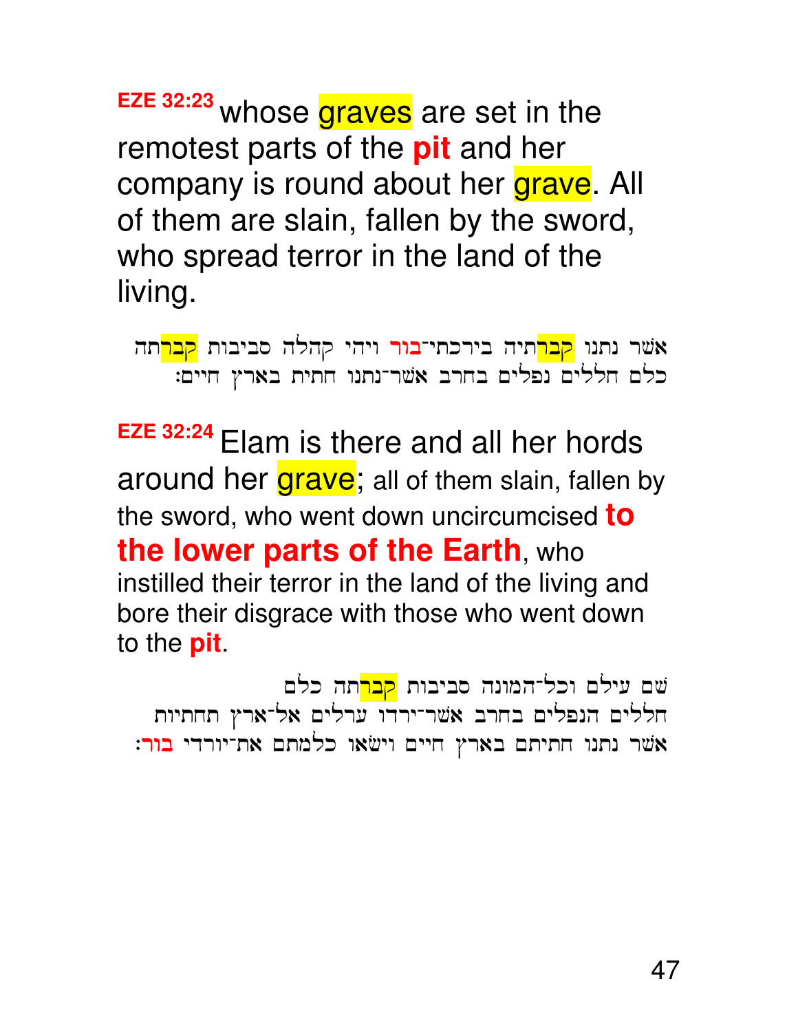**EZE 32:23** whose graves are set in the remotest parts of the **pit** and her company is round about her grave. All of them are slain, fallen by the sword, who spread terror in the land of the living.

אשׁר נתנו קברתיה בירכתי־בור ויהי קהלה סביבות קברתה כלם חללים נפלים בחרב אשׁר־נתנו חתית בארץ חיים׃

**EZE 32:24** Elam is there and all her hords around her grave; all of them slain, fallen by the sword, who went down uncircumcised **to the lower parts of the Earth**, who instilled their terror in the land of the living and bore their disgrace with those who went down to the **pit**.

שׁם עילם וכל־המונה סביבות קברתה כלם חללים הנפלים בחרב אשׁר־ירדו ערלים אל־ארץ תחתיות אשׁר נתנו חתיתם בארץ חיים וישׂאו כלמתם את־יורדי בור׃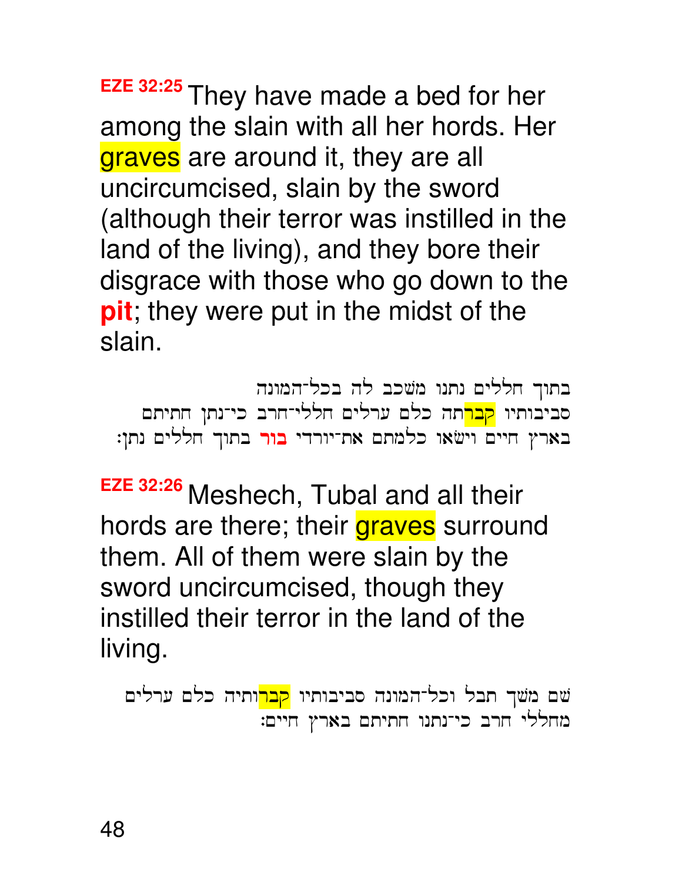**EZE 32:25** They have made a bed for her among the slain with all her hords. Her graves are around it, they are all uncircumcised, slain by the sword (although their terror was instilled in the land of the living), and they bore their disgrace with those who go down to the **pit**; they were put in the midst of the slain.

בתוך חללים נתנו משׁכב לה בכל־המונה סביבותיו קברתה כלם ערלים חללי־חרב כי־נתן חתיתם בארץ חיים וישׂאו כלמתם את־יורדי **בור** בתוך חללים נתן׃

**EZE 32:26** Meshech, Tubal and all their hords are there; their graves surround them. All of them were slain by the sword uncircumcised, though they instilled their terror in the land of the living.

שׁם משׁך תבל וכל־המונה סביבותיו קברותיה כלם ערלים מחללי חרב כי־נתנו חתיתם בארץ חיים׃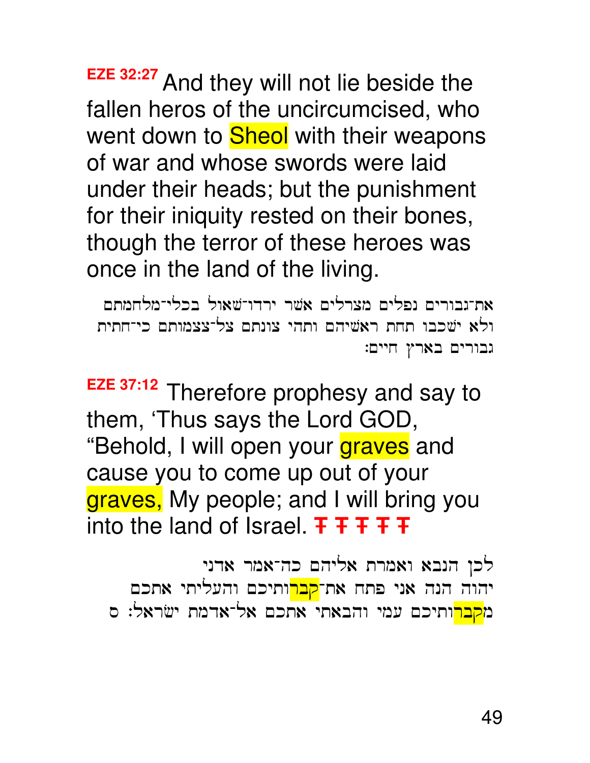**EZE 32:27** And they will not lie beside the fallen heros of the uncircumcised, who went down to Sheol with their weapons of war and whose swords were laid under their heads; but the punishment for their iniquity rested on their bones, though the terror of these heroes was once in the land of the living.

את־גבורים נפלים מצרלים אשר ירדו־שאול בכלי־מלחמתם ולא ישכבו תחת ראשיהם ותהי צונתם צל־צצמותם כי־חתית גבורים בארץ חיים:

**EZE 37:12** Therefore prophesy and say to them, 'Thus says the Lord GOD, "Behold, I will open your graves and cause you to come up out of your graves, My people; and I will bring you into the land of Israel. Ŧ Ŧ Ŧ Ŧ Ŧ

לכן הנבא ואמרת אליהם כה־אמר אדני יהוה הנה אני פתח את־קברותיכם והעליתי אתכם מקברותיכם עמי והבאתי אתכם אל־אדמת ישׂראל: ס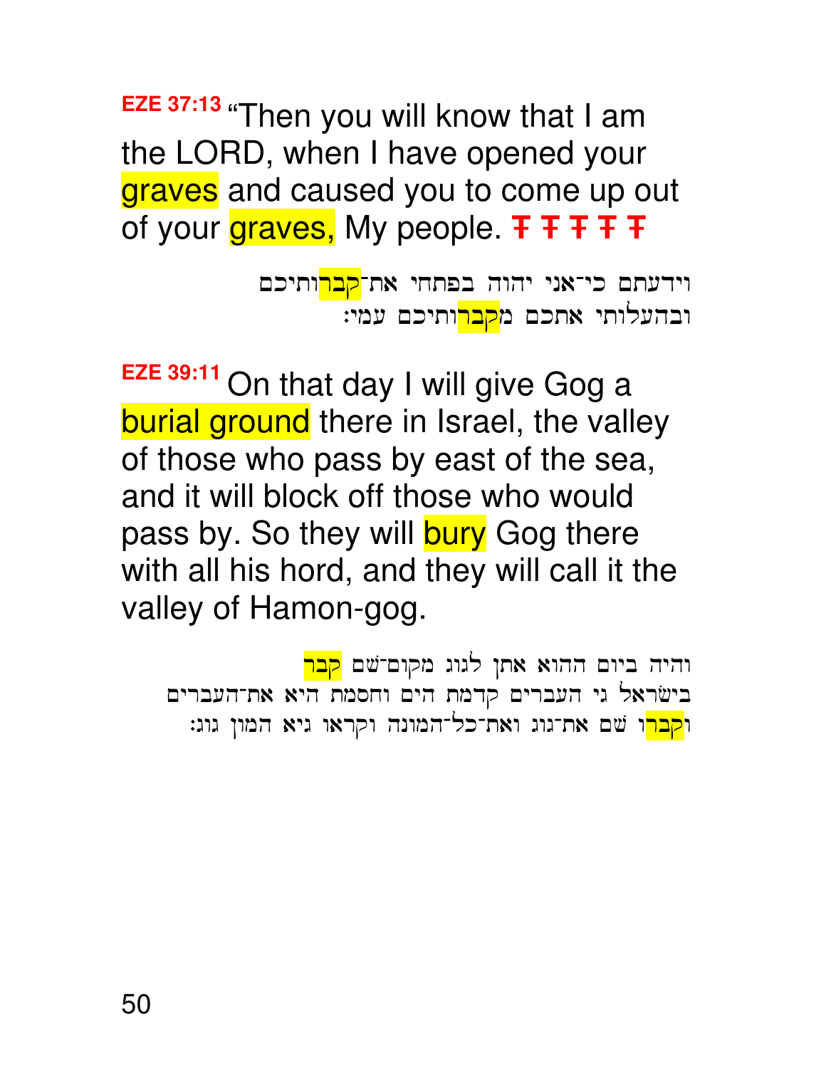**EZE 37:13** “Then you will know that I am the LORD, when I have opened your graves and caused you to come up out of your graves, My people. Ŧ Ŧ Ŧ Ŧ Ŧ

וידעתם כי־אני יהוה בפתחי את־קברותיכם ובהעלותי אתכם מקברותיכם עמי׃

**EZE 39:11** On that day I will give Gog a burial ground there in Israel, the valley of those who pass by east of the sea, and it will block off those who would pass by. So they will bury Gog there with all his hord, and they will call it the valley of Hamon-gog.

והיה ביום ההוא אתן לגוג מקום־שם קבר בישׂראל גי העברים קדמת הים וחסמת היא את־העברים וקברו שם את־גוג ואת־כל־המונה וקראו גיא המון גוג׃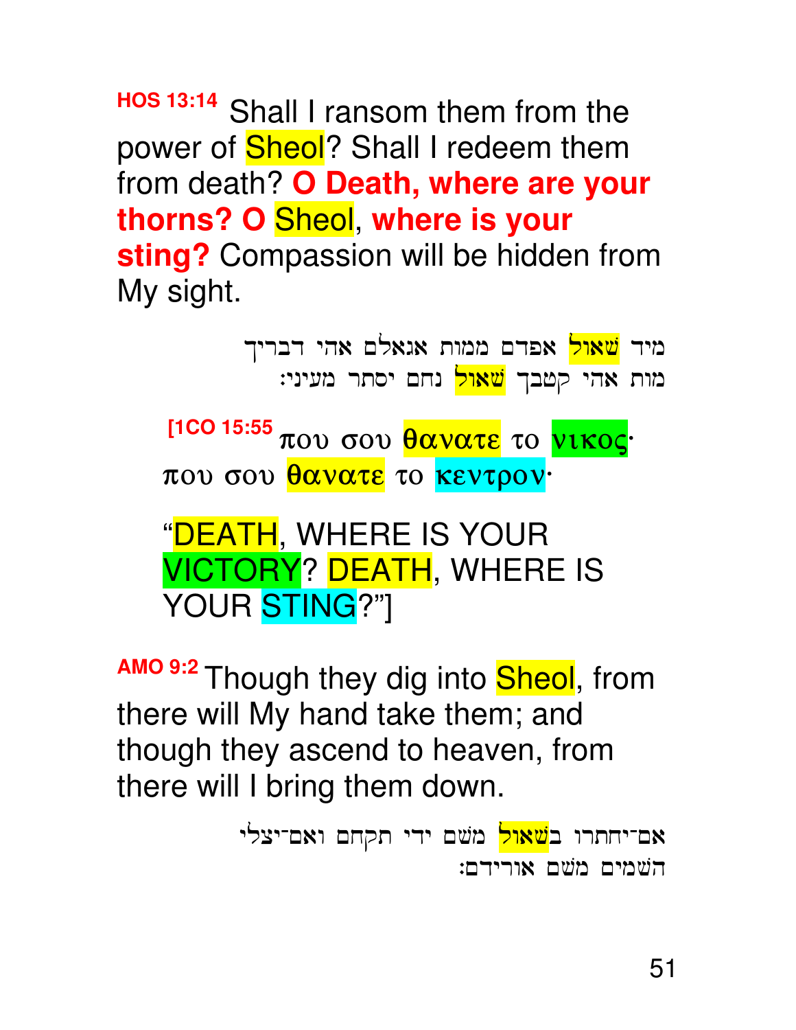**HOS 13:14** Shall I ransom them from the power of Sheol? Shall I redeem them from death? **O Death, where are your thorns? O** Sheol, **where is your sting?** Compassion will be hidden from My sight.

מיד שׁאול אפדם ממות אגאלם אהי דבריך
מות אהי קטבך שׁאול נחם יסתר מעיני׃

[1CO 15:55 που σου θανατε το νικος· που σου θανατε το κεντρον·

“DEATH, WHERE IS YOUR VICTORY? DEATH, WHERE IS YOUR STING?”]

**AMO 9:2** Though they dig into Sheol, from there will My hand take them; and though they ascend to heaven, from there will I bring them down.

אם־יחתרו בשׁאול משׁם ידי תקחם ואם־יעלו
השׁמים משׁם אורידם׃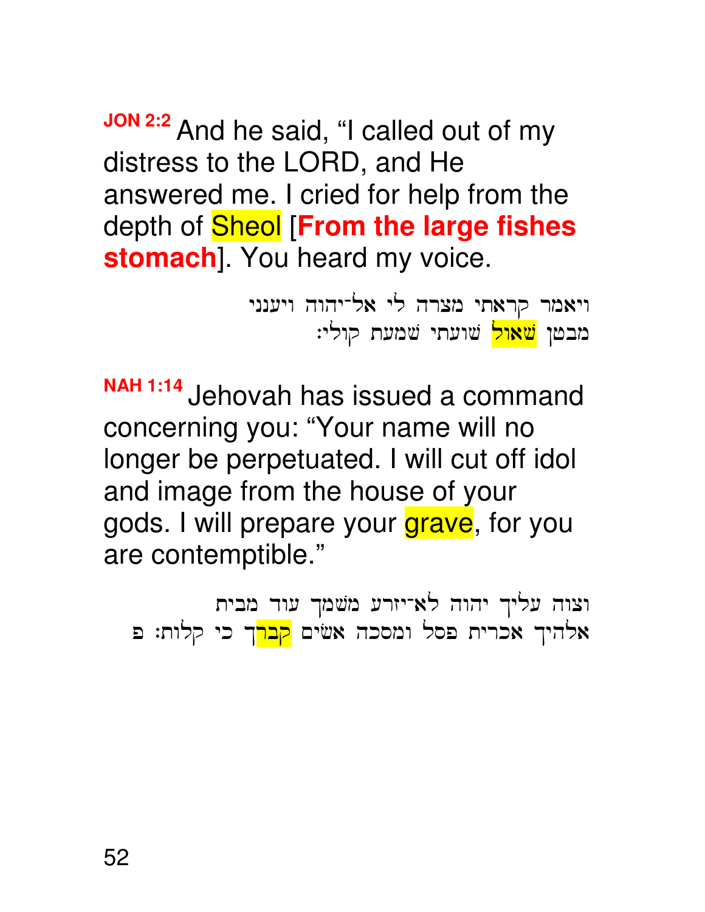**JON 2:2** And he said, "I called out of my distress to the LORD, and He answered me. I cried for help from the depth of Sheol [**From the large fishes stomach**]. You heard my voice.

ויאמר קראתי מצרה לי אל־יהוה ויענני מבטן שאול שועתי שמעת קולי׃

**NAH 1:14** Jehovah has issued a command concerning you: "Your name will no longer be perpetuated. I will cut off idol and image from the house of your gods. I will prepare your grave, for you are contemptible."

וצוה עליך יהוה לא־יזרע משמך עוד מבית אלהיך אכרית פסל ומסכה אשים קברך כי קלות׃ פ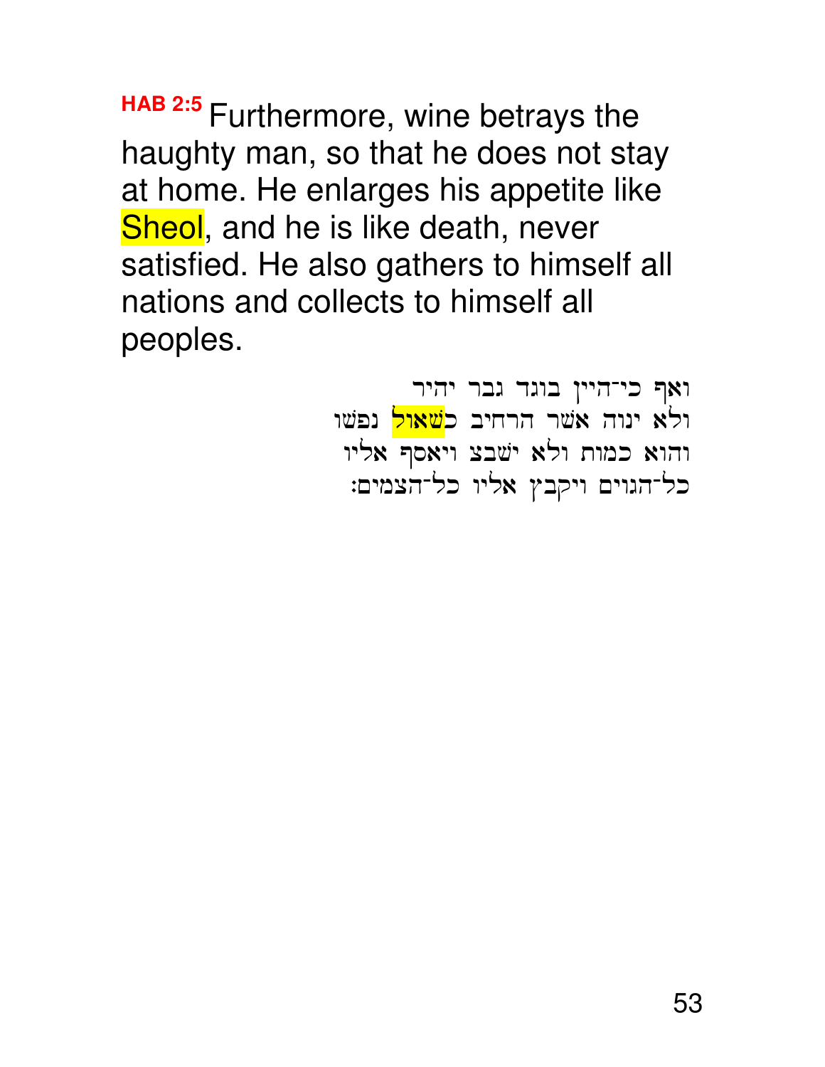**HAB 2:5** Furthermore, wine betrays the haughty man, so that he does not stay at home. He enlarges his appetite like Sheol, and he is like death, never satisfied. He also gathers to himself all nations and collects to himself all peoples.

ואף כי־היין בוגד גבר יהיר
ולא ינוה אשר הרחיב כשאול נפשו
והוא כמות ולא ישבע ויאסף אליו
כל־הגוים ויקבץ אליו כל־העמים׃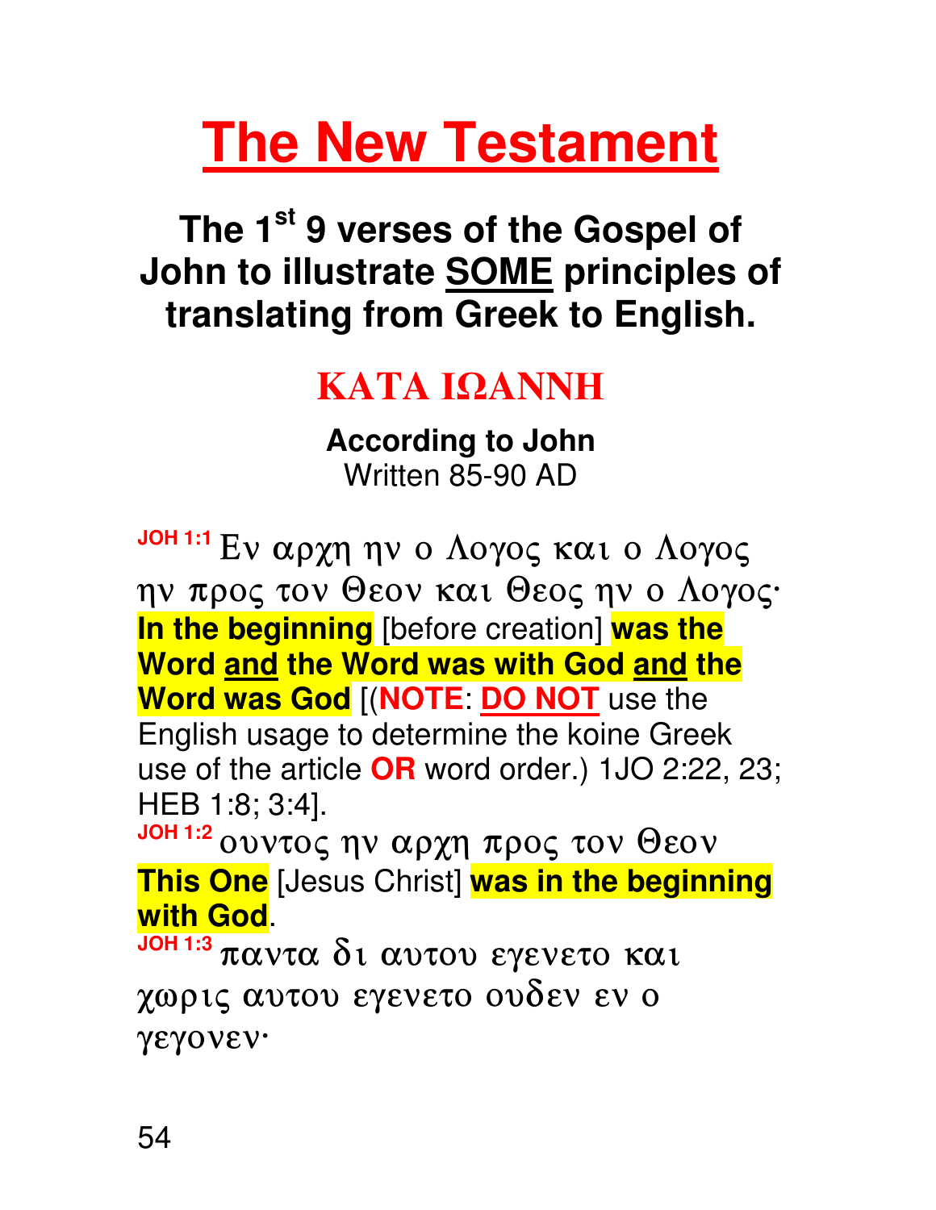# The New Testament

## The 1st 9 verses of the Gospel of John to illustrate SOME principles of translating from Greek to English.

## ΚΑΤΑ ΙΩΑΝΝΗ

**According to John**
Written 85-90 AD

JOH 1:1 Εν αρχη ην ο Λογος και ο Λογος ην προς τον Θεον και Θεος ην ο Λογος·
**In the beginning** [before creation] **was the Word and the Word was with God and the Word was God** [(**NOTE**: **DO NOT** use the English usage to determine the koine Greek use of the article **OR** word order.) 1JO 2:22, 23; HEB 1:8; 3:4].

JOH 1:2 ουντος ην αρχη προς τον Θεον
**This One** [Jesus Christ] **was in the beginning with God**.

JOH 1:3 παντα δι αυτου εγενετο και χωρις αυτου εγενετο ουδεν εν ο γεγονεν·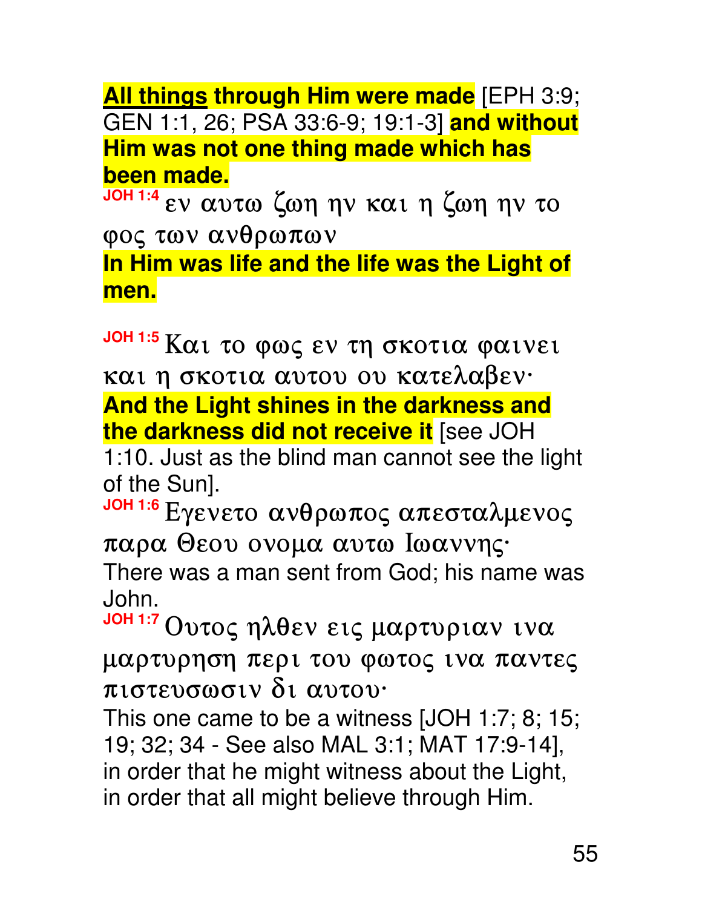**<u>All things</u> through Him were made** [EPH 3:9; GEN 1:1, 26; PSA 33:6-9; 19:1-3] **and without Him was not one thing made which has been made.**

**JOH 1:4** εν αυτω ζωη ην και η ζωη ην το φος των ανθρωπων

**In Him was life and the life was the Light of men.**

**JOH 1:5** Και το φως εν τη σκοτια φαινει και η σκοτια αυτου ου κατελαβεν·

**And the Light shines in the darkness and the darkness did not receive it** [see JOH 1:10. Just as the blind man cannot see the light of the Sun].

**JOH 1:6** Εγενετο ανθρωπος απεσταλμενος παρα Θεου ονομα αυτω Ιωαννης·

There was a man sent from God; his name was John.

**JOH 1:7** Ουτος ηλθεν εις μαρτυριαν ινα μαρτυρηση περι του φωτος ινα παντες πιστευσωσιν δι αυτου·

This one came to be a witness [JOH 1:7; 8; 15; 19; 32; 34 - See also MAL 3:1; MAT 17:9-14], in order that he might witness about the Light, in order that all might believe through Him.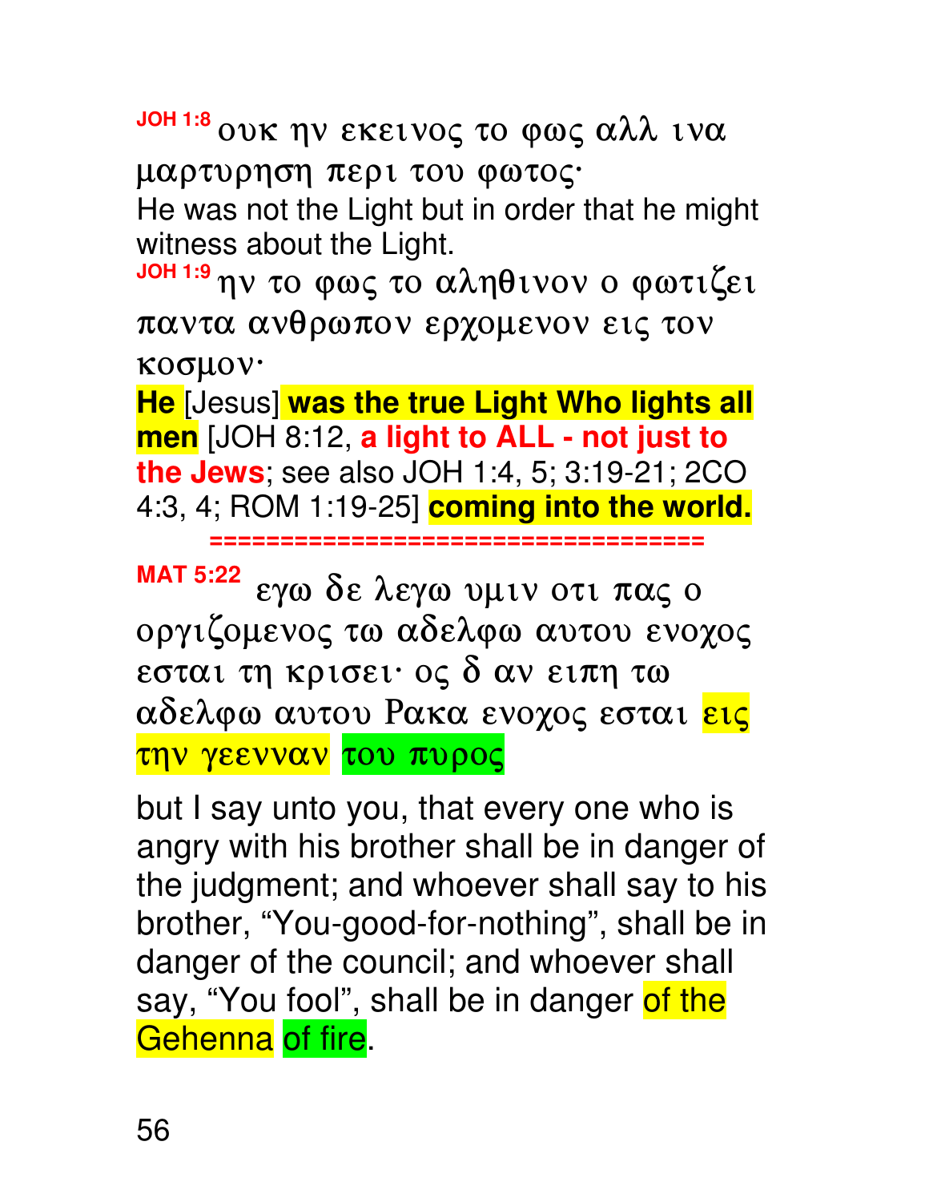**JOH 1:8** ουκ ην εκεινος το φως αλλ ινα μαρτυρηση περι του φωτος·

He was not the Light but in order that he might witness about the Light.

**JOH 1:9** ην το φως το αληθινον ο φωτιζει παντα ανθρωπον ερχομενον εις τον κοσμον·

**He** [Jesus] **was the true Light Who lights all men** [JOH 8:12, **a light to ALL - not just to the Jews**; see also JOH 1:4, 5; 3:19-21; 2CO 4:3, 4; ROM 1:19-25] **coming into the world.**

====================================

**MAT 5:22** εγω δε λεγω υμιν οτι πας ο οργιζομενος τω αδελφω αυτου ενοχος εσται τη κρισει· ος δ αν ειπη τω αδελφω αυτου Ρακα ενοχος εσται εις την γεενναν του πυρος

but I say unto you, that every one who is angry with his brother shall be in danger of the judgment; and whoever shall say to his brother, “You-good-for-nothing”, shall be in danger of the council; and whoever shall say, “You fool”, shall be in danger of the Gehenna of fire.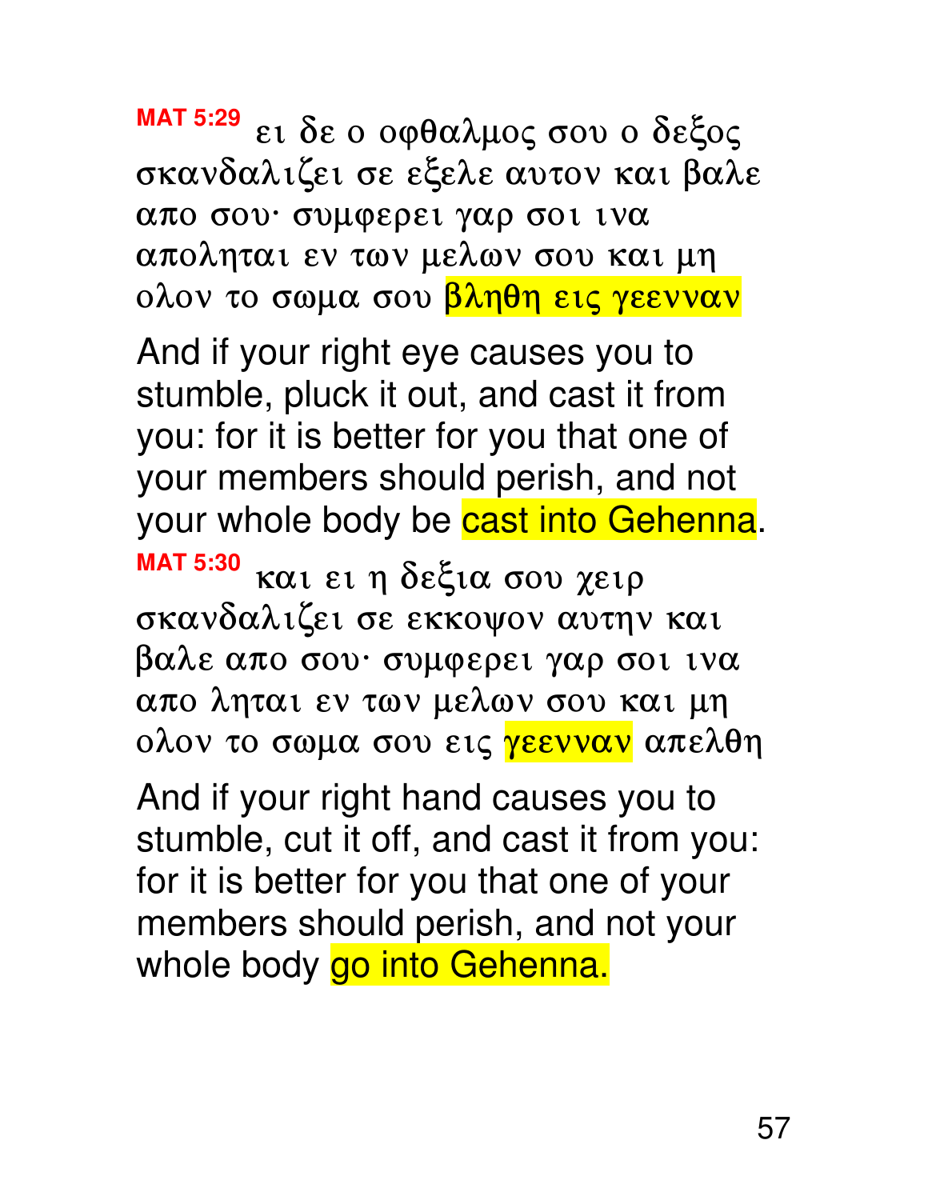**MAT 5:29** ει δε ο οφθαλμος σου ο δεξος σκανδαλιζει σε εξελε αυτον και βαλε απο σου· συμφερει γαρ σοι ινα αποληται εν των μελων σου και μη ολον το σωμα σου βληθη εις γεενναν

And if your right eye causes you to stumble, pluck it out, and cast it from you: for it is better for you that one of your members should perish, and not your whole body be cast into Gehenna.

**MAT 5:30** και ει η δεξια σου χειρ σκανδαλιζει σε εκκοψον αυτην και βαλε απο σου· συμφερει γαρ σοι ινα απο ληται εν των μελων σου και μη ολον το σωμα σου εις γεενναν απελθη

And if your right hand causes you to stumble, cut it off, and cast it from you: for it is better for you that one of your members should perish, and not your whole body go into Gehenna.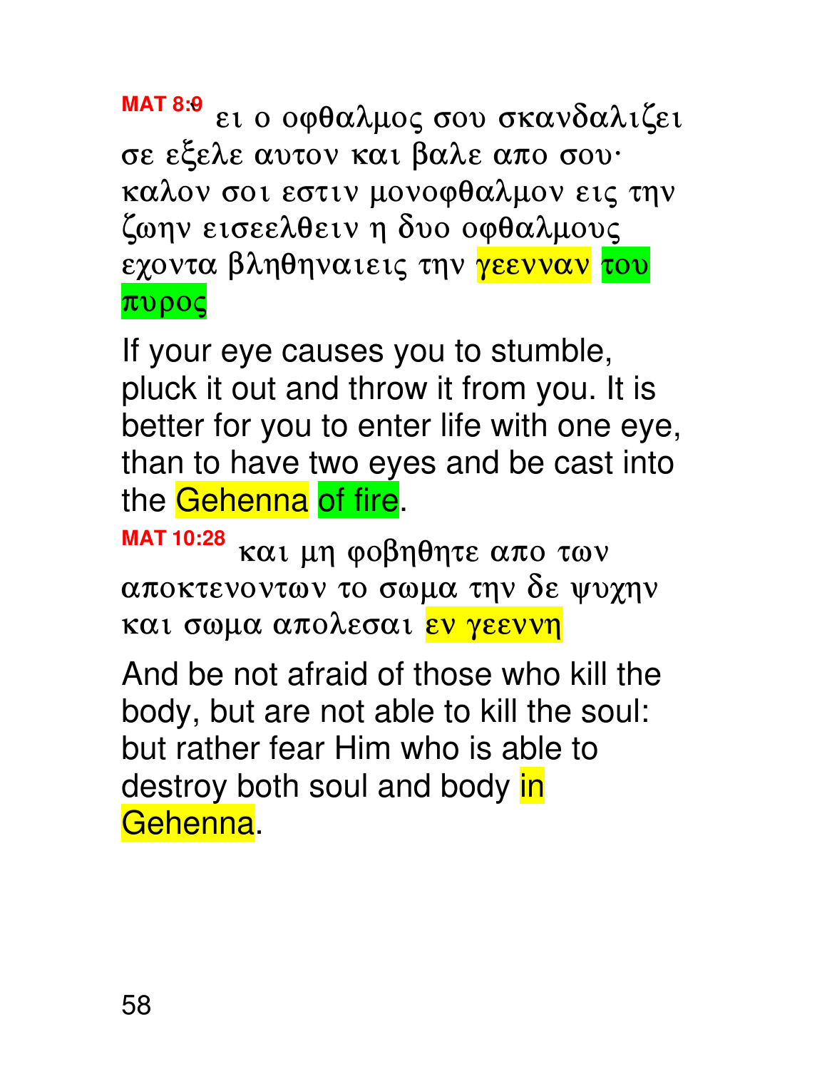**MAT 8:9** ει ο οφθαλμος σου σκανδαλιζει σε εξελε αυτον και βαλε απο σου· καλον σοι εστιν μονοφθαλμον εις την ζωην εισεελθειν η δυο οφθαλμους εχοντα βληθηναιεις την γεενναν του πυρος

If your eye causes you to stumble, pluck it out and throw it from you. It is better for you to enter life with one eye, than to have two eyes and be cast into the Gehenna of fire.

**MAT 10:28** και μη φοβηθητε απο των αποκτενοντων το σωμα την δε ψυχην και σωμα απολεσαι εν γεεννη

And be not afraid of those who kill the body, but are not able to kill the soul: but rather fear Him who is able to destroy both soul and body in Gehenna.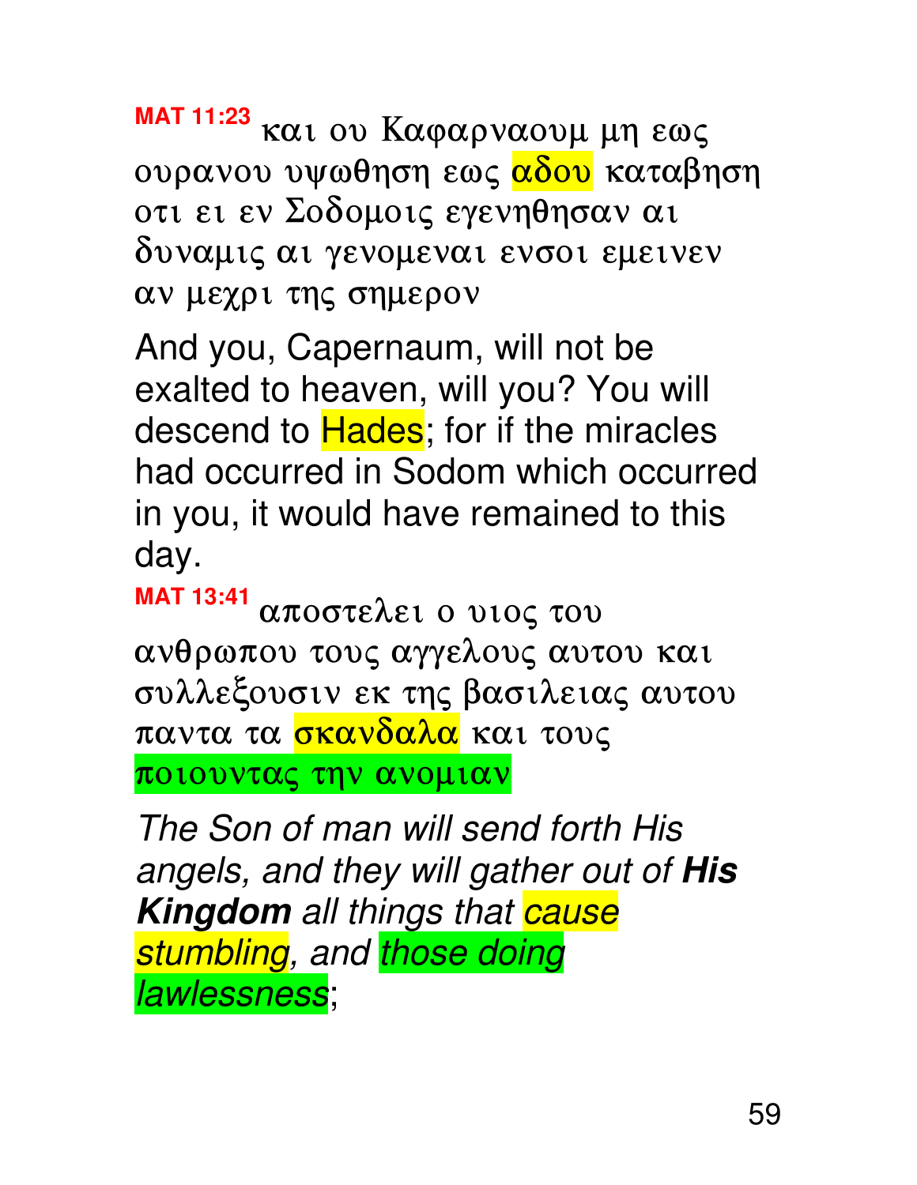**MAT 11:23** και ου Καφαρναουμ μη εως ουρανου υψωθηση εως αδου καταβηση οτι ει εν Σοδομοις εγενηθησαν αι δυναμις αι γενομεναι ενσοι εμεινεν αν μεχρι της σημερον

And you, Capernaum, will not be exalted to heaven, will you? You will descend to Hades; for if the miracles had occurred in Sodom which occurred in you, it would have remained to this day.

**MAT 13:41** αποστελει ο υιος του ανθρωπου τους αγγελους αυτου και συλλεξουσιν εκ της βασιλειας αυτου παντα τα σκανδαλα και τους ποιουντας την ανομιαν

*The Son of man will send forth His angels, and they will gather out of **His Kingdom** all things that cause stumbling, and those doing lawlessness*;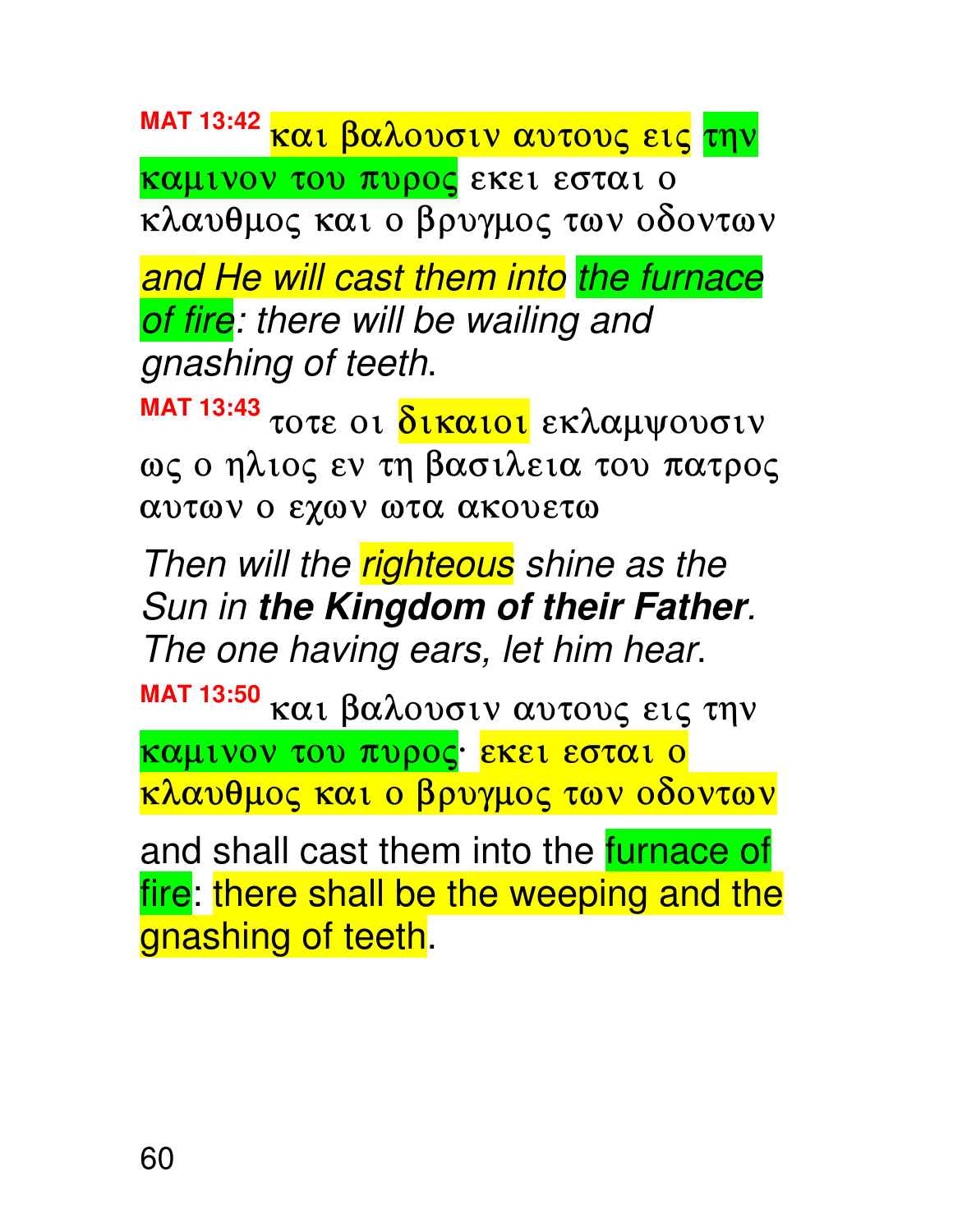**MAT 13:42** και βαλουσιν αυτους εις την καμινον του πυρος εκει εσται ο κλαυθμος και ο βρυγμος των οδοντων

*and He will cast them into the furnace of fire: there will be wailing and gnashing of teeth*.

**MAT 13:43** τοτε οι δικαιοι εκλαμψουσιν ως ο ηλιος εν τη βασιλεια του πατρος αυτων ο εχων ωτα ακουετω

*Then will the righteous shine as the Sun in **the Kingdom of their Father**. The one having ears, let him hear*.

**MAT 13:50** και βαλουσιν αυτους εις την καμινον του πυρος· εκει εσται ο κλαυθμος και ο βρυγμος των οδοντων

and shall cast them into the furnace of fire: there shall be the weeping and the gnashing of teeth.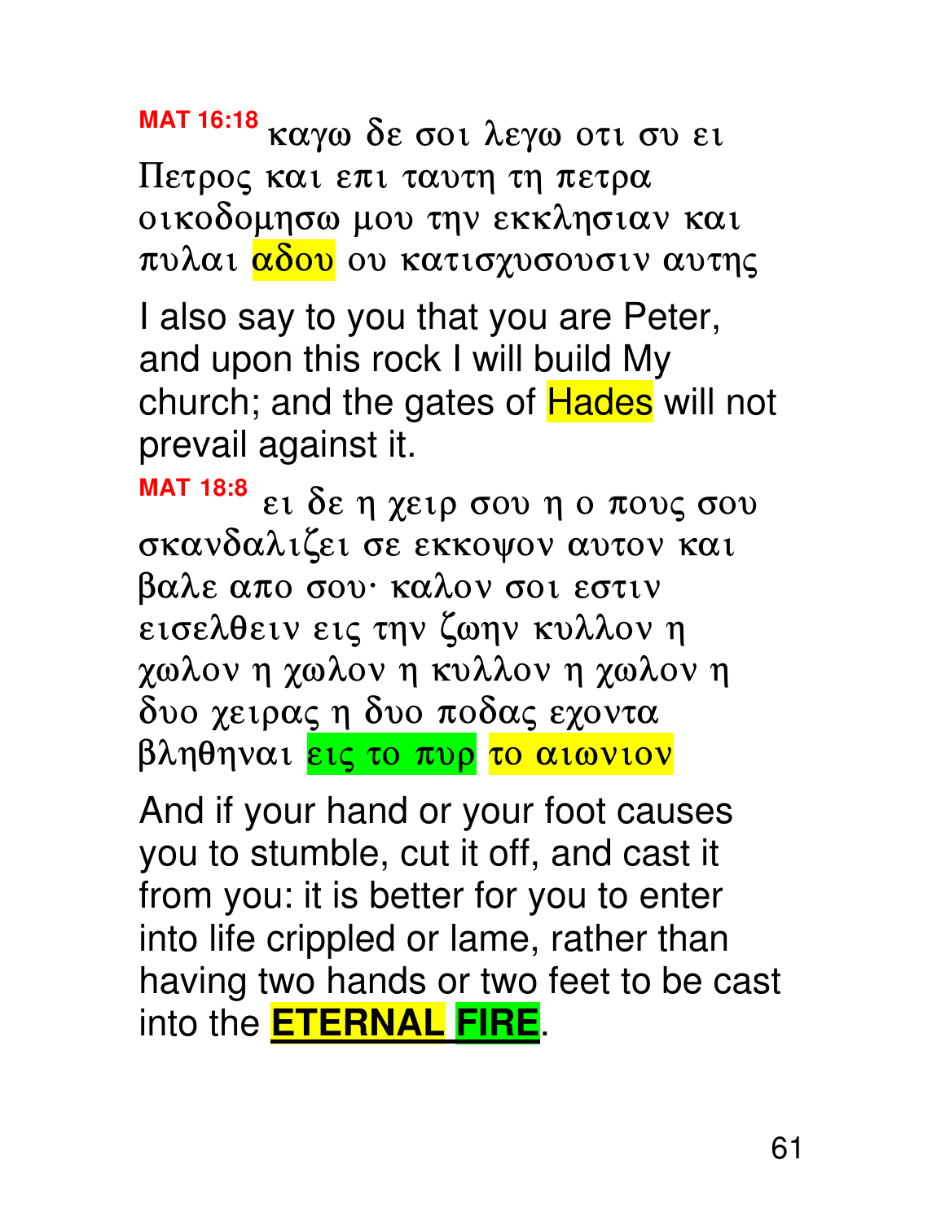**MAT 16:18** καγω δε σοι λεγω οτι συ ει Πετρος και επι ταυτη τη πετρα οικοδομησω μου την εκκλησιαν και πυλαι αδου ου κατισχυσουσιν αυτης

I also say to you that you are Peter, and upon this rock I will build My church; and the gates of Hades will not prevail against it.

**MAT 18:8** ει δε η χειρ σου η ο πους σου σκανδαλιζει σε εκκοψον αυτον και βαλε απο σου· καλον σοι εστιν εισελθειν εις την ζωην κυλλον η χωλον η χωλον η κυλλον η χωλον η δυο χειρας η δυο ποδας εχοντα βληθηναι εις το πυρ το αιωνιον

And if your hand or your foot causes you to stumble, cut it off, and cast it from you: it is better for you to enter into life crippled or lame, rather than having two hands or two feet to be cast into the **ETERNAL FIRE**.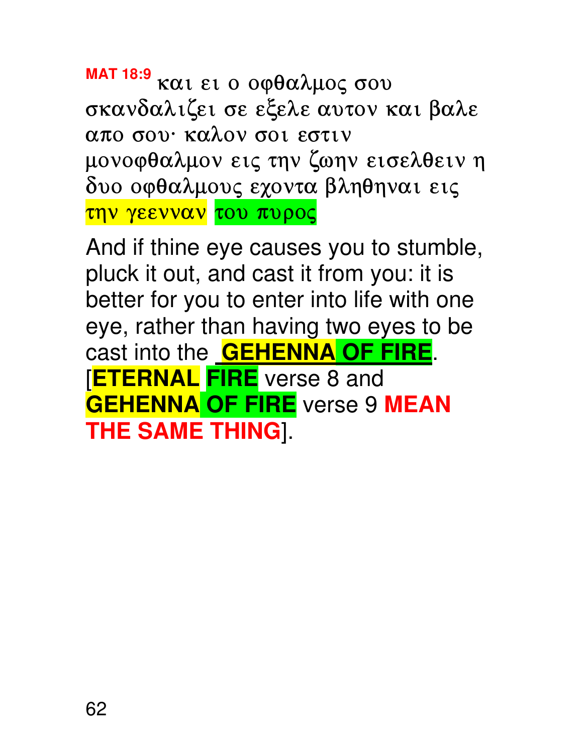**MAT 18:9** και ει ο οφθαλμος σου σκανδαλιζει σε εξελε αυτον και βαλε απο σου· καλον σοι εστιν μονοφθαλμον εις την ζωην εισελθειν η δυο οφθαλμους εχοντα βληθηναι εις την γεενναν του πυρος

And if thine eye causes you to stumble, pluck it out, and cast it from you: it is better for you to enter into life with one eye, rather than having two eyes to be cast into the **GEHENNA OF FIRE**. [**ETERNAL FIRE** verse 8 and **GEHENNA OF FIRE** verse 9 **MEAN THE SAME THING**].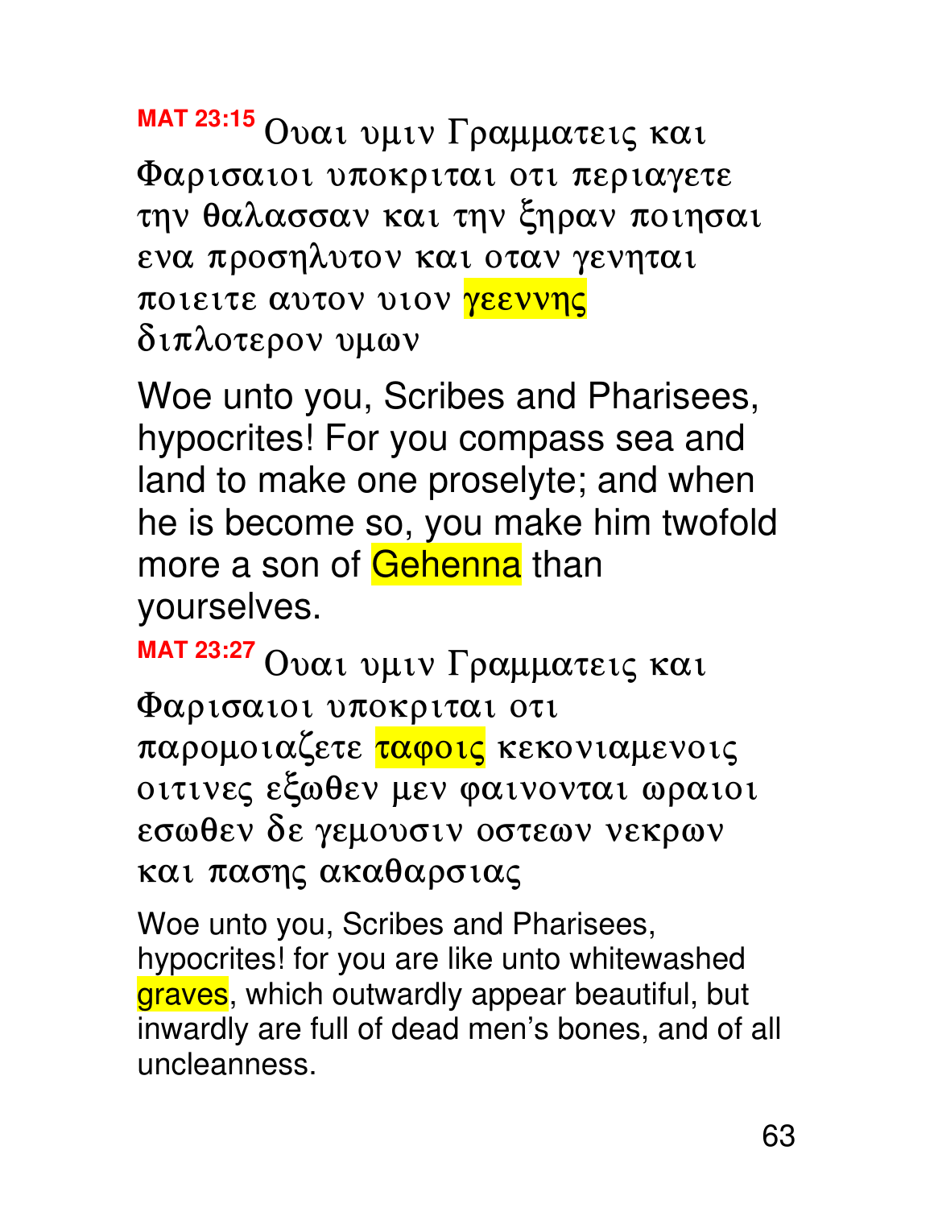**MAT 23:15** Ουαι υμιν Γραμματεις και Φαρισαιοι υποκριται οτι περιαγετε την θαλασσαν και την ξηραν ποιησαι ενα προσηλυτον και οταν γενηται ποιειτε αυτον υιον γεεννης διπλοτερον υμων

Woe unto you, Scribes and Pharisees, hypocrites! For you compass sea and land to make one proselyte; and when he is become so, you make him twofold more a son of Gehenna than yourselves.

**MAT 23:27** Ουαι υμιν Γραμματεις και Φαρισαιοι υποκριται οτι παρομοιαζετε ταφοις κεκονιαμενοις οιτινες εξωθεν μεν φαινονται ωραιοι εσωθεν δε γεμουσιν οστεων νεκρων και πασης ακαθαρσιας

Woe unto you, Scribes and Pharisees, hypocrites! for you are like unto whitewashed graves, which outwardly appear beautiful, but inwardly are full of dead men's bones, and of all uncleanness.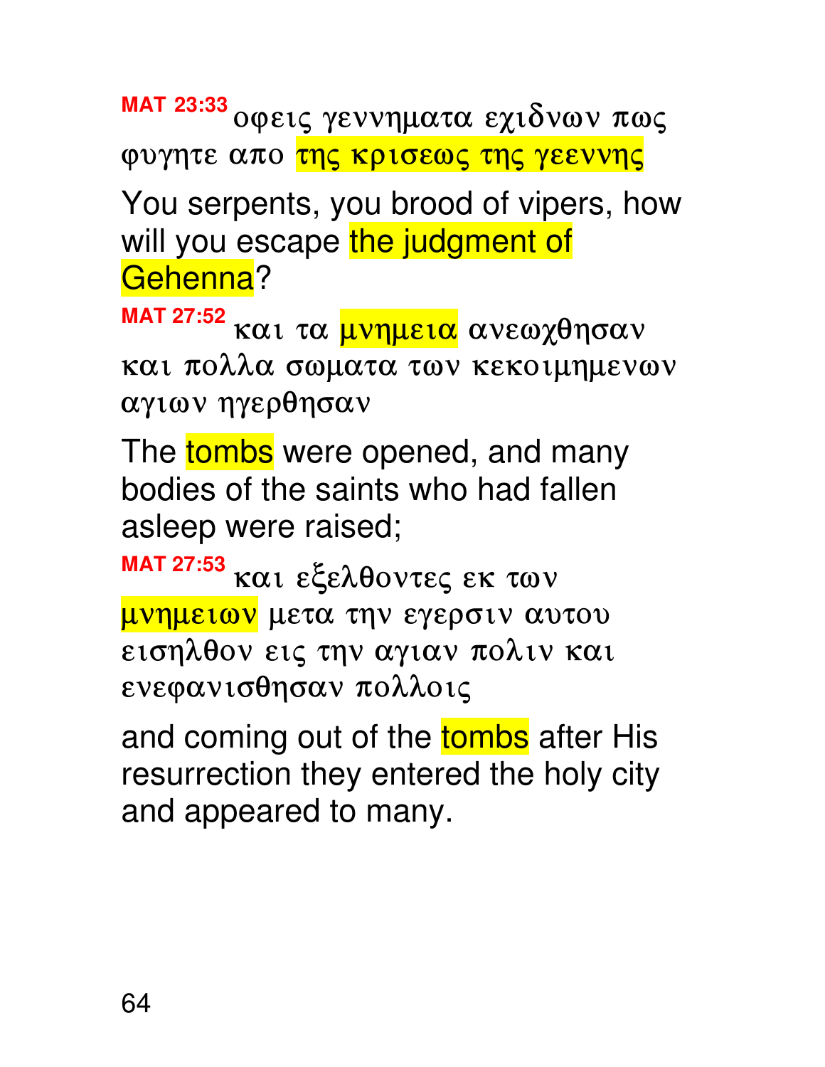**MAT 23:33** οφεις γεννηματα εχιδνων πως φυγητε απο της κρισεως της γεεννης

You serpents, you brood of vipers, how will you escape the judgment of Gehenna?

**MAT 27:52** και τα μνημεια ανεωχθησαν και πολλα σωματα των κεκοιμημενων αγιων ηγερθησαν

The tombs were opened, and many bodies of the saints who had fallen asleep were raised;

**MAT 27:53** και εξελθοντες εκ των μνημειων μετα την εγερσιν αυτου εισηλθον εις την αγιαν πολιν και ενεφανισθησαν πολλοις

and coming out of the tombs after His resurrection they entered the holy city and appeared to many.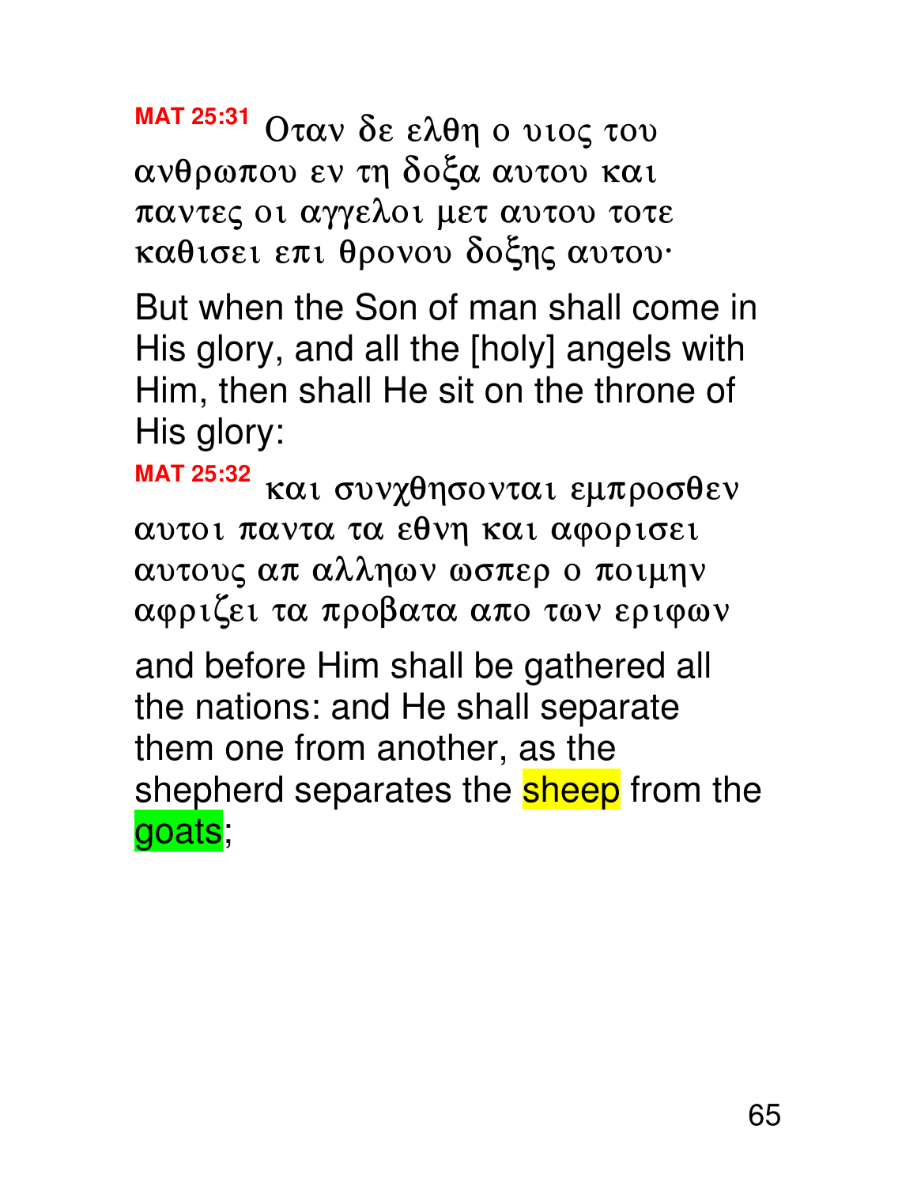**MAT 25:31** Οταν δε ελθη ο υιος του ανθρωπου εν τη δοξα αυτου και παντες οι αγγελοι μετ αυτου τοτε καθισει επι θρονου δοξης αυτου·

But when the Son of man shall come in His glory, and all the [holy] angels with Him, then shall He sit on the throne of His glory:

**MAT 25:32** και συνχθησονται εμπροσθεν αυτοι παντα τα εθνη και αφορισει αυτους απ αλληων ωσπερ ο ποιμην αφριζει τα προβατα απο των εριφων

and before Him shall be gathered all the nations: and He shall separate them one from another, as the shepherd separates the sheep from the goats;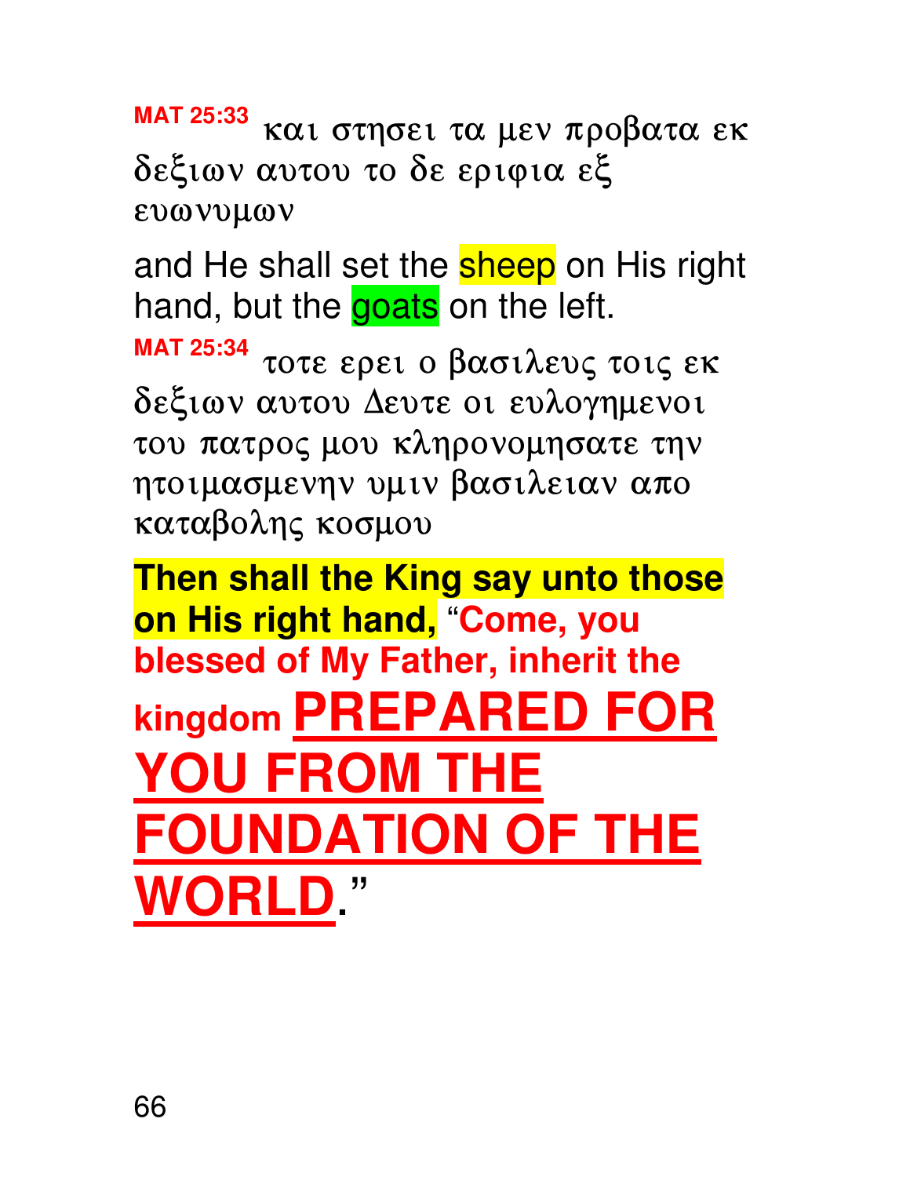**MAT 25:33** και στησει τα μεν προβατα εκ δεξιων αυτου το δε εριφια εξ ευωνυμων

and He shall set the sheep on His right hand, but the goats on the left.

**MAT 25:34** τοτε ερει ο βασιλευς τοις εκ δεξιων αυτου Δευτε οι ευλογημενοι του πατρος μου κληρονομησατε την ητοιμασμενην υμιν βασιλειαν απο καταβολης κοσμου

**Then shall the King say unto those on His right hand, "Come, you blessed of My Father, inherit the kingdom PREPARED FOR YOU FROM THE FOUNDATION OF THE WORLD."**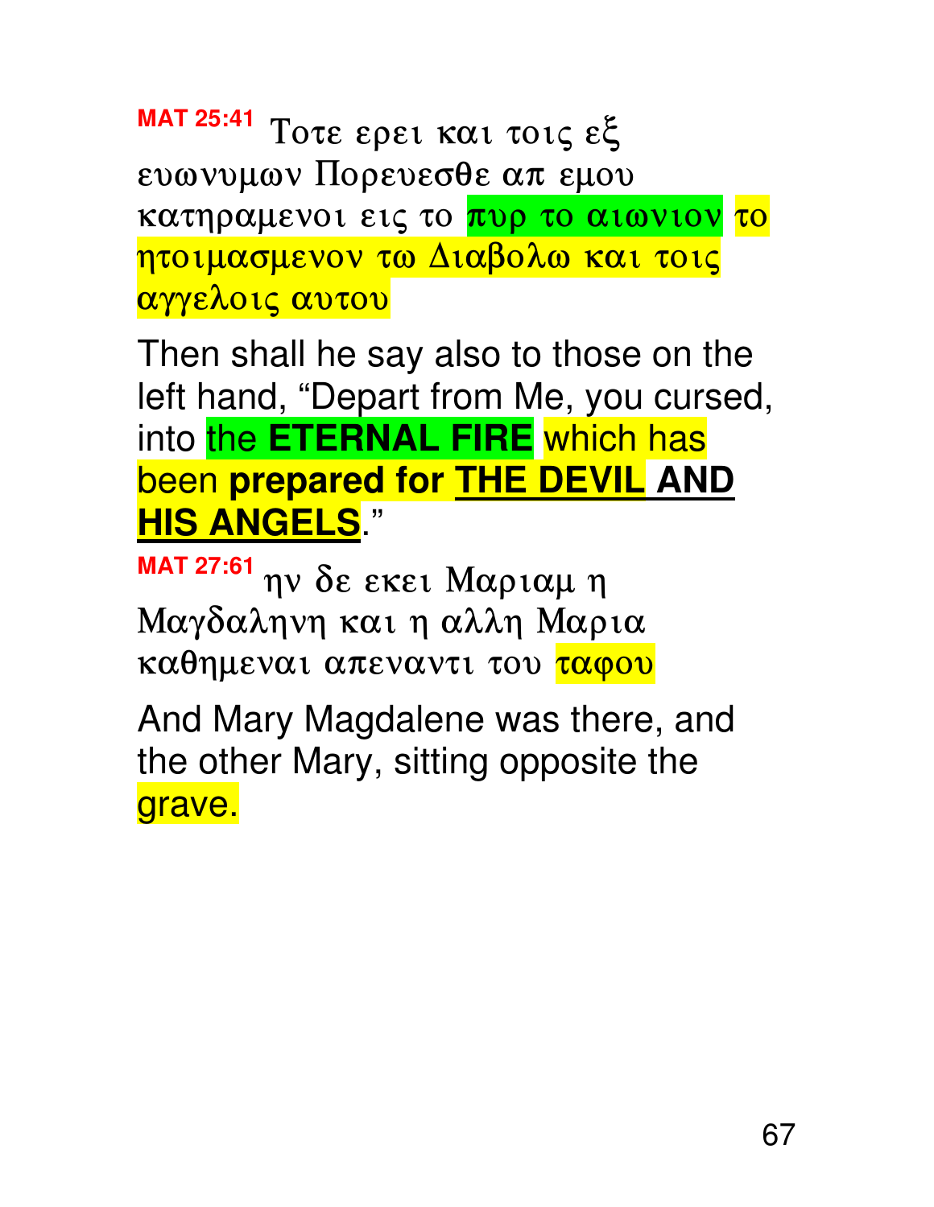**MAT 25:41** Τοτε ερει και τοις εξ ευωνυμων Πορευεσθε απ εμου κατηραμενοι εις το πυρ το αιωνιον το ητοιμασμενον τω Διαβολω και τοις αγγελοις αυτου

Then shall he say also to those on the left hand, “Depart from Me, you cursed, into the **ETERNAL FIRE** which has been **prepared for THE DEVIL AND HIS ANGELS**.”

**MAT 27:61** ην δε εκει Μαριαμ η Μαγδαληνη και η αλλη Μαρια καθημεναι απεναντι του ταφου

And Mary Magdalene was there, and the other Mary, sitting opposite the grave.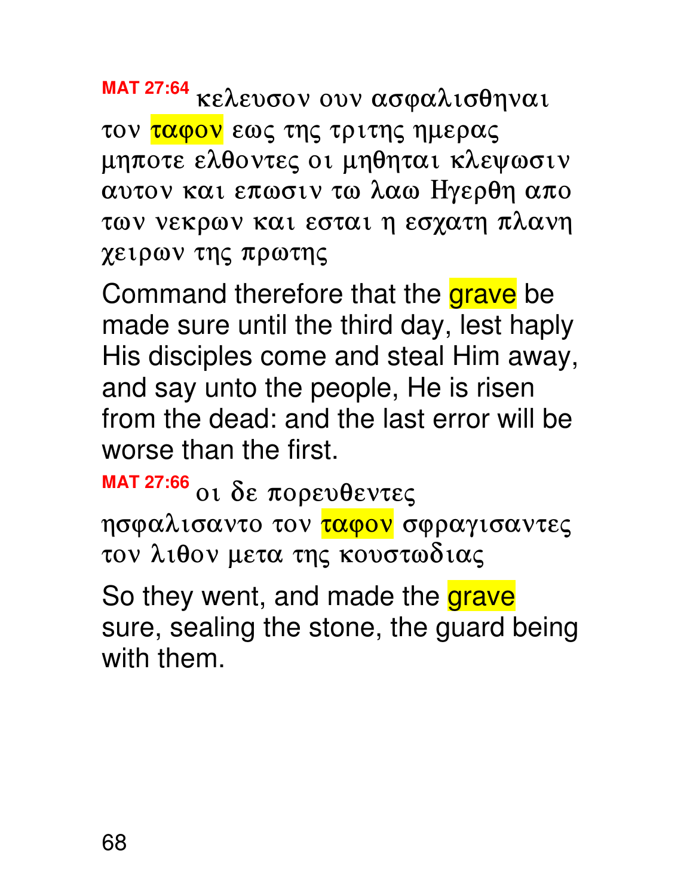**MAT 27:64** κελευσον ουν ασφαλισθηναι τον ταφον εως της τριτης ημερας μηποτε ελθοντες οι μηθηται κλεψωσιν αυτον και επωσιν τω λαω Ηγερθη απο των νεκρων και εσται η εσχατη πλανη χειρων της πρωτης

Command therefore that the grave be made sure until the third day, lest haply His disciples come and steal Him away, and say unto the people, He is risen from the dead: and the last error will be worse than the first.

**MAT 27:66** οι δε πορευθεντες ησφαλισαντο τον ταφον σφραγισαντες τον λιθον μετα της κουστωδιας

So they went, and made the grave sure, sealing the stone, the guard being with them.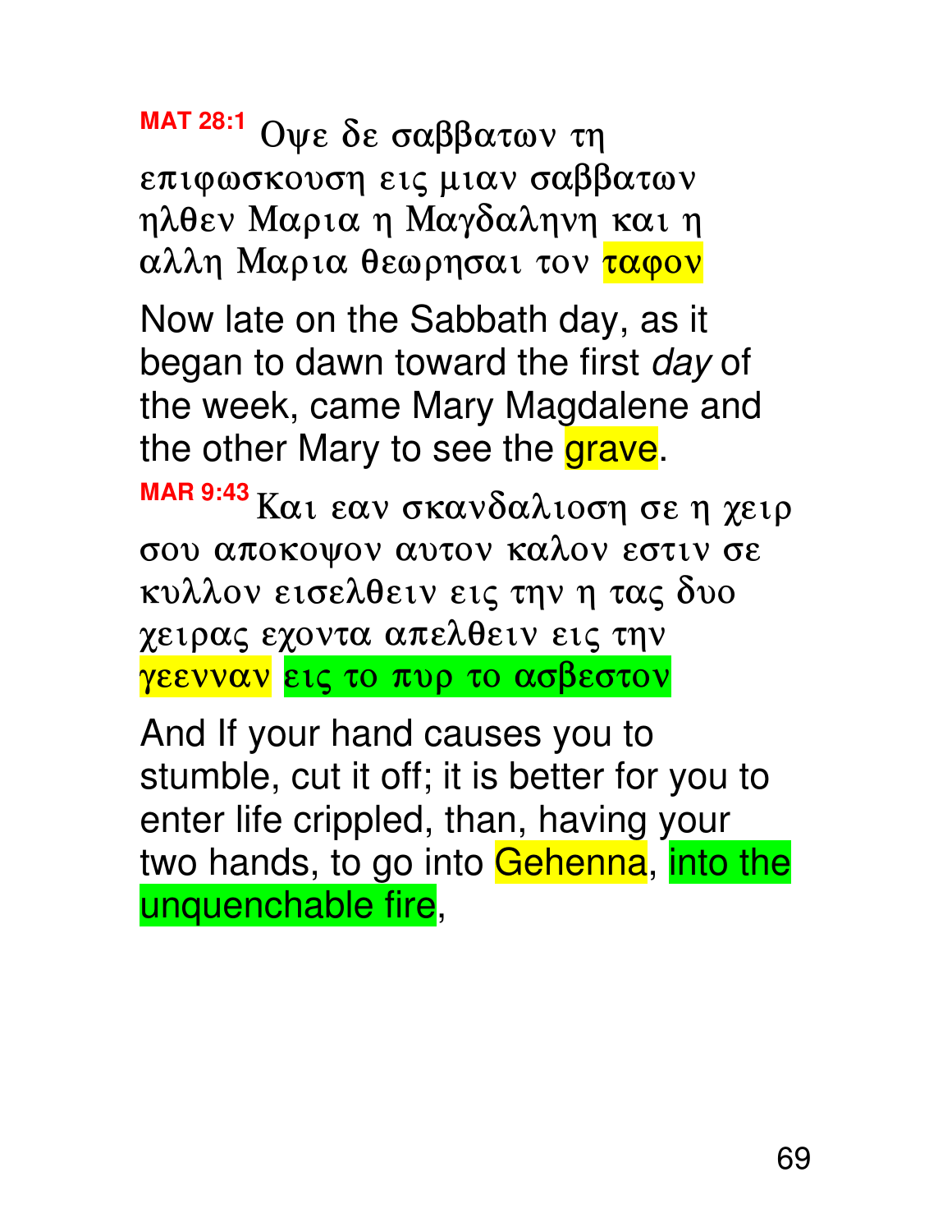**MAT 28:1** Οψε δε σαββατων τη επιφωσκουση εις μιαν σαββατων ηλθεν Μαρια η Μαγδαληνη και η αλλη Μαρια θεωρησαι τον ταφον

Now late on the Sabbath day, as it began to dawn toward the first *day* of the week, came Mary Magdalene and the other Mary to see the grave.

**MAR 9:43** Και εαν σκανδαλιοση σε η χειρ σου αποκοψον αυτον καλον εστιν σε κυλλον εισελθειν εις την η τας δυο χειρας εχοντα απελθειν εις την γεενναν εις το πυρ το ασβεστον

And If your hand causes you to stumble, cut it off; it is better for you to enter life crippled, than, having your two hands, to go into Gehenna, into the unquenchable fire,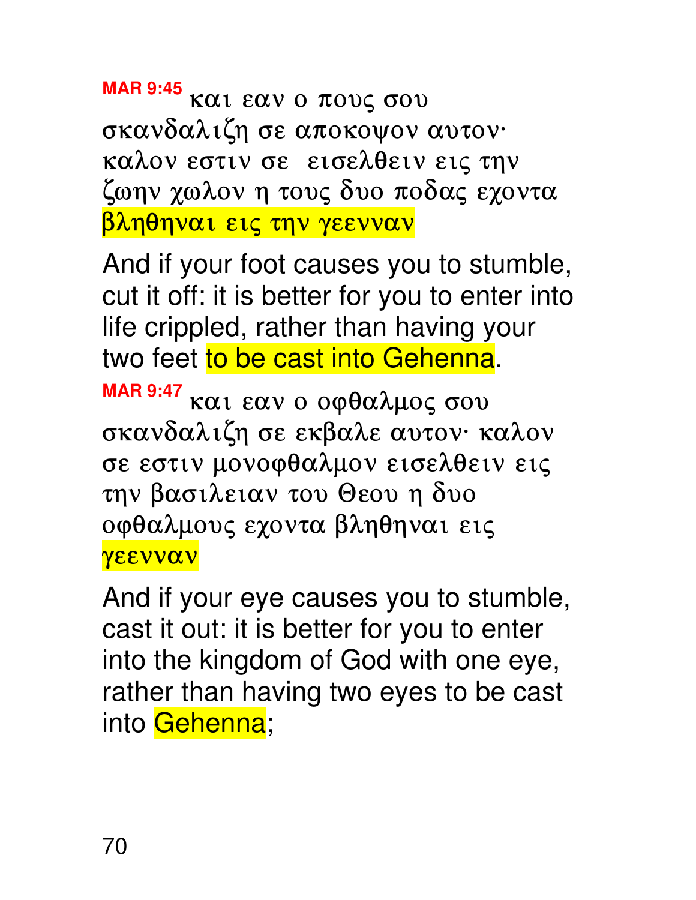**MAR 9:45** και εαν ο πους σου σκανδαλιζη σε αποκοψον αυτον· καλον εστιν σε  εισελθειν εις την ζωην χωλον η τους δυο ποδας εχοντα βληθηναι εις την γεενναν

And if your foot causes you to stumble, cut it off: it is better for you to enter into life crippled, rather than having your two feet to be cast into Gehenna.

**MAR 9:47** και εαν ο οφθαλμος σου σκανδαλιζη σε εκβαλε αυτον· καλον σε εστιν μονοφθαλμον εισελθειν εις την βασιλειαν του Θεου η δυο οφθαλμους εχοντα βληθηναι εις γεενναν

And if your eye causes you to stumble, cast it out: it is better for you to enter into the kingdom of God with one eye, rather than having two eyes to be cast into Gehenna;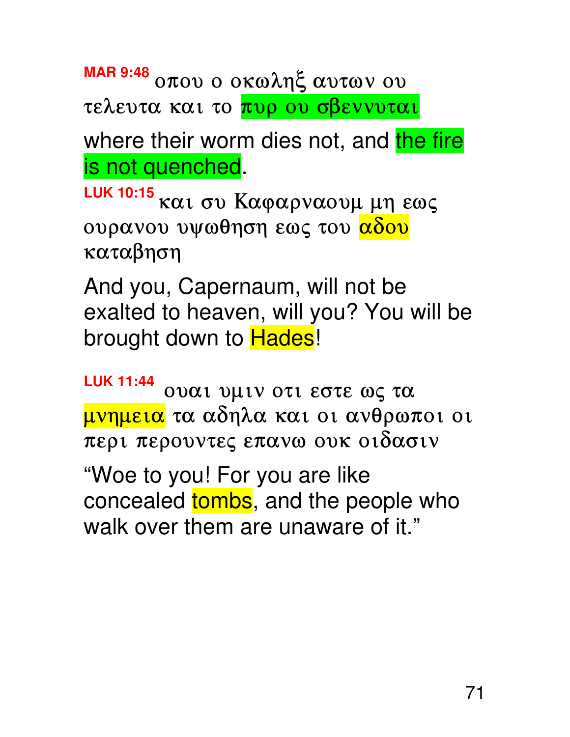**MAR 9:48** οπου ο σκωληξ αυτων ου τελευτα και το πυρ ου σβεννυται

where their worm dies not, and the fire is not quenched.

**LUK 10:15** και συ Καφαρναουμ μη εως ουρανου υψωθηση εως του αδου καταβηση

And you, Capernaum, will not be exalted to heaven, will you? You will be brought down to Hades!

**LUK 11:44** ουαι υμιν οτι εστε ως τα μνημεια τα αδηλα και οι ανθρωποι οι περι περουντες επανω ουκ οιδασιν

“Woe to you! For you are like concealed tombs, and the people who walk over them are unaware of it.”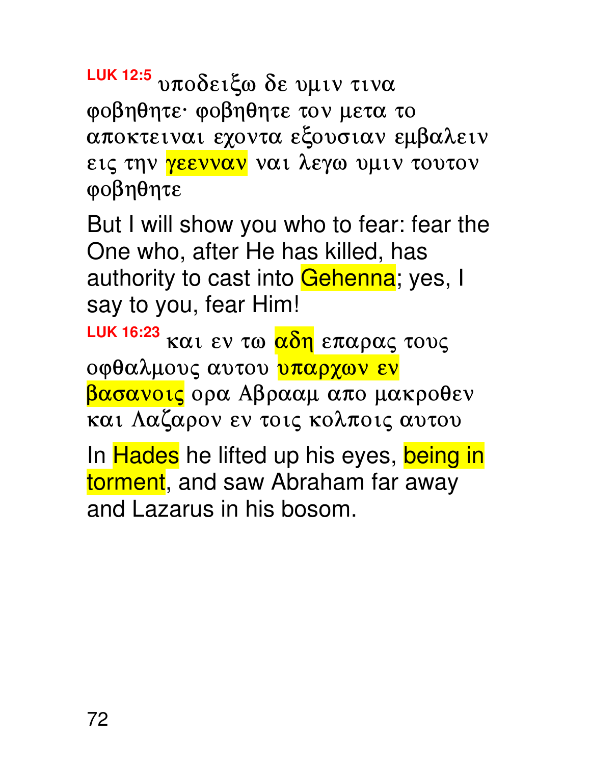**LUK 12:5** υποδειξω δε υμιν τινα φοβηθητε· φοβηθητε τον μετα το αποκτειναι εχοντα εξουσιαν εμβαλειν εις την γεενναν ναι λεγω υμιν τουτον φοβηθητε

But I will show you who to fear: fear the One who, after He has killed, has authority to cast into Gehenna; yes, I say to you, fear Him!

**LUK 16:23** και εν τω αδη επαρας τους οφθαλμους αυτου υπαρχων εν βασανοις ορα Αβρααμ απο μακροθεν και Λαζαρον εν τοις κολποις αυτου

In Hades he lifted up his eyes, being in torment, and saw Abraham far away and Lazarus in his bosom.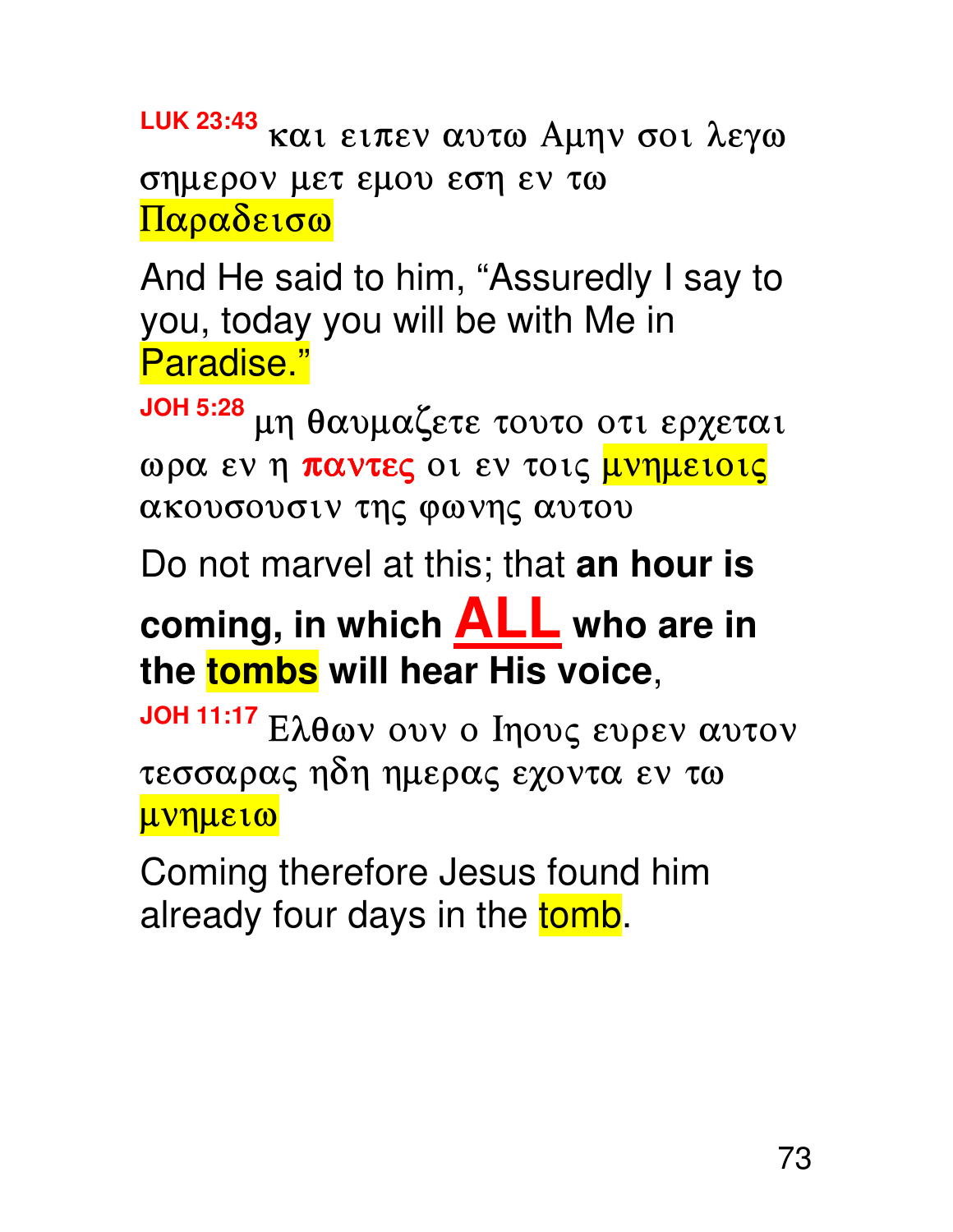**LUK 23:43** και ειπεν αυτω Αμην σοι λεγω σημερον μετ εμου εση εν τω Παραδεισω

And He said to him, “Assuredly I say to you, today you will be with Me in Paradise.”

**JOH 5:28** μη θαυμαζετε τουτο οτι ερχεται ωρα εν η **παντες** οι εν τοις μνημειοις ακουσουσιν της φωνης αυτου

Do not marvel at this; that **an hour is coming, in which ALL who are in the tombs will hear His voice**,

**JOH 11:17** Ελθων ουν ο Ιηους ευρεν αυτον τεσσαρας ηδη ημερας εχοντα εν τω μνημειω

Coming therefore Jesus found him already four days in the tomb.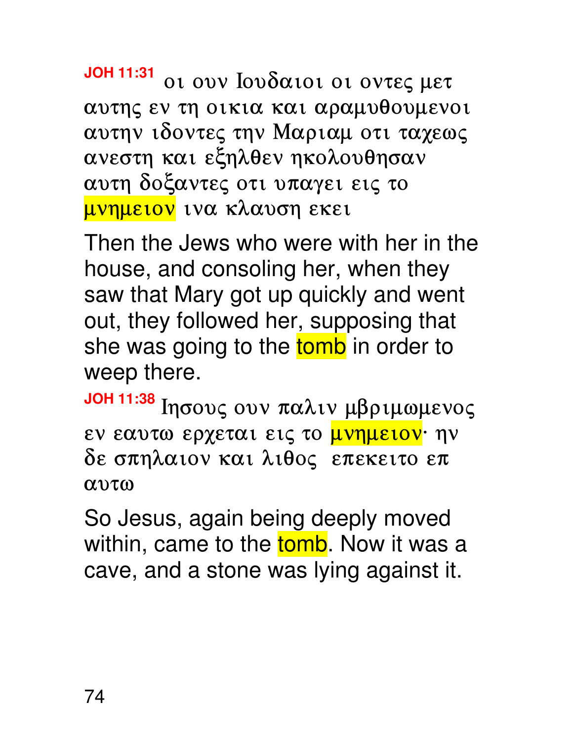**JOH 11:31** οι ουν Ιουδαιοι οι οντες μετ αυτης εν τη οικια και αραμυθουμενοι αυτην ιδοντες την Μαριαμ οτι ταχεως ανεστη και εξηλθεν ηκολουθησαν αυτη δοξαντες οτι υπαγει εις το μνημειον ινα κλαυση εκει

Then the Jews who were with her in the house, and consoling her, when they saw that Mary got up quickly and went out, they followed her, supposing that she was going to the tomb in order to weep there.

**JOH 11:38** Ιησους ουν παλιν μβριμωμενος εν εαυτω ερχεται εις το μνημειον· ην δε σπηλαιον και λιθος επεκειτο επ αυτω

So Jesus, again being deeply moved within, came to the tomb. Now it was a cave, and a stone was lying against it.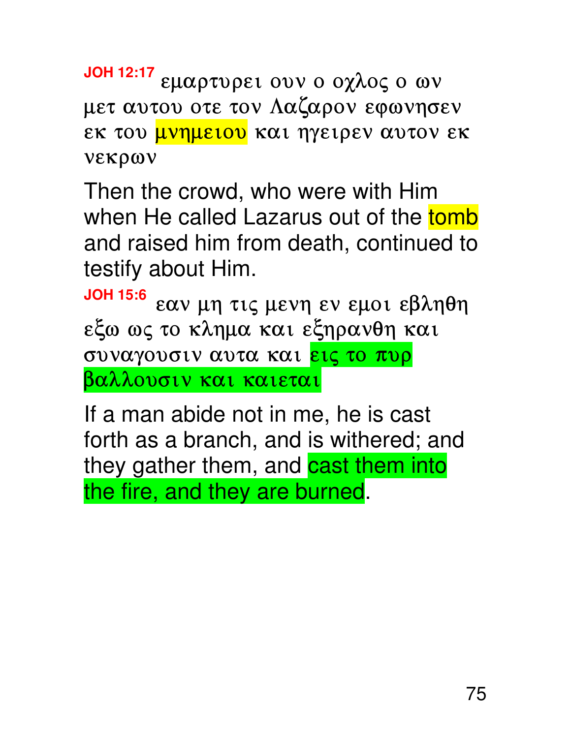**JOH 12:17** εμαρτυρει ουν ο οχλος ο ων μετ αυτου οτε τον Λαζαρον εφωνησεν εκ του μνημειου και ηγειρεν αυτον εκ νεκρων

Then the crowd, who were with Him when He called Lazarus out of the tomb and raised him from death, continued to testify about Him.

**JOH 15:6** εαν μη τις μενη εν εμοι εβληθη εξω ως το κλημα και εξηρανθη και συναγουσιν αυτα και εις το πυρ βαλλουσιν και καιεται

If a man abide not in me, he is cast forth as a branch, and is withered; and they gather them, and cast them into the fire, and they are burned.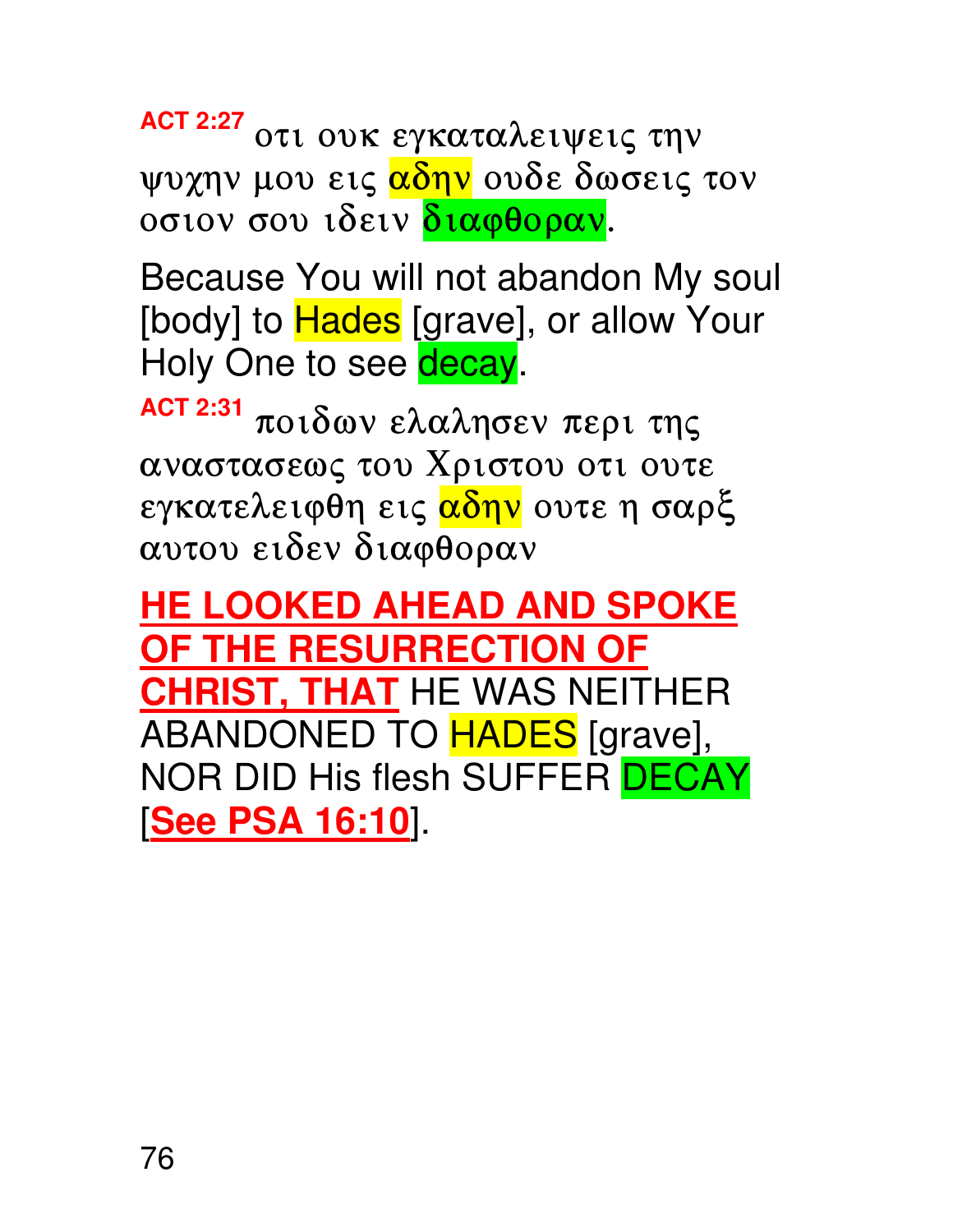**ACT 2:27** οτι ουκ εγκαταλειψεις την ψυχην μου εις αδην ουδε δωσεις τον οσιον σου ιδειν διαφθοραν.

Because You will not abandon My soul [body] to Hades [grave], or allow Your Holy One to see decay.

**ACT 2:31** ποιδων ελαλησεν περι της αναστασεως του Χριστου οτι ουτε εγκατελειφθη εις αδην ουτε η σαρξ αυτου ειδεν διαφθοραν

**HE LOOKED AHEAD AND SPOKE OF THE RESURRECTION OF CHRIST, THAT** HE WAS NEITHER ABANDONED TO HADES [grave], NOR DID His flesh SUFFER DECAY [**See PSA 16:10**].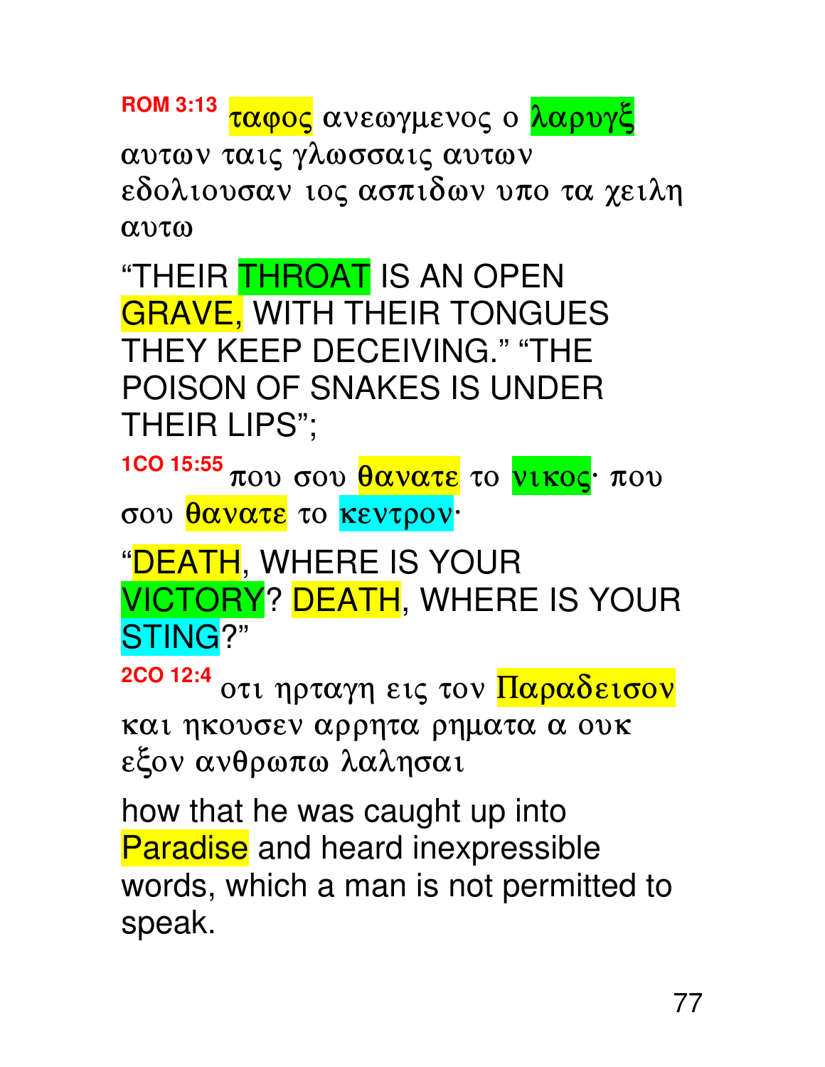**ROM 3:13** ταφος ανεωγμενος ο λαρυγξ αυτων ταις γλωσσαις αυτων εδολιουσαν ιος ασπιδων υπο τα χειλη αυτω

“THEIR THROAT IS AN OPEN GRAVE, WITH THEIR TONGUES THEY KEEP DECEIVING.” “THE POISON OF SNAKES IS UNDER THEIR LIPS”;

**1CO 15:55** που σου θανατε το νικος· που σου θανατε το κεντρον·

“DEATH, WHERE IS YOUR VICTORY? DEATH, WHERE IS YOUR STING?”

**2CO 12:4** οτι ηρπαγη εις τον Παραδεισον και ηκουσεν αρρητα ρηματα α ουκ εξον ανθρωπω λαλησαι

how that he was caught up into Paradise and heard inexpressible words, which a man is not permitted to speak.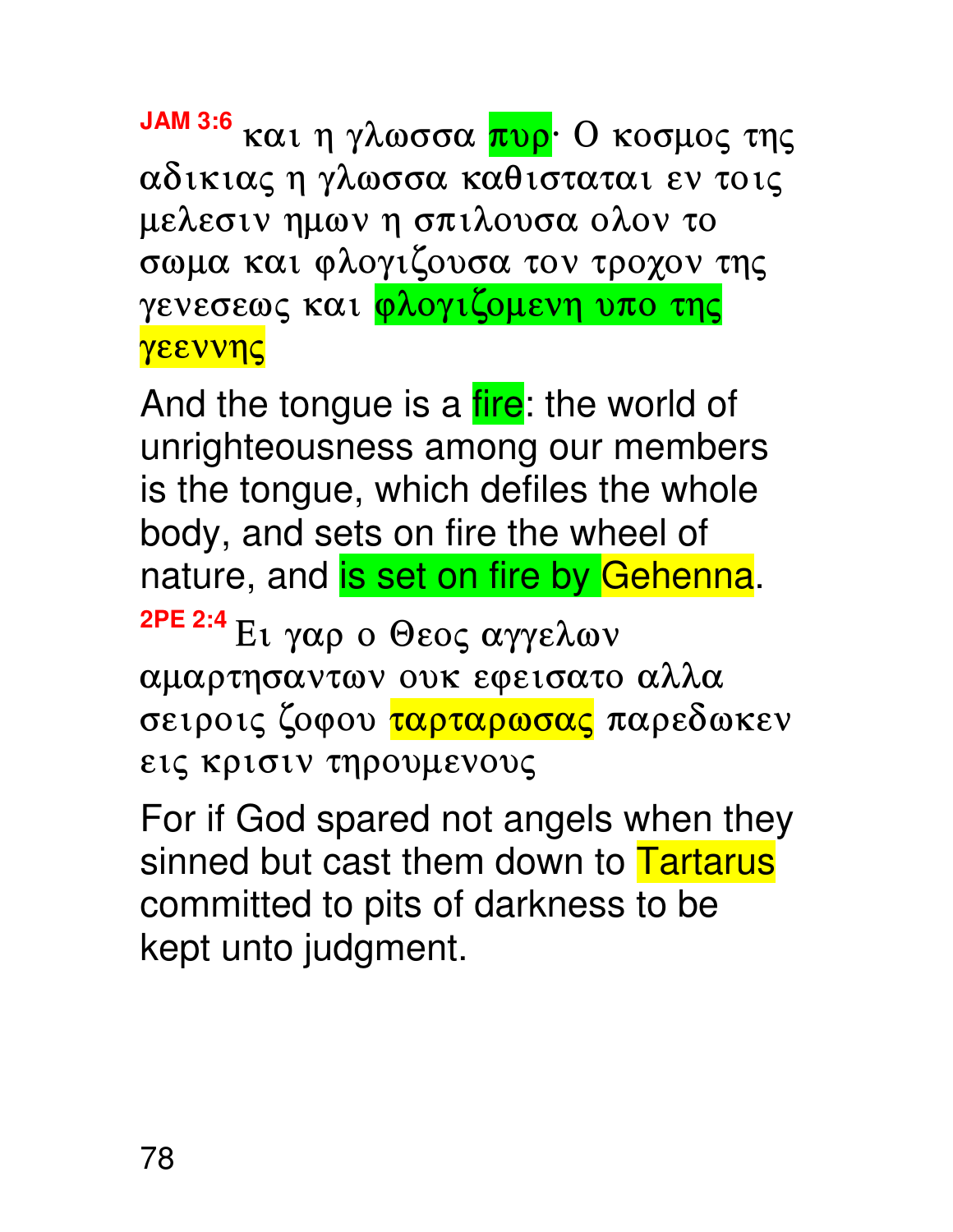**JAM 3:6** και η γλωσσα πυρ· Ο κοσμος της αδικιας η γλωσσα καθισταται εν τοις μελεσιν ημων η σπιλουσα ολον το σωμα και φλογιζουσα τον τροχον της γενεσεως και φλογιζομενη υπο της γεεννης

And the tongue is a fire: the world of unrighteousness among our members is the tongue, which defiles the whole body, and sets on fire the wheel of nature, and is set on fire by Gehenna.

**2PE 2:4** Ει γαρ ο Θεος αγγελων αμαρτησαντων ουκ εφεισατο αλλα σειροις ζοφου ταρταρωσας παρεδωκεν εις κρισιν τηρουμενους

For if God spared not angels when they sinned but cast them down to Tartarus committed to pits of darkness to be kept unto judgment.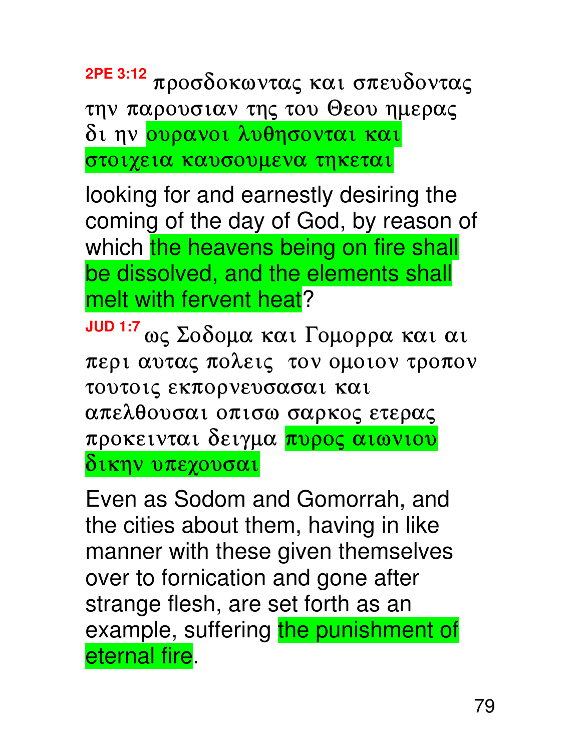**2PE 3:12** προσδοκωντας και σπευδοντας την παρουσιαν της του Θεου ημερας δι ην ουρανοι λυθησονται και στοιχεια καυσουμενα τηκεται

looking for and earnestly desiring the coming of the day of God, by reason of which the heavens being on fire shall be dissolved, and the elements shall melt with fervent heat?

**JUD 1:7** ως Σοδομα και Γομορρα και αι περι αυτας πολεις τον ομοιον τροπον τουτοις εκπορνευσασαι και απελθουσαι οπισω σαρκος ετερας προκεινται δειγμα πυρος αιωνιου δικην υπεχουσαι

Even as Sodom and Gomorrah, and the cities about them, having in like manner with these given themselves over to fornication and gone after strange flesh, are set forth as an example, suffering the punishment of eternal fire.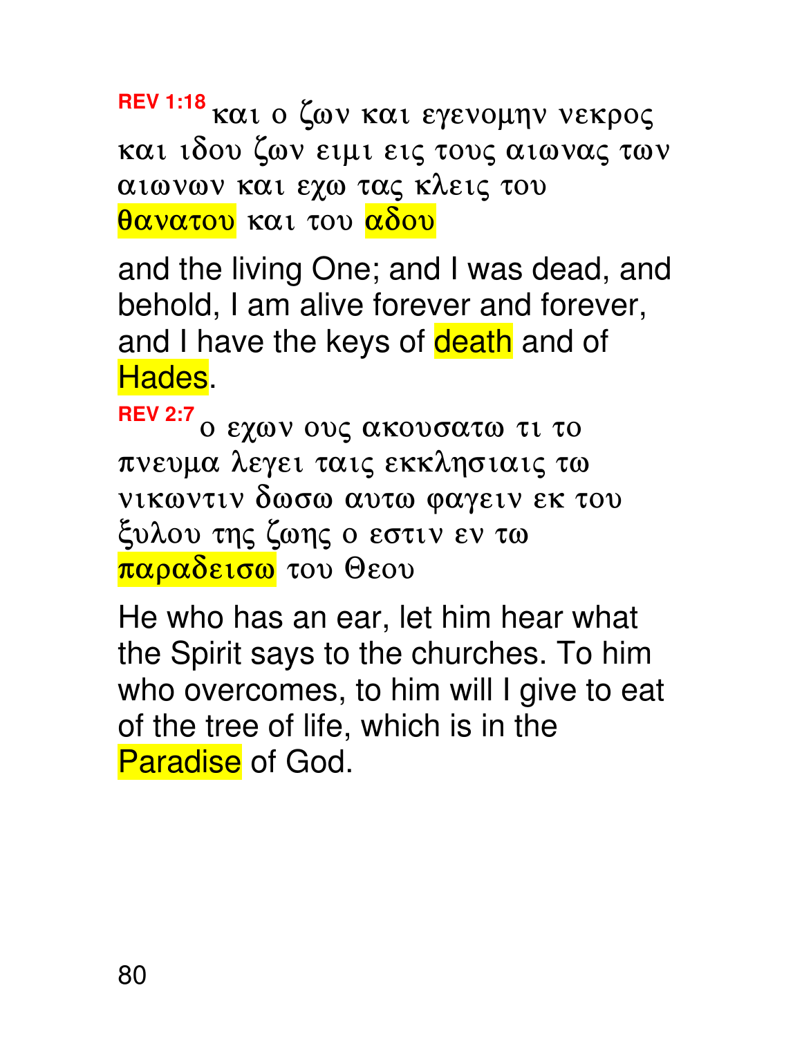**REV 1:18** και ο ζων και εγενομην νεκρος και ιδου ζων ειμι εις τους αιωνας των αιωνων και εχω τας κλεις του θανατου και του αδου

and the living One; and I was dead, and behold, I am alive forever and forever, and I have the keys of death and of Hades.

**REV 2:7** ο εχων ους ακουσατω τι το πνευμα λεγει ταις εκκλησιαις τω νικωντιν δωσω αυτω φαγειν εκ του ξυλου της ζωης ο εστιν εν τω παραδεισω του Θεου

He who has an ear, let him hear what the Spirit says to the churches. To him who overcomes, to him will I give to eat of the tree of life, which is in the Paradise of God.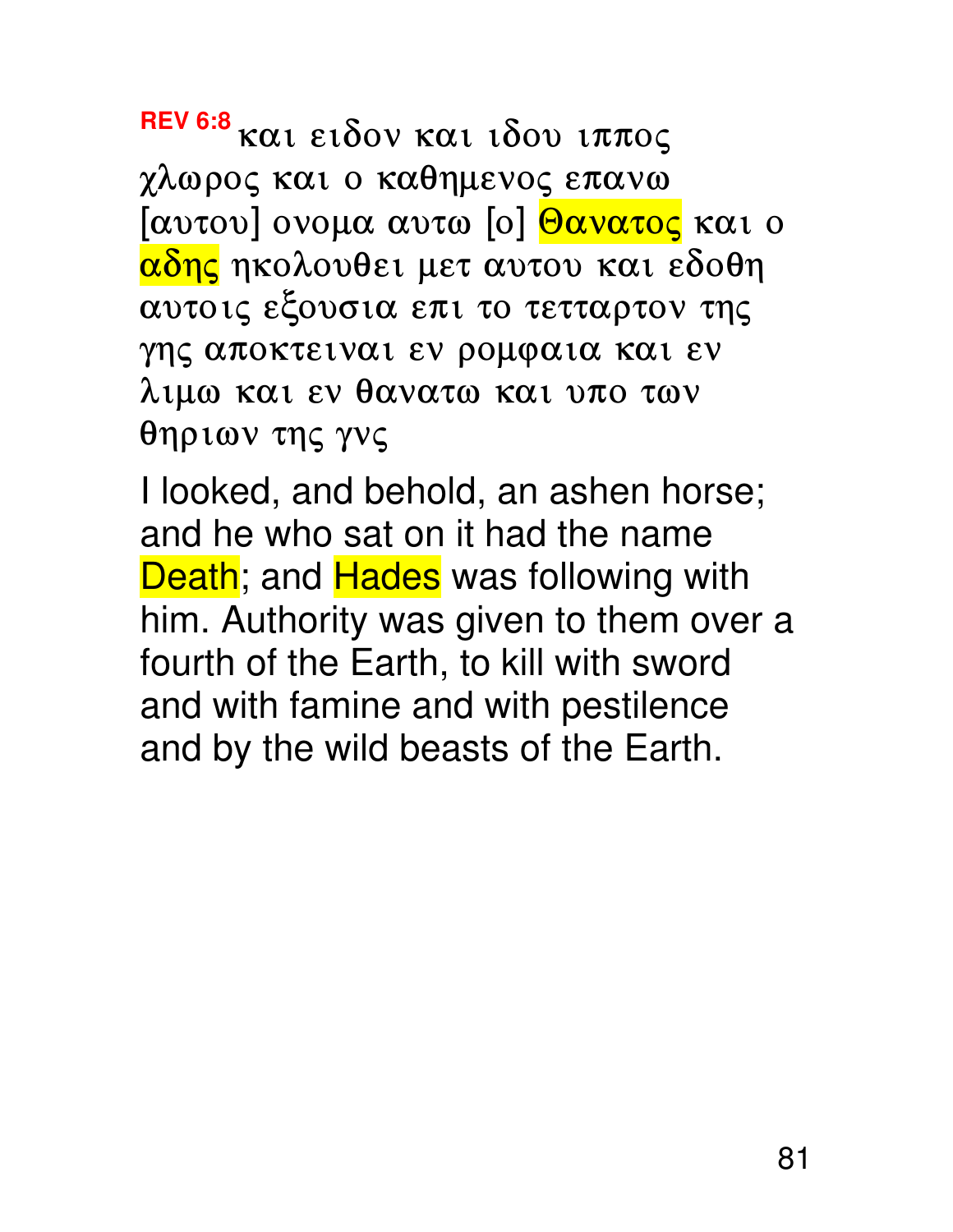**REV 6:8** και ειδον και ιδου ιππος χλωρος και ο καθημενος επανω [αυτου] ονομα αυτω [ο] Θανατος και ο αδης ηκολουθει μετ αυτου και εδοθη αυτοις εξουσια επι το τετταρτον της γης αποκτειναι εν ρομφαια και εν λιμω και εν θανατω και υπο των θηριων της γνς

I looked, and behold, an ashen horse; and he who sat on it had the name Death; and Hades was following with him. Authority was given to them over a fourth of the Earth, to kill with sword and with famine and with pestilence and by the wild beasts of the Earth.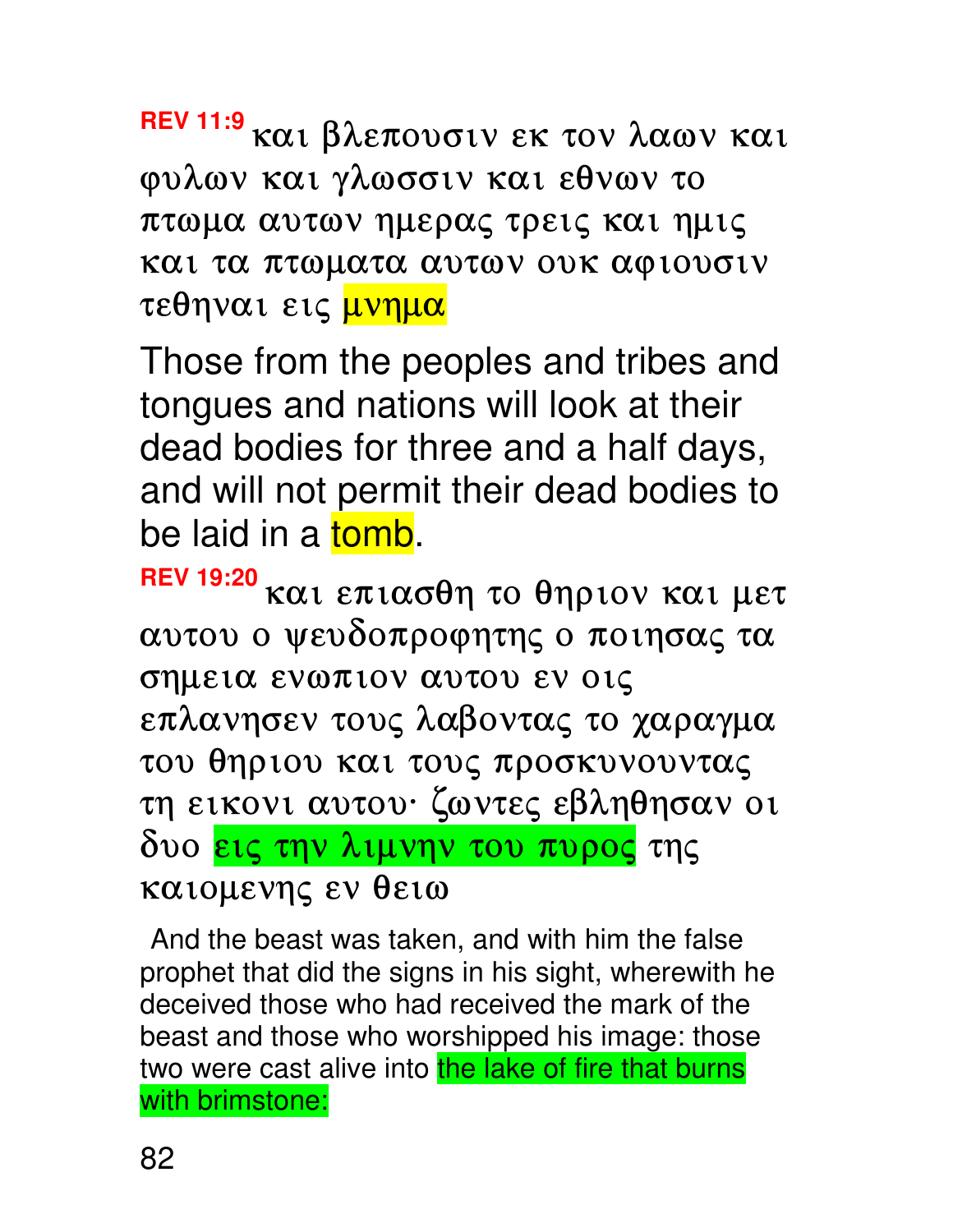**REV 11:9** και βλεπουσιν εκ τον λαων και φυλων και γλωσσιν και εθνων το πτωμα αυτων ημερας τρεις και ημις και τα πτωματα αυτων ουκ αφιουσιν τεθηναι εις μνημα

Those from the peoples and tribes and tongues and nations will look at their dead bodies for three and a half days, and will not permit their dead bodies to be laid in a tomb.

**REV 19:20** και επιασθη το θηριον και μετ αυτου ο ψευδοπροφητης ο ποιησας τα σημεια ενωπιον αυτου εν οις επλανησεν τους λαβοντας το χαραγμα του θηριου και τους προσκυνουντας τη εικονι αυτου· ζωντες εβληθησαν οι δυο εις την λιμνην του πυρος της καιομενης εν θειω

And the beast was taken, and with him the false prophet that did the signs in his sight, wherewith he deceived those who had received the mark of the beast and those who worshipped his image: those two were cast alive into the lake of fire that burns with brimstone: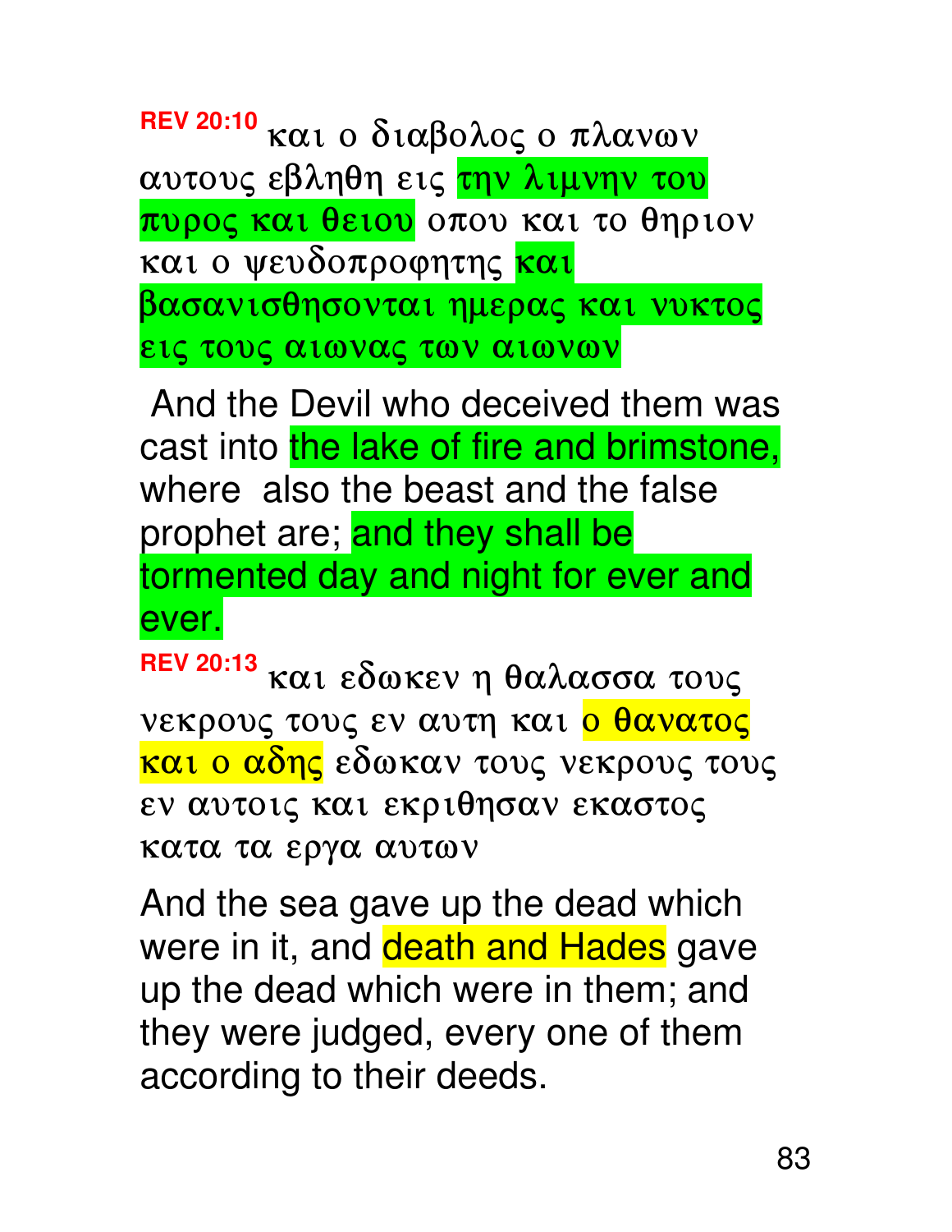**REV 20:10** και ο διαβολος ο πλανων αυτους εβληθη εις την λιμνην του πυρος και θειου οπου και το θηριον και ο ψευδοπροφητης και βασανισθησονται ημερας και νυκτος εις τους αιωνας των αιωνων

And the Devil who deceived them was cast into the lake of fire and brimstone, where also the beast and the false prophet are; and they shall be tormented day and night for ever and ever.

**REV 20:13** και εδωκεν η θαλασσα τους νεκρους τους εν αυτη και ο θανατος και ο αδης εδωκαν τους νεκρους τους εν αυτοις και εκριθησαν εκαστος κατα τα εργα αυτων

And the sea gave up the dead which were in it, and death and Hades gave up the dead which were in them; and they were judged, every one of them according to their deeds.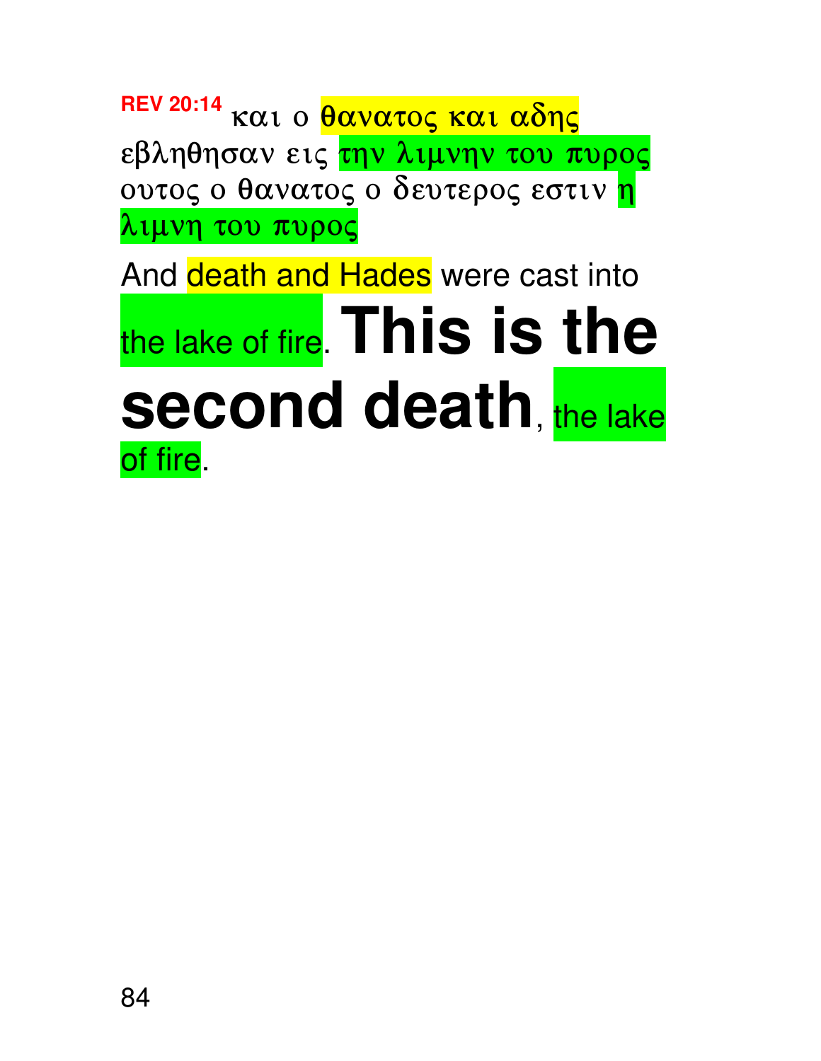**REV 20:14** και ο θανατος και αδης εβληθησαν εις την λιμνην του πυρος ουτος ο θανατος ο δευτερος εστιν η λιμνη του πυρος

And death and Hades were cast into the lake of fire. **This is the second death**, the lake of fire.